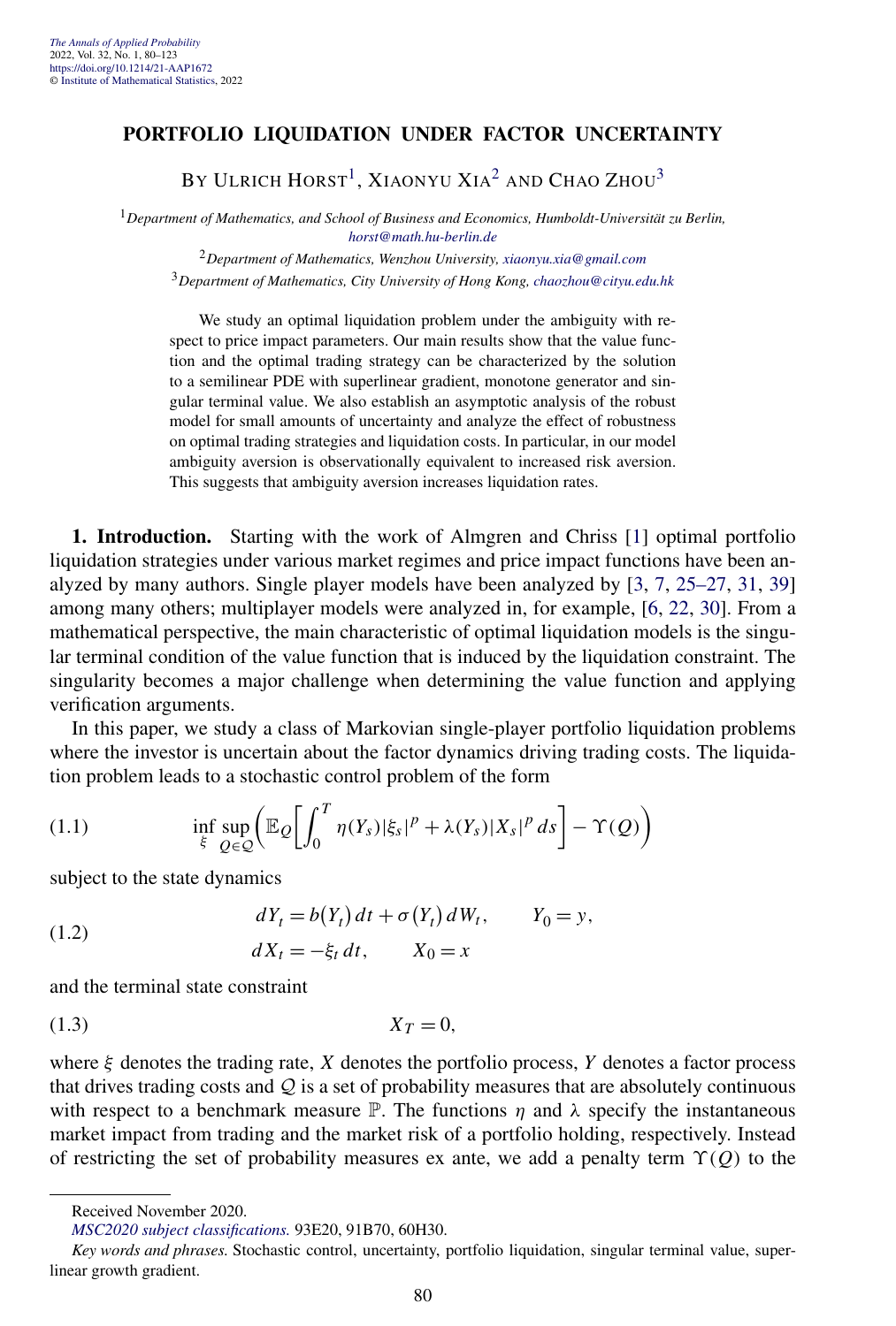# PORTFOLIO LIQUIDATION UNDER FACTOR UNCERTAINTY

BY ULRICH HORST[1], XIAONYU XIA[2] AND CHAO ZHOU[3]

[1]*Department of Mathematics, and School of Business and Economics, Humboldt-Universität zu Berlin,* horst@math.hu-berlin.de

[2]*Department of Mathematics, Wenzhou University,* xiaonyu.xia@gmail.com

[3]*Department of Mathematics, City University of Hong Kong,* chaozhou@cityu.edu.hk

We study an optimal liquidation problem under the ambiguity with respect to price impact parameters. Our main results show that the value function and the optimal trading strategy can be characterized by the solution to a semilinear PDE with superlinear gradient, monotone generator and singular terminal value. We also establish an asymptotic analysis of the robust model for small amounts of uncertainty and analyze the effect of robustness on optimal trading strategies and liquidation costs. In particular, in our model ambiguity aversion is observationally equivalent to increased risk aversion. This suggests that ambiguity aversion increases liquidation rates.

**1. Introduction.** Starting with the work of Almgren and Chriss [1] optimal portfolio liquidation strategies under various market regimes and price impact functions have been analyzed by many authors. Single player models have been analyzed by [3, 7, 25–27, 31, 39] among many others; multiplayer models were analyzed in, for example, [6, 22, 30]. From a mathematical perspective, the main characteristic of optimal liquidation models is the singular terminal condition of the value function that is induced by the liquidation constraint. The singularity becomes a major challenge when determining the value function and applying verification arguments.

In this paper, we study a class of Markovian single-player portfolio liquidation problems where the investor is uncertain about the factor dynamics driving trading costs. The liquidation problem leads to a stochastic control problem of the form

$$\inf_{\xi} \sup_{Q \in \mathcal{Q}} \left( \mathbb{E}_Q \left[ \int_0^T \eta(Y_s)|\xi_s|^p + \lambda(Y_s)|X_s|^p \, ds \right] - \Upsilon(Q) \right) \tag{1.1}$$

subject to the state dynamics

$$\begin{aligned} dY_t &= b(Y_t)\,dt + \sigma(Y_t)\,dW_t, \qquad Y_0 = y, \\ dX_t &= -\xi_t\,dt, \qquad X_0 = x \end{aligned} \tag{1.2}$$

and the terminal state constraint

$$X_T = 0, \tag{1.3}$$

where $\xi$ denotes the trading rate, $X$ denotes the portfolio process, $Y$ denotes a factor process that drives trading costs and $\mathcal{Q}$ is a set of probability measures that are absolutely continuous with respect to a benchmark measure $\mathbb{P}$. The functions $\eta$ and $\lambda$ specify the instantaneous market impact from trading and the market risk of a portfolio holding, respectively. Instead of restricting the set of probability measures ex ante, we add a penalty term $\Upsilon(Q)$ to the

---

Received November 2020.

*MSC2020 subject classifications.* 93E20, 91B70, 60H30.

*Key words and phrases.* Stochastic control, uncertainty, portfolio liquidation, singular terminal value, superlinear growth gradient.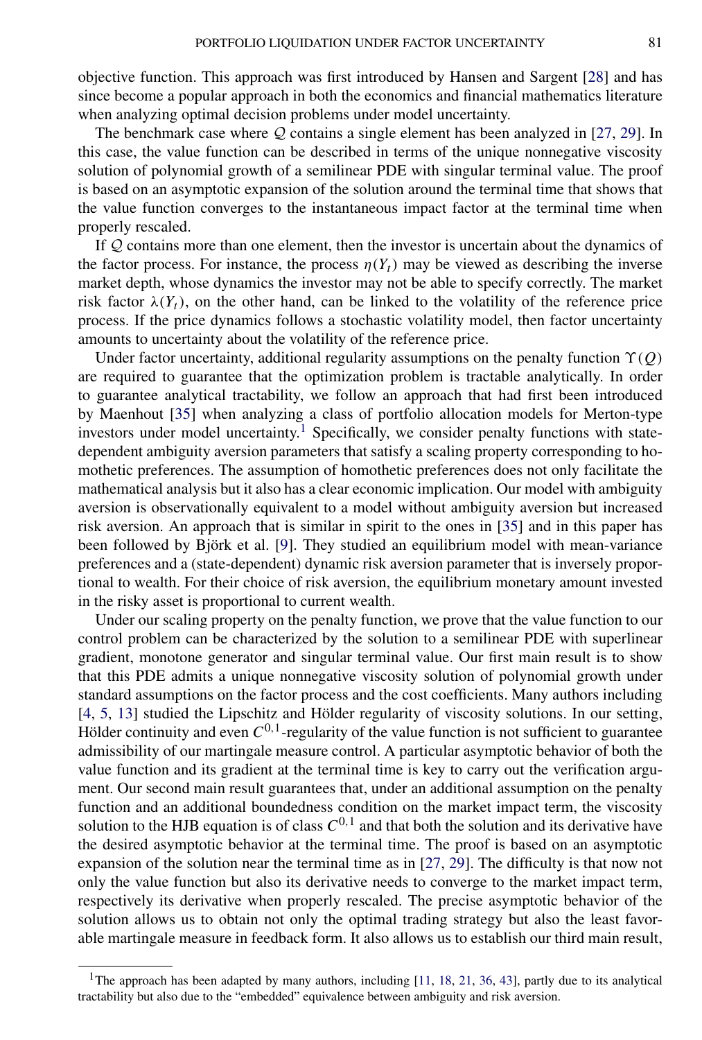objective function. This approach was first introduced by Hansen and Sargent [28] and has since become a popular approach in both the economics and financial mathematics literature when analyzing optimal decision problems under model uncertainty.

The benchmark case where $\mathcal{Q}$ contains a single element has been analyzed in [27, 29]. In this case, the value function can be described in terms of the unique nonnegative viscosity solution of polynomial growth of a semilinear PDE with singular terminal value. The proof is based on an asymptotic expansion of the solution around the terminal time that shows that the value function converges to the instantaneous impact factor at the terminal time when properly rescaled.

If $\mathcal{Q}$ contains more than one element, then the investor is uncertain about the dynamics of the factor process. For instance, the process $\eta(Y_t)$ may be viewed as describing the inverse market depth, whose dynamics the investor may not be able to specify correctly. The market risk factor $\lambda(Y_t)$, on the other hand, can be linked to the volatility of the reference price process. If the price dynamics follows a stochastic volatility model, then factor uncertainty amounts to uncertainty about the volatility of the reference price.

Under factor uncertainty, additional regularity assumptions on the penalty function $\Upsilon(Q)$ are required to guarantee that the optimization problem is tractable analytically. In order to guarantee analytical tractability, we follow an approach that had first been introduced by Maenhout [35] when analyzing a class of portfolio allocation models for Merton-type investors under model uncertainty.[1] Specifically, we consider penalty functions with state-dependent ambiguity aversion parameters that satisfy a scaling property corresponding to homothetic preferences. The assumption of homothetic preferences does not only facilitate the mathematical analysis but it also has a clear economic implication. Our model with ambiguity aversion is observationally equivalent to a model without ambiguity aversion but increased risk aversion. An approach that is similar in spirit to the ones in [35] and in this paper has been followed by Björk et al. [9]. They studied an equilibrium model with mean-variance preferences and a (state-dependent) dynamic risk aversion parameter that is inversely proportional to wealth. For their choice of risk aversion, the equilibrium monetary amount invested in the risky asset is proportional to current wealth.

Under our scaling property on the penalty function, we prove that the value function to our control problem can be characterized by the solution to a semilinear PDE with superlinear gradient, monotone generator and singular terminal value. Our first main result is to show that this PDE admits a unique nonnegative viscosity solution of polynomial growth under standard assumptions on the factor process and the cost coefficients. Many authors including [4, 5, 13] studied the Lipschitz and Hölder regularity of viscosity solutions. In our setting, Hölder continuity and even $C^{0,1}$-regularity of the value function is not sufficient to guarantee admissibility of our martingale measure control. A particular asymptotic behavior of both the value function and its gradient at the terminal time is key to carry out the verification argument. Our second main result guarantees that, under an additional assumption on the penalty function and an additional boundedness condition on the market impact term, the viscosity solution to the HJB equation is of class $C^{0,1}$ and that both the solution and its derivative have the desired asymptotic behavior at the terminal time. The proof is based on an asymptotic expansion of the solution near the terminal time as in [27, 29]. The difficulty is that now not only the value function but also its derivative needs to converge to the market impact term, respectively its derivative when properly rescaled. The precise asymptotic behavior of the solution allows us to obtain not only the optimal trading strategy but also the least favorable martingale measure in feedback form. It also allows us to establish our third main result,

[1] The approach has been adapted by many authors, including [11, 18, 21, 36, 43], partly due to its analytical tractability but also due to the "embedded" equivalence between ambiguity and risk aversion.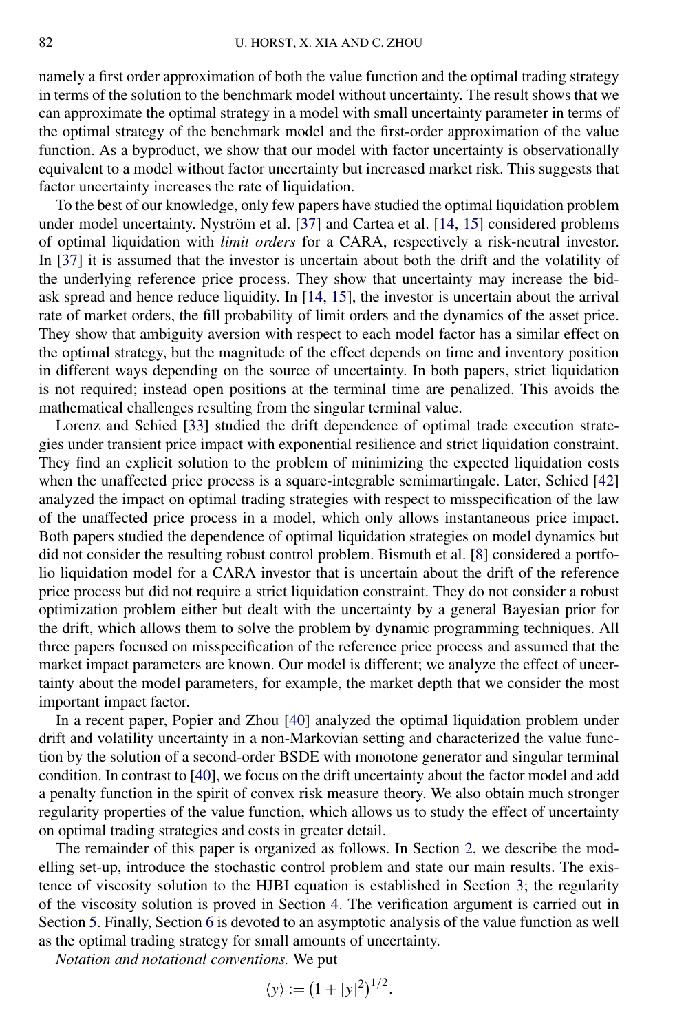namely a first order approximation of both the value function and the optimal trading strategy in terms of the solution to the benchmark model without uncertainty. The result shows that we can approximate the optimal strategy in a model with small uncertainty parameter in terms of the optimal strategy of the benchmark model and the first-order approximation of the value function. As a byproduct, we show that our model with factor uncertainty is observationally equivalent to a model without factor uncertainty but increased market risk. This suggests that factor uncertainty increases the rate of liquidation.

To the best of our knowledge, only few papers have studied the optimal liquidation problem under model uncertainty. Nyström et al. [37] and Cartea et al. [14, 15] considered problems of optimal liquidation with *limit orders* for a CARA, respectively a risk-neutral investor. In [37] it is assumed that the investor is uncertain about both the drift and the volatility of the underlying reference price process. They show that uncertainty may increase the bid-ask spread and hence reduce liquidity. In [14, 15], the investor is uncertain about the arrival rate of market orders, the fill probability of limit orders and the dynamics of the asset price. They show that ambiguity aversion with respect to each model factor has a similar effect on the optimal strategy, but the magnitude of the effect depends on time and inventory position in different ways depending on the source of uncertainty. In both papers, strict liquidation is not required; instead open positions at the terminal time are penalized. This avoids the mathematical challenges resulting from the singular terminal value.

Lorenz and Schied [33] studied the drift dependence of optimal trade execution strategies under transient price impact with exponential resilience and strict liquidation constraint. They find an explicit solution to the problem of minimizing the expected liquidation costs when the unaffected price process is a square-integrable semimartingale. Later, Schied [42] analyzed the impact on optimal trading strategies with respect to misspecification of the law of the unaffected price process in a model, which only allows instantaneous price impact. Both papers studied the dependence of optimal liquidation strategies on model dynamics but did not consider the resulting robust control problem. Bismuth et al. [8] considered a portfolio liquidation model for a CARA investor that is uncertain about the drift of the reference price process but did not require a strict liquidation constraint. They do not consider a robust optimization problem either but dealt with the uncertainty by a general Bayesian prior for the drift, which allows them to solve the problem by dynamic programming techniques. All three papers focused on misspecification of the reference price process and assumed that the market impact parameters are known. Our model is different; we analyze the effect of uncertainty about the model parameters, for example, the market depth that we consider the most important impact factor.

In a recent paper, Popier and Zhou [40] analyzed the optimal liquidation problem under drift and volatility uncertainty in a non-Markovian setting and characterized the value function by the solution of a second-order BSDE with monotone generator and singular terminal condition. In contrast to [40], we focus on the drift uncertainty about the factor model and add a penalty function in the spirit of convex risk measure theory. We also obtain much stronger regularity properties of the value function, which allows us to study the effect of uncertainty on optimal trading strategies and costs in greater detail.

The remainder of this paper is organized as follows. In Section 2, we describe the modelling set-up, introduce the stochastic control problem and state our main results. The existence of viscosity solution to the HJBI equation is established in Section 3; the regularity of the viscosity solution is proved in Section 4. The verification argument is carried out in Section 5. Finally, Section 6 is devoted to an asymptotic analysis of the value function as well as the optimal trading strategy for small amounts of uncertainty.

*Notation and notational conventions.* We put

$$\langle y \rangle := \left(1 + |y|^2\right)^{1/2}.$$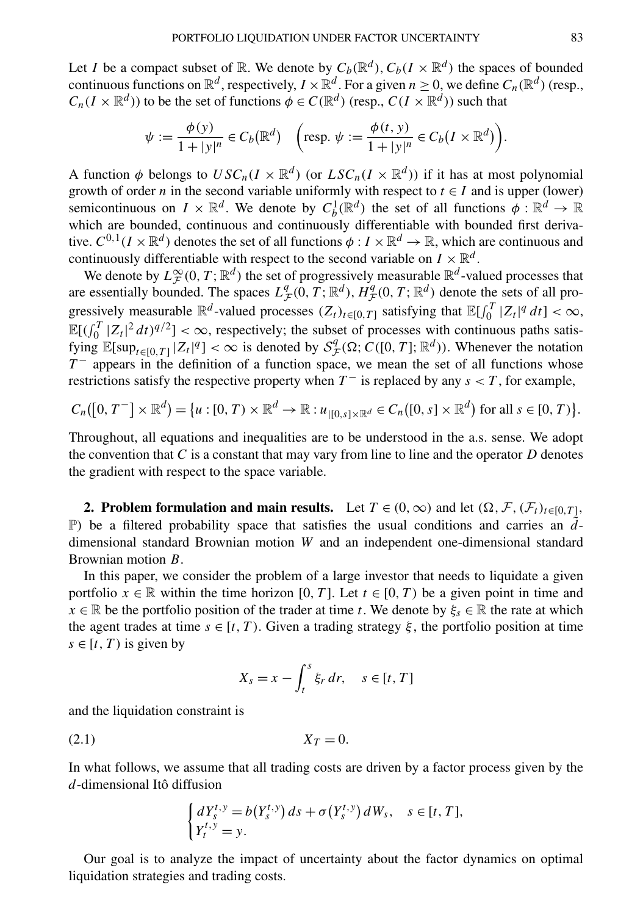Let $I$ be a compact subset of $\mathbb{R}$. We denote by $C_b(\mathbb{R}^d)$, $C_b(I \times \mathbb{R}^d)$ the spaces of bounded continuous functions on $\mathbb{R}^d$, respectively, $I \times \mathbb{R}^d$. For a given $n \geq 0$, we define $C_n(\mathbb{R}^d)$ (resp., $C_n(I \times \mathbb{R}^d)$) to be the set of functions $\phi \in C(\mathbb{R}^d)$ (resp., $C(I \times \mathbb{R}^d)$) such that

$$\psi := \frac{\phi(y)}{1 + |y|^n} \in C_b(\mathbb{R}^d) \quad \left(\text{resp. } \psi := \frac{\phi(t, y)}{1 + |y|^n} \in C_b(I \times \mathbb{R}^d)\right).$$

A function $\phi$ belongs to $USC_n(I \times \mathbb{R}^d)$ (or $LSC_n(I \times \mathbb{R}^d)$) if it has at most polynomial growth of order $n$ in the second variable uniformly with respect to $t \in I$ and is upper (lower) semicontinuous on $I \times \mathbb{R}^d$. We denote by $C_b^1(\mathbb{R}^d)$ the set of all functions $\phi : \mathbb{R}^d \to \mathbb{R}$ which are bounded, continuous and continuously differentiable with bounded first derivative. $C^{0,1}(I \times \mathbb{R}^d)$ denotes the set of all functions $\phi : I \times \mathbb{R}^d \to \mathbb{R}$, which are continuous and continuously differentiable with respect to the second variable on $I \times \mathbb{R}^d$.

We denote by $L^\infty_{\mathcal{F}}(0, T; \mathbb{R}^d)$ the set of progressively measurable $\mathbb{R}^d$-valued processes that are essentially bounded. The spaces $L^q_{\mathcal{F}}(0, T; \mathbb{R}^d)$, $H^q_{\mathcal{F}}(0, T; \mathbb{R}^d)$ denote the sets of all progressively measurable $\mathbb{R}^d$-valued processes $(Z_t)_{t \in [0,T]}$ satisfying that $\mathbb{E}[\int_0^T |Z_t|^q \, dt] < \infty$, $\mathbb{E}[(\int_0^T |Z_t|^2 \, dt)^{q/2}] < \infty$, respectively; the subset of processes with continuous paths satisfying $\mathbb{E}[\sup_{t \in [0,T]} |Z_t|^q] < \infty$ is denoted by $\mathcal{S}^q_{\mathcal{F}}(\Omega; C([0, T]; \mathbb{R}^d))$. Whenever the notation $T^-$ appears in the definition of a function space, we mean the set of all functions whose restrictions satisfy the respective property when $T^-$ is replaced by any $s < T$, for example,

$$C_n([0, T^-] \times \mathbb{R}^d) = \{u : [0, T) \times \mathbb{R}^d \to \mathbb{R} : u_{|[0,s] \times \mathbb{R}^d} \in C_n([0, s] \times \mathbb{R}^d) \text{ for all } s \in [0, T)\}.$$

Throughout, all equations and inequalities are to be understood in the a.s. sense. We adopt the convention that $C$ is a constant that may vary from line to line and the operator $D$ denotes the gradient with respect to the space variable.

## 2. Problem formulation and main results.

Let $T \in (0, \infty)$ and let $(\Omega, \mathcal{F}, (\mathcal{F}_t)_{t \in [0,T]}, \mathbb{P})$ be a filtered probability space that satisfies the usual conditions and carries an $\tilde{d}$-dimensional standard Brownian motion $W$ and an independent one-dimensional standard Brownian motion $B$.

In this paper, we consider the problem of a large investor that needs to liquidate a given portfolio $x \in \mathbb{R}$ within the time horizon $[0, T]$. Let $t \in [0, T)$ be a given point in time and $x \in \mathbb{R}$ be the portfolio position of the trader at time $t$. We denote by $\xi_s \in \mathbb{R}$ the rate at which the agent trades at time $s \in [t, T)$. Given a trading strategy $\xi$, the portfolio position at time $s \in [t, T)$ is given by

$$X_s = x - \int_t^s \xi_r \, dr, \quad s \in [t, T]$$

and the liquidation constraint is

$$X_T = 0. \tag{2.1}$$

In what follows, we assume that all trading costs are driven by a factor process given by the $d$-dimensional Itô diffusion

$$\begin{cases} dY_s^{t,y} = b(Y_s^{t,y}) \, ds + \sigma(Y_s^{t,y}) \, dW_s, & s \in [t, T], \\ Y_t^{t,y} = y. \end{cases}$$

Our goal is to analyze the impact of uncertainty about the factor dynamics on optimal liquidation strategies and trading costs.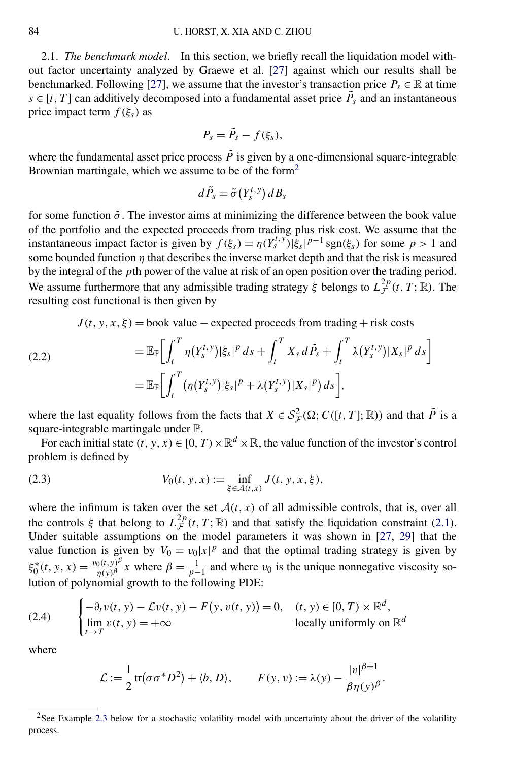2.1. *The benchmark model.* In this section, we briefly recall the liquidation model without factor uncertainty analyzed by Graewe et al. [27] against which our results shall be benchmarked. Following [27], we assume that the investor's transaction price $P_s \in \mathbb{R}$ at time $s \in [t, T]$ can additively decomposed into a fundamental asset price $\tilde{P}_s$ and an instantaneous price impact term $f(\xi_s)$ as

$$P_s = \tilde{P}_s - f(\xi_s),$$

where the fundamental asset price process $\tilde{P}$ is given by a one-dimensional square-integrable Brownian martingale, which we assume to be of the form[2]

$$d\tilde{P}_s = \tilde{\sigma}\big(Y_s^{t,y}\big)\,dB_s$$

for some function $\tilde{\sigma}$. The investor aims at minimizing the difference between the book value of the portfolio and the expected proceeds from trading plus risk cost. We assume that the instantaneous impact factor is given by $f(\xi_s) = \eta(Y_s^{t,y})|\xi_s|^{p-1}\operatorname{sgn}(\xi_s)$ for some $p > 1$ and some bounded function $\eta$ that describes the inverse market depth and that the risk is measured by the integral of the $p$th power of the value at risk of an open position over the trading period. We assume furthermore that any admissible trading strategy $\xi$ belongs to $L^{2p}_{\mathcal{F}}(t, T; \mathbb{R})$. The resulting cost functional is then given by

$$\begin{aligned}
J(t, y, x, \xi) &= \text{book value} - \text{expected proceeds from trading} + \text{risk costs} \\
&= \mathbb{E}_{\mathbb{P}}\bigg[\int_t^T \eta\big(Y_s^{t,y}\big)|\xi_s|^p\,ds + \int_t^T X_s\,d\tilde{P}_s + \int_t^T \lambda\big(Y_s^{t,y}\big)|X_s|^p\,ds\bigg] \\
&= \mathbb{E}_{\mathbb{P}}\bigg[\int_t^T \big(\eta\big(Y_s^{t,y}\big)|\xi_s|^p + \lambda\big(Y_s^{t,y}\big)|X_s|^p\big)\,ds\bigg],
\end{aligned} \tag{2.2}$$

where the last equality follows from the facts that $X \in \mathcal{S}^2_{\mathcal{F}}(\Omega; C([t, T]; \mathbb{R}))$ and that $\tilde{P}$ is a square-integrable martingale under $\mathbb{P}$.

For each initial state $(t, y, x) \in [0, T) \times \mathbb{R}^d \times \mathbb{R}$, the value function of the investor's control problem is defined by

$$V_0(t, y, x) := \inf_{\xi \in \mathcal{A}(t,x)} J(t, y, x, \xi), \tag{2.3}$$

where the infimum is taken over the set $\mathcal{A}(t, x)$ of all admissible controls, that is, over all the controls $\xi$ that belong to $L^{2p}_{\mathcal{F}}(t, T; \mathbb{R})$ and that satisfy the liquidation constraint (2.1). Under suitable assumptions on the model parameters it was shown in [27, 29] that the value function is given by $V_0 = v_0|x|^p$ and that the optimal trading strategy is given by $\xi_0^*(t, y, x) = \frac{v_0(t,y)^\beta}{\eta(y)^\beta}x$ where $\beta = \frac{1}{p-1}$ and where $v_0$ is the unique nonnegative viscosity solution of polynomial growth to the following PDE:

$$\begin{cases} -\partial_t v(t, y) - \mathcal{L}v(t, y) - F\big(y, v(t, y)\big) = 0, & (t, y) \in [0, T) \times \mathbb{R}^d, \\ \lim\limits_{t \to T} v(t, y) = +\infty & \text{locally uniformly on } \mathbb{R}^d \end{cases} \tag{2.4}$$

where

$$\mathcal{L} := \frac{1}{2}\operatorname{tr}\big(\sigma\sigma^* D^2\big) + \langle b, D\rangle, \qquad F(y, v) := \lambda(y) - \frac{|v|^{\beta+1}}{\beta\eta(y)^\beta}.$$

[2] See Example 2.3 below for a stochastic volatility model with uncertainty about the driver of the volatility process.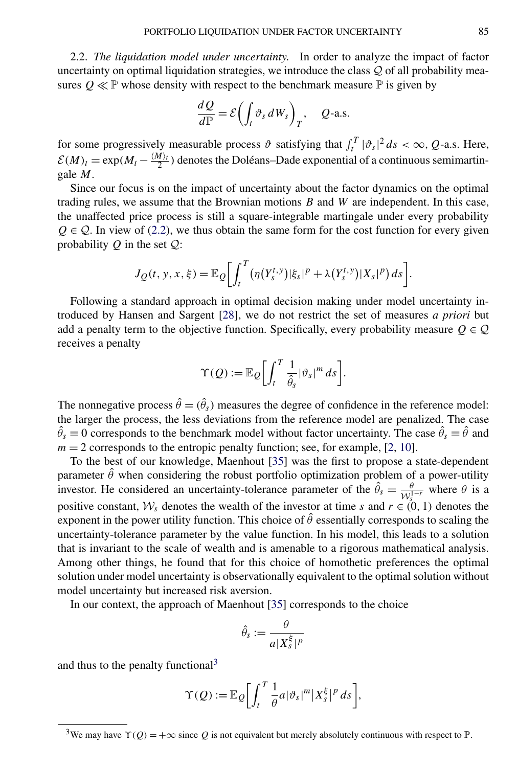2.2. *The liquidation model under uncertainty.* In order to analyze the impact of factor uncertainty on optimal liquidation strategies, we introduce the class $\mathcal{Q}$ of all probability measures $Q \ll \mathbb{P}$ whose density with respect to the benchmark measure $\mathbb{P}$ is given by

$$\frac{dQ}{d\mathbb{P}} = \mathcal{E}\left(\int_t \vartheta_s \, dW_s\right)_T, \quad Q\text{-a.s.}$$

for some progressively measurable process $\vartheta$ satisfying that $\int_t^T |\vartheta_s|^2 \, ds < \infty$, $Q$-a.s. Here, $\mathcal{E}(M)_t = \exp(M_t - \frac{\langle M \rangle_t}{2})$ denotes the Doléans–Dade exponential of a continuous semimartingale $M$.

Since our focus is on the impact of uncertainty about the factor dynamics on the optimal trading rules, we assume that the Brownian motions $B$ and $W$ are independent. In this case, the unaffected price process is still a square-integrable martingale under every probability $Q \in \mathcal{Q}$. In view of (2.2), we thus obtain the same form for the cost function for every given probability $Q$ in the set $\mathcal{Q}$:

$$J_Q(t, y, x, \xi) = \mathbb{E}_Q\left[\int_t^T \left(\eta\left(Y_s^{t,y}\right)|\xi_s|^p + \lambda\left(Y_s^{t,y}\right)|X_s|^p\right) ds\right].$$

Following a standard approach in optimal decision making under model uncertainty introduced by Hansen and Sargent [28], we do not restrict the set of measures *a priori* but add a penalty term to the objective function. Specifically, every probability measure $Q \in \mathcal{Q}$ receives a penalty

$$\Upsilon(Q) := \mathbb{E}_Q\left[\int_t^T \frac{1}{\hat{\theta}_s}|\vartheta_s|^m \, ds\right].$$

The nonnegative process $\hat{\theta} = (\hat{\theta}_s)$ measures the degree of confidence in the reference model: the larger the process, the less deviations from the reference model are penalized. The case $\hat{\theta}_s \equiv 0$ corresponds to the benchmark model without factor uncertainty. The case $\hat{\theta}_s \equiv \hat{\theta}$ and $m = 2$ corresponds to the entropic penalty function; see, for example, [2, 10].

To the best of our knowledge, Maenhout [35] was the first to propose a state-dependent parameter $\hat{\theta}$ when considering the robust portfolio optimization problem of a power-utility investor. He considered an uncertainty-tolerance parameter of the $\hat{\theta}_s = \frac{\theta}{\mathcal{W}_s^{1-r}}$ where $\theta$ is a positive constant, $\mathcal{W}_s$ denotes the wealth of the investor at time $s$ and $r \in (0, 1)$ denotes the exponent in the power utility function. This choice of $\hat{\theta}$ essentially corresponds to scaling the uncertainty-tolerance parameter by the value function. In his model, this leads to a solution that is invariant to the scale of wealth and is amenable to a rigorous mathematical analysis. Among other things, he found that for this choice of homothetic preferences the optimal solution under model uncertainty is observationally equivalent to the optimal solution without model uncertainty but increased risk aversion.

In our context, the approach of Maenhout [35] corresponds to the choice

$$\hat{\theta}_s := \frac{\theta}{a|X_s^\xi|^p}$$

and thus to the penalty functional[3]

$$\Upsilon(Q) := \mathbb{E}_Q\left[\int_t^T \frac{1}{\theta} a|\vartheta_s|^m |X_s^\xi|^p \, ds\right],$$

[3] We may have $\Upsilon(Q) = +\infty$ since $Q$ is not equivalent but merely absolutely continuous with respect to $\mathbb{P}$.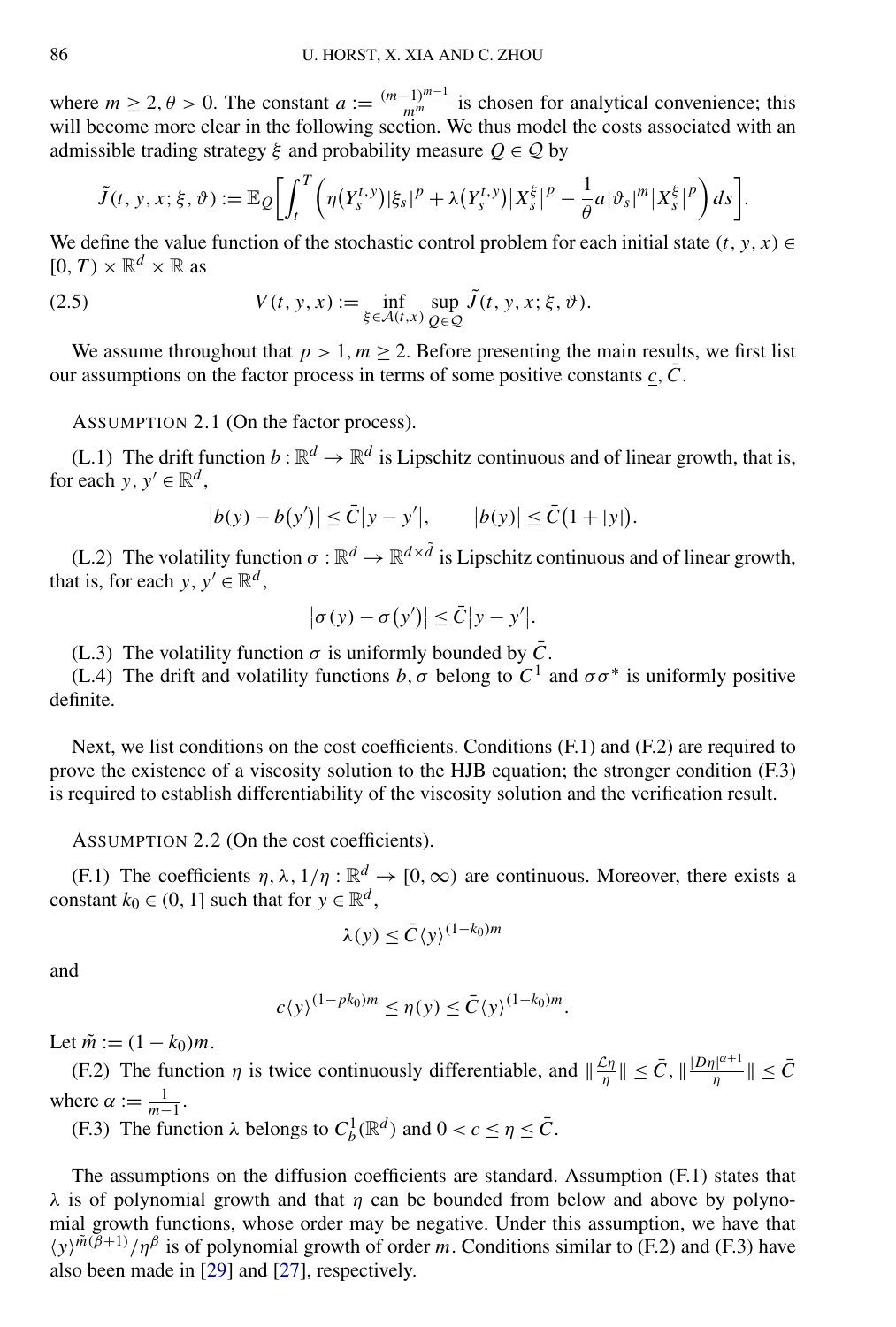where $m \geq 2, \theta > 0$. The constant $a := \frac{(m-1)^{m-1}}{m^m}$ is chosen for analytical convenience; this will become more clear in the following section. We thus model the costs associated with an admissible trading strategy $\xi$ and probability measure $Q \in \mathcal{Q}$ by

$$\tilde{J}(t, y, x; \xi, \vartheta) := \mathbb{E}_Q\left[\int_t^T \left(\eta(Y_s^{t,y})|\xi_s|^p + \lambda(Y_s^{t,y})|X_s^\xi|^p - \frac{1}{\theta} a|\vartheta_s|^m |X_s^\xi|^p\right) ds\right].$$

We define the value function of the stochastic control problem for each initial state $(t, y, x) \in [0, T) \times \mathbb{R}^d \times \mathbb{R}$ as

$$V(t, y, x) := \inf_{\xi \in \mathcal{A}(t,x)} \sup_{Q \in \mathcal{Q}} \tilde{J}(t, y, x; \xi, \vartheta). \tag{2.5}$$

We assume throughout that $p > 1, m \geq 2$. Before presenting the main results, we first list our assumptions on the factor process in terms of some positive constants $\underline{c}, \bar{C}$.

ASSUMPTION 2.1 (On the factor process).

(L.1) The drift function $b : \mathbb{R}^d \to \mathbb{R}^d$ is Lipschitz continuous and of linear growth, that is, for each $y, y' \in \mathbb{R}^d$,

$$|b(y) - b(y')| \leq \bar{C}|y - y'|, \qquad |b(y)| \leq \bar{C}(1 + |y|).$$

(L.2) The volatility function $\sigma : \mathbb{R}^d \to \mathbb{R}^{d \times \tilde{d}}$ is Lipschitz continuous and of linear growth, that is, for each $y, y' \in \mathbb{R}^d$,

$$|\sigma(y) - \sigma(y')| \leq \bar{C}|y - y'|.$$

(L.3) The volatility function $\sigma$ is uniformly bounded by $\bar{C}$.

(L.4) The drift and volatility functions $b, \sigma$ belong to $C^1$ and $\sigma\sigma^*$ is uniformly positive definite.

Next, we list conditions on the cost coefficients. Conditions (F.1) and (F.2) are required to prove the existence of a viscosity solution to the HJB equation; the stronger condition (F.3) is required to establish differentiability of the viscosity solution and the verification result.

ASSUMPTION 2.2 (On the cost coefficients).

(F.1) The coefficients $\eta, \lambda, 1/\eta : \mathbb{R}^d \to [0, \infty)$ are continuous. Moreover, there exists a constant $k_0 \in (0, 1]$ such that for $y \in \mathbb{R}^d$,

$$\lambda(y) \leq \bar{C}\langle y\rangle^{(1-k_0)m}$$

and

$$\underline{c}\langle y\rangle^{(1-pk_0)m} \leq \eta(y) \leq \bar{C}\langle y\rangle^{(1-k_0)m}.$$

Let $\tilde{m} := (1 - k_0)m$.

(F.2) The function $\eta$ is twice continuously differentiable, and $\|\frac{\mathcal{L}\eta}{\eta}\| \leq \bar{C}$, $\|\frac{|D\eta|^{\alpha+1}}{\eta}\| \leq \bar{C}$ where $\alpha := \frac{1}{m-1}$.

(F.3) The function $\lambda$ belongs to $C_b^1(\mathbb{R}^d)$ and $0 < \underline{c} \leq \eta \leq \bar{C}$.

The assumptions on the diffusion coefficients are standard. Assumption (F.1) states that $\lambda$ is of polynomial growth and that $\eta$ can be bounded from below and above by polynomial growth functions, whose order may be negative. Under this assumption, we have that $\langle y\rangle^{\tilde{m}(\beta+1)}/\eta^\beta$ is of polynomial growth of order $m$. Conditions similar to (F.2) and (F.3) have also been made in [29] and [27], respectively.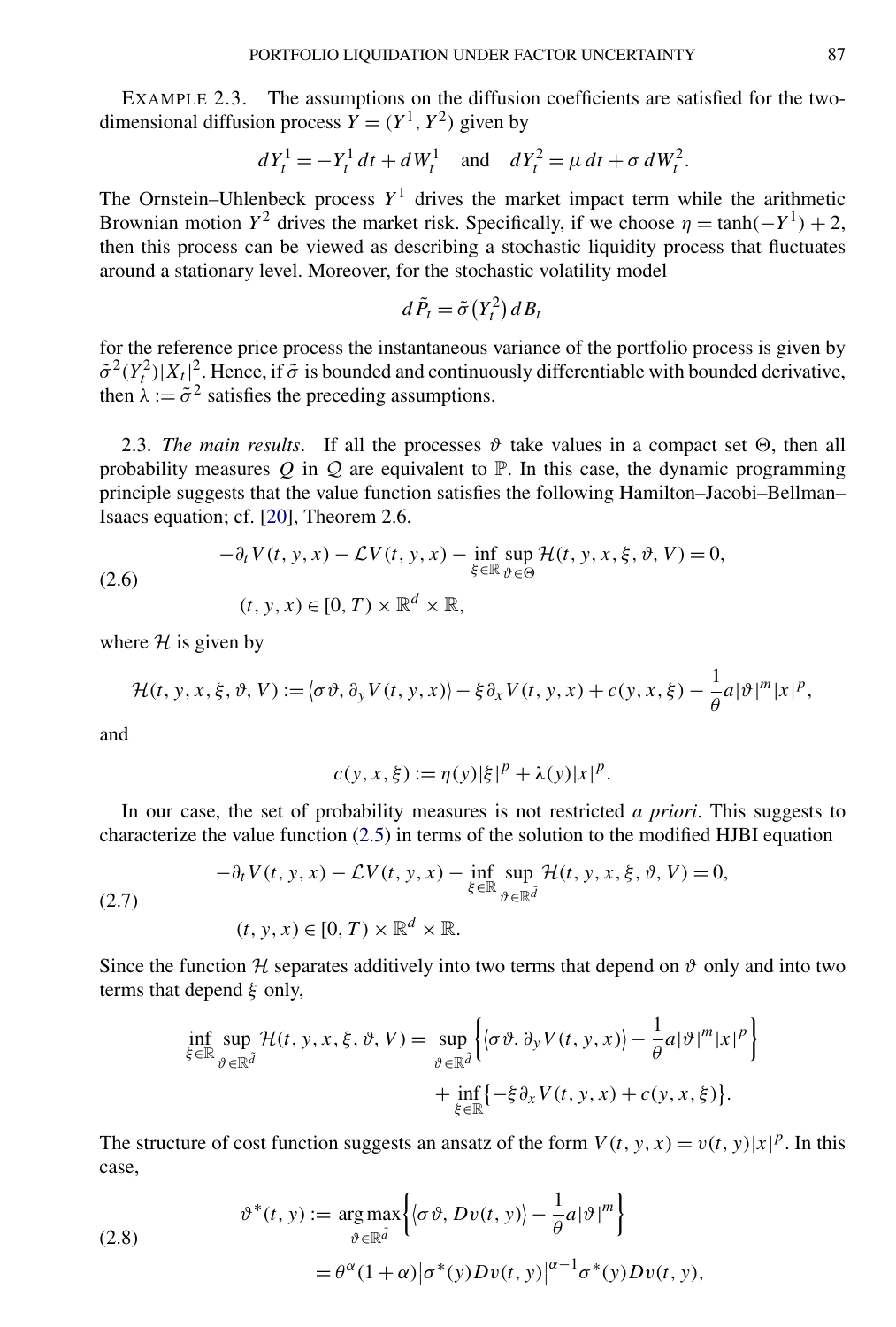EXAMPLE 2.3. The assumptions on the diffusion coefficients are satisfied for the two-dimensional diffusion process $Y = (Y^1, Y^2)$ given by

$$dY_t^1 = -Y_t^1 \, dt + dW_t^1 \quad \text{and} \quad dY_t^2 = \mu \, dt + \sigma \, dW_t^2.$$

The Ornstein–Uhlenbeck process $Y^1$ drives the market impact term while the arithmetic Brownian motion $Y^2$ drives the market risk. Specifically, if we choose $\eta = \tanh(-Y^1) + 2$, then this process can be viewed as describing a stochastic liquidity process that fluctuates around a stationary level. Moreover, for the stochastic volatility model

$$d\tilde{P}_t = \tilde{\sigma}(Y_t^2) \, dB_t$$

for the reference price process the instantaneous variance of the portfolio process is given by $\tilde{\sigma}^2(Y_t^2)|X_t|^2$. Hence, if $\tilde{\sigma}$ is bounded and continuously differentiable with bounded derivative, then $\lambda := \tilde{\sigma}^2$ satisfies the preceding assumptions.

2.3. *The main results*. If all the processes $\vartheta$ take values in a compact set $\Theta$, then all probability measures $Q$ in $\mathcal{Q}$ are equivalent to $\mathbb{P}$. In this case, the dynamic programming principle suggests that the value function satisfies the following Hamilton–Jacobi–Bellman–Isaacs equation; cf. [20], Theorem 2.6,

$$
\begin{aligned}
&-\partial_t V(t, y, x) - \mathcal{L}V(t, y, x) - \inf_{\xi \in \mathbb{R}} \sup_{\vartheta \in \Theta} \mathcal{H}(t, y, x, \xi, \vartheta, V) = 0, \\
&\qquad (t, y, x) \in [0, T) \times \mathbb{R}^d \times \mathbb{R},
\end{aligned}
\tag{2.6}
$$

where $\mathcal{H}$ is given by

$$\mathcal{H}(t, y, x, \xi, \vartheta, V) := \langle \sigma\vartheta, \partial_y V(t, y, x) \rangle - \xi \partial_x V(t, y, x) + c(y, x, \xi) - \frac{1}{\theta} a |\vartheta|^m |x|^p,$$

and

$$c(y, x, \xi) := \eta(y)|\xi|^p + \lambda(y)|x|^p.$$

In our case, the set of probability measures is not restricted *a priori*. This suggests to characterize the value function (2.5) in terms of the solution to the modified HJBI equation

$$
\begin{aligned}
&-\partial_t V(t, y, x) - \mathcal{L}V(t, y, x) - \inf_{\xi \in \mathbb{R}} \sup_{\vartheta \in \mathbb{R}^{\tilde{d}}} \mathcal{H}(t, y, x, \xi, \vartheta, V) = 0, \\
&\qquad (t, y, x) \in [0, T) \times \mathbb{R}^d \times \mathbb{R}.
\end{aligned}
\tag{2.7}
$$

Since the function $\mathcal{H}$ separates additively into two terms that depend on $\vartheta$ only and into two terms that depend $\xi$ only,

$$
\begin{aligned}
\inf_{\xi \in \mathbb{R}} \sup_{\vartheta \in \mathbb{R}^{\tilde{d}}} \mathcal{H}(t, y, x, \xi, \vartheta, V) = &\sup_{\vartheta \in \mathbb{R}^{\tilde{d}}} \left\{ \langle \sigma\vartheta, \partial_y V(t, y, x) \rangle - \frac{1}{\theta} a |\vartheta|^m |x|^p \right\} \\
&+ \inf_{\xi \in \mathbb{R}} \{ -\xi \partial_x V(t, y, x) + c(y, x, \xi) \}.
\end{aligned}
$$

The structure of cost function suggests an ansatz of the form $V(t, y, x) = v(t, y)|x|^p$. In this case,

$$
\begin{aligned}
\vartheta^*(t, y) &:= \operatorname*{arg\,max}_{\vartheta \in \mathbb{R}^{\tilde{d}}} \left\{ \langle \sigma\vartheta, Dv(t, y) \rangle - \frac{1}{\theta} a |\vartheta|^m \right\} \\
&= \theta^\alpha (1 + \alpha) \left| \sigma^*(y) Dv(t, y) \right|^{\alpha - 1} \sigma^*(y) Dv(t, y),
\end{aligned}
\tag{2.8}
$$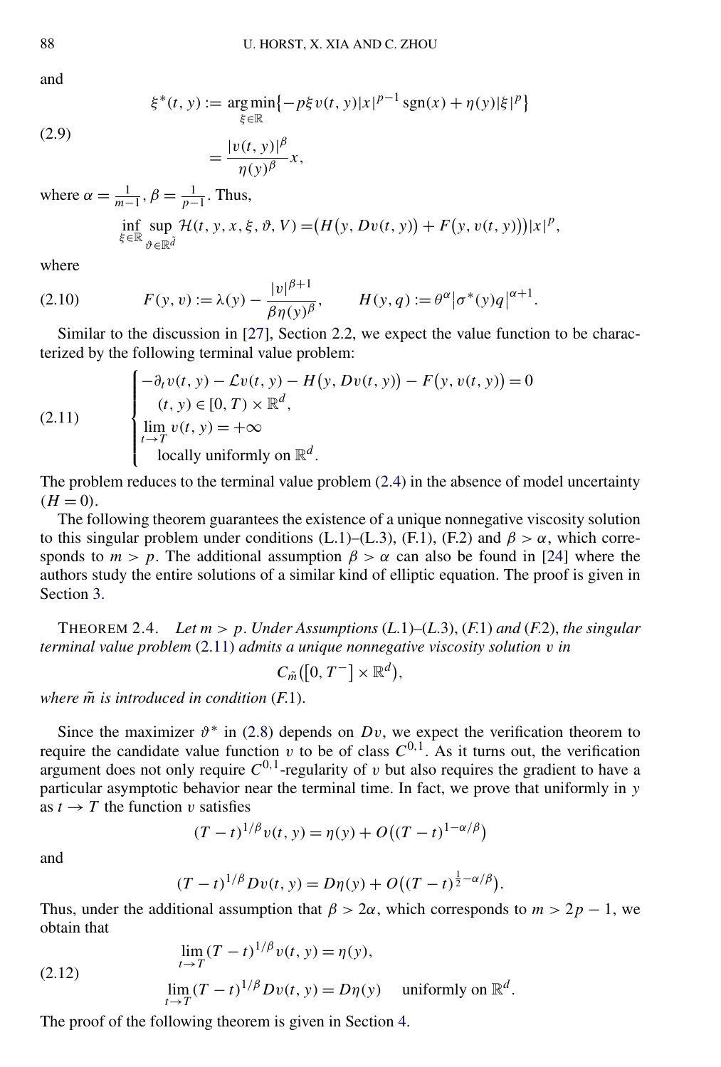and

$$
\begin{aligned}
\xi^*(t,y) &:= \underset{\xi\in\mathbb{R}}{\arg\min}\{-p\xi v(t,y)|x|^{p-1}\operatorname{sgn}(x)+\eta(y)|\xi|^p\} \\
&= \frac{|v(t,y)|^\beta}{\eta(y)^\beta}x,
\end{aligned}
\tag{2.9}
$$

where $\alpha = \frac{1}{m-1}$, $\beta = \frac{1}{p-1}$. Thus,

$$
\inf_{\xi\in\mathbb{R}}\sup_{\vartheta\in\mathbb{R}^{\tilde{d}}}\mathcal{H}(t,y,x,\xi,\vartheta,V) = \big(H\big(y,Dv(t,y)\big)+F\big(y,v(t,y)\big)\big)|x|^p,
$$

where

$$
F(y,v) := \lambda(y) - \frac{|v|^{\beta+1}}{\beta\eta(y)^\beta}, \qquad H(y,q) := \theta^\alpha\big|\sigma^*(y)q\big|^{\alpha+1}. \tag{2.10}
$$

Similar to the discussion in [27], Section 2.2, we expect the value function to be characterized by the following terminal value problem:

$$
\begin{cases}
-\partial_t v(t,y) - \mathcal{L}v(t,y) - H\big(y,Dv(t,y)\big) - F\big(y,v(t,y)\big) = 0 \\
\quad (t,y)\in[0,T)\times\mathbb{R}^d, \\
\lim\limits_{t\to T} v(t,y) = +\infty \\
\quad \text{locally uniformly on } \mathbb{R}^d.
\end{cases}
\tag{2.11}
$$

The problem reduces to the terminal value problem (2.4) in the absence of model uncertainty ($H = 0$).

The following theorem guarantees the existence of a unique nonnegative viscosity solution to this singular problem under conditions (L.1)–(L.3), (F.1), (F.2) and $\beta > \alpha$, which corresponds to $m > p$. The additional assumption $\beta > \alpha$ can also be found in [24] where the authors study the entire solutions of a similar kind of elliptic equation. The proof is given in Section 3.

THEOREM 2.4. *Let $m > p$. Under Assumptions (L.1)–(L.3), (F.1) and (F.2), the singular terminal value problem (2.11) admits a unique nonnegative viscosity solution $v$ in*

$$
C_{\tilde{m}}\big(\big[0,T^-\big]\times\mathbb{R}^d\big),
$$

*where $\tilde{m}$ is introduced in condition (F.1).*

Since the maximizer $\vartheta^*$ in (2.8) depends on $Dv$, we expect the verification theorem to require the candidate value function $v$ to be of class $C^{0,1}$. As it turns out, the verification argument does not only require $C^{0,1}$-regularity of $v$ but also requires the gradient to have a particular asymptotic behavior near the terminal time. In fact, we prove that uniformly in $y$ as $t \to T$ the function $v$ satisfies

$$
(T-t)^{1/\beta}v(t,y) = \eta(y) + O\big((T-t)^{1-\alpha/\beta}\big)
$$

and

$$
(T-t)^{1/\beta}Dv(t,y) = D\eta(y) + O\big((T-t)^{\frac{1}{2}-\alpha/\beta}\big).
$$

Thus, under the additional assumption that $\beta > 2\alpha$, which corresponds to $m > 2p-1$, we obtain that

$$
\begin{aligned}
&\lim_{t\to T}(T-t)^{1/\beta}v(t,y) = \eta(y), \\
&\lim_{t\to T}(T-t)^{1/\beta}Dv(t,y) = D\eta(y) \quad \text{ uniformly on } \mathbb{R}^d.
\end{aligned}
\tag{2.12}
$$

The proof of the following theorem is given in Section 4.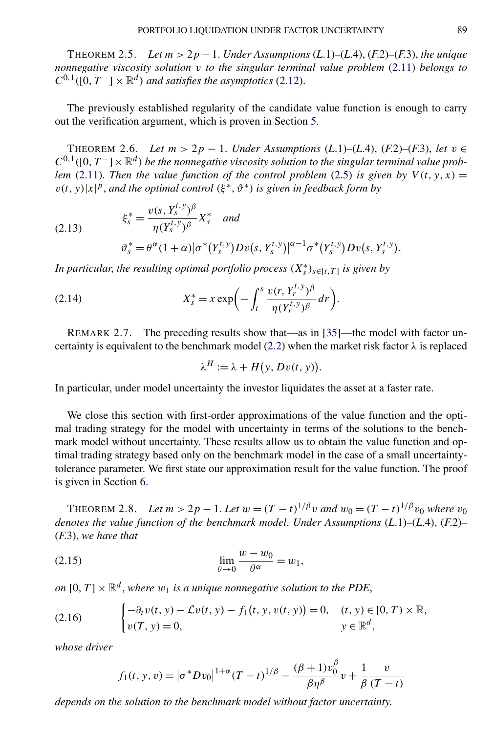THEOREM 2.5. *Let $m > 2p - 1$. Under Assumptions (L.1)–(L.4), (F.2)–(F.3), the unique nonnegative viscosity solution $v$ to the singular terminal value problem (2.11) belongs to $C^{0,1}([0, T^-] \times \mathbb{R}^d)$ and satisfies the asymptotics (2.12).*

The previously established regularity of the candidate value function is enough to carry out the verification argument, which is proven in Section 5.

THEOREM 2.6. *Let $m > 2p - 1$. Under Assumptions (L.1)–(L.4), (F.2)–(F.3), let $v \in C^{0,1}([0, T^-] \times \mathbb{R}^d)$ be the nonnegative viscosity solution to the singular terminal value problem (2.11). Then the value function of the control problem (2.5) is given by $V(t, y, x) = v(t, y)|x|^p$, and the optimal control $(\xi^*, \vartheta^*)$ is given in feedback form by*

$$
\begin{aligned}
\xi_s^* &= \frac{v(s, Y_s^{t,y})^\beta}{\eta(Y_s^{t,y})^\beta} X_s^* \quad \text{and} \\
\vartheta_s^* &= \theta^\alpha (1+\alpha) \big|\sigma^*(Y_s^{t,y}) Dv(s, Y_s^{t,y})\big|^{\alpha-1} \sigma^*(Y_s^{t,y}) Dv(s, Y_s^{t,y}).
\end{aligned} \tag{2.13}
$$

*In particular, the resulting optimal portfolio process $(X_s^*)_{s\in[t,T]}$ is given by*

$$
X_s^* = x \exp\left( -\int_t^s \frac{v(r, Y_r^{t,y})^\beta}{\eta(Y_r^{t,y})^\beta} \, dr \right). \tag{2.14}
$$

REMARK 2.7. The preceding results show that—as in [35]—the model with factor uncertainty is equivalent to the benchmark model (2.2) when the market risk factor $\lambda$ is replaced

$$
\lambda^H := \lambda + H\big(y, Dv(t, y)\big).
$$

In particular, under model uncertainty the investor liquidates the asset at a faster rate.

We close this section with first-order approximations of the value function and the optimal trading strategy for the model with uncertainty in terms of the solutions to the benchmark model without uncertainty. These results allow us to obtain the value function and optimal trading strategy based only on the benchmark model in the case of a small uncertainty-tolerance parameter. We first state our approximation result for the value function. The proof is given in Section 6.

THEOREM 2.8. *Let $m > 2p - 1$. Let $w = (T - t)^{1/\beta} v$ and $w_0 = (T - t)^{1/\beta} v_0$ where $v_0$ denotes the value function of the benchmark model. Under Assumptions (L.1)–(L.4), (F.2)–(F.3), we have that*

$$
\lim_{\theta \to 0} \frac{w - w_0}{\theta^\alpha} = w_1, \tag{2.15}
$$

*on $[0, T] \times \mathbb{R}^d$, where $w_1$ is a unique nonnegative solution to the PDE,*

$$
\begin{cases}
-\partial_t v(t, y) - \mathcal{L} v(t, y) - f_1\big(t, y, v(t, y)\big) = 0, & (t, y) \in [0, T) \times \mathbb{R}, \\
v(T, y) = 0, & y \in \mathbb{R}^d,
\end{cases} \tag{2.16}
$$

*whose driver*

$$
f_1(t, y, v) = \big|\sigma^* D v_0\big|^{1+\alpha} (T - t)^{1/\beta} - \frac{(\beta + 1) v_0^\beta}{\beta \eta^\beta} v + \frac{1}{\beta} \frac{v}{(T - t)}
$$

*depends on the solution to the benchmark model without factor uncertainty.*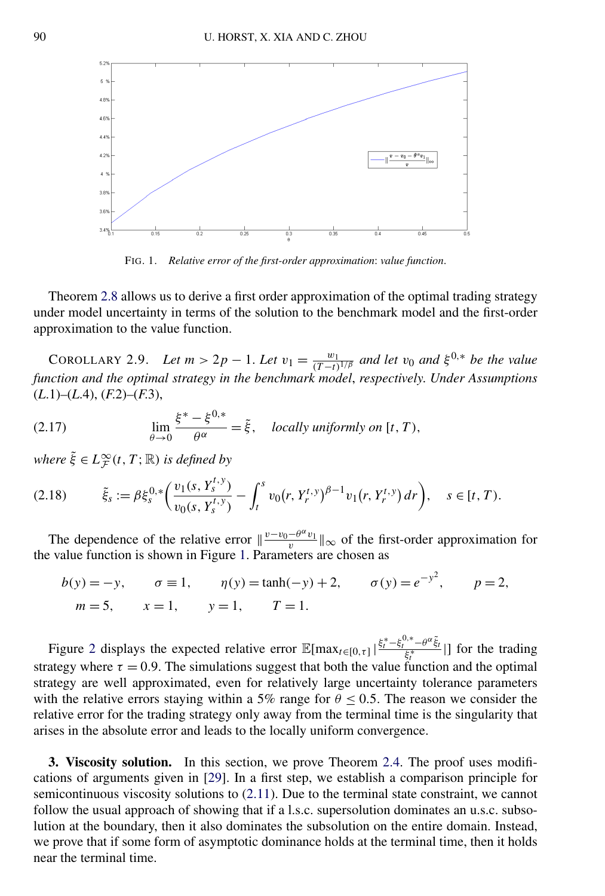FIG. 1. *Relative error of the first-order approximation*: *value function*.

Theorem 2.8 allows us to derive a first order approximation of the optimal trading strategy under model uncertainty in terms of the solution to the benchmark model and the first-order approximation to the value function.

COROLLARY 2.9. *Let $m > 2p - 1$. Let $v_1 = \frac{w_1}{(T-t)^{1/\beta}}$ and let $v_0$ and $\xi^{0,*}$ be the value function and the optimal strategy in the benchmark model*, *respectively. Under Assumptions (L.1)–(L.4), (F.2)–(F.3),*

$$\lim_{\theta \to 0} \frac{\xi^* - \xi^{0,*}}{\theta^\alpha} = \tilde{\xi}, \quad \textit{locally uniformly on } [t, T), \tag{2.17}$$

*where $\tilde{\xi} \in L^\infty_{\mathcal{F}}(t, T; \mathbb{R})$ is defined by*

$$\tilde{\xi}_s := \beta \xi^{0,*}_s \left( \frac{v_1(s, Y^{t,y}_s)}{v_0(s, Y^{t,y}_s)} - \int_t^s v_0(r, Y^{t,y}_r)^{\beta - 1} v_1(r, Y^{t,y}_r)\, dr \right), \quad s \in [t, T). \tag{2.18}$$

The dependence of the relative error $\| \frac{v - v_0 - \theta^\alpha v_1}{v} \|_\infty$ of the first-order approximation for the value function is shown in Figure 1. Parameters are chosen as

$$b(y) = -y, \qquad \sigma \equiv 1, \qquad \eta(y) = \tanh(-y) + 2, \qquad \sigma(y) = e^{-y^2}, \qquad p = 2,$$
$$m = 5, \qquad x = 1, \qquad y = 1, \qquad T = 1.$$

Figure 2 displays the expected relative error $\mathbb{E}[\max_{t \in [0,\tau]} | \frac{\xi^*_t - \xi^{0,*}_t - \theta^\alpha \tilde{\xi}_t}{\xi^*_t} |]$ for the trading strategy where $\tau = 0.9$. The simulations suggest that both the value function and the optimal strategy are well approximated, even for relatively large uncertainty tolerance parameters with the relative errors staying within a 5% range for $\theta \leq 0.5$. The reason we consider the relative error for the trading strategy only away from the terminal time is the singularity that arises in the absolute error and leads to the locally uniform convergence.

**3. Viscosity solution.** In this section, we prove Theorem 2.4. The proof uses modifications of arguments given in [29]. In a first step, we establish a comparison principle for semicontinuous viscosity solutions to (2.11). Due to the terminal state constraint, we cannot follow the usual approach of showing that if a l.s.c. supersolution dominates an u.s.c. subsolution at the boundary, then it also dominates the subsolution on the entire domain. Instead, we prove that if some form of asymptotic dominance holds at the terminal time, then it holds near the terminal time.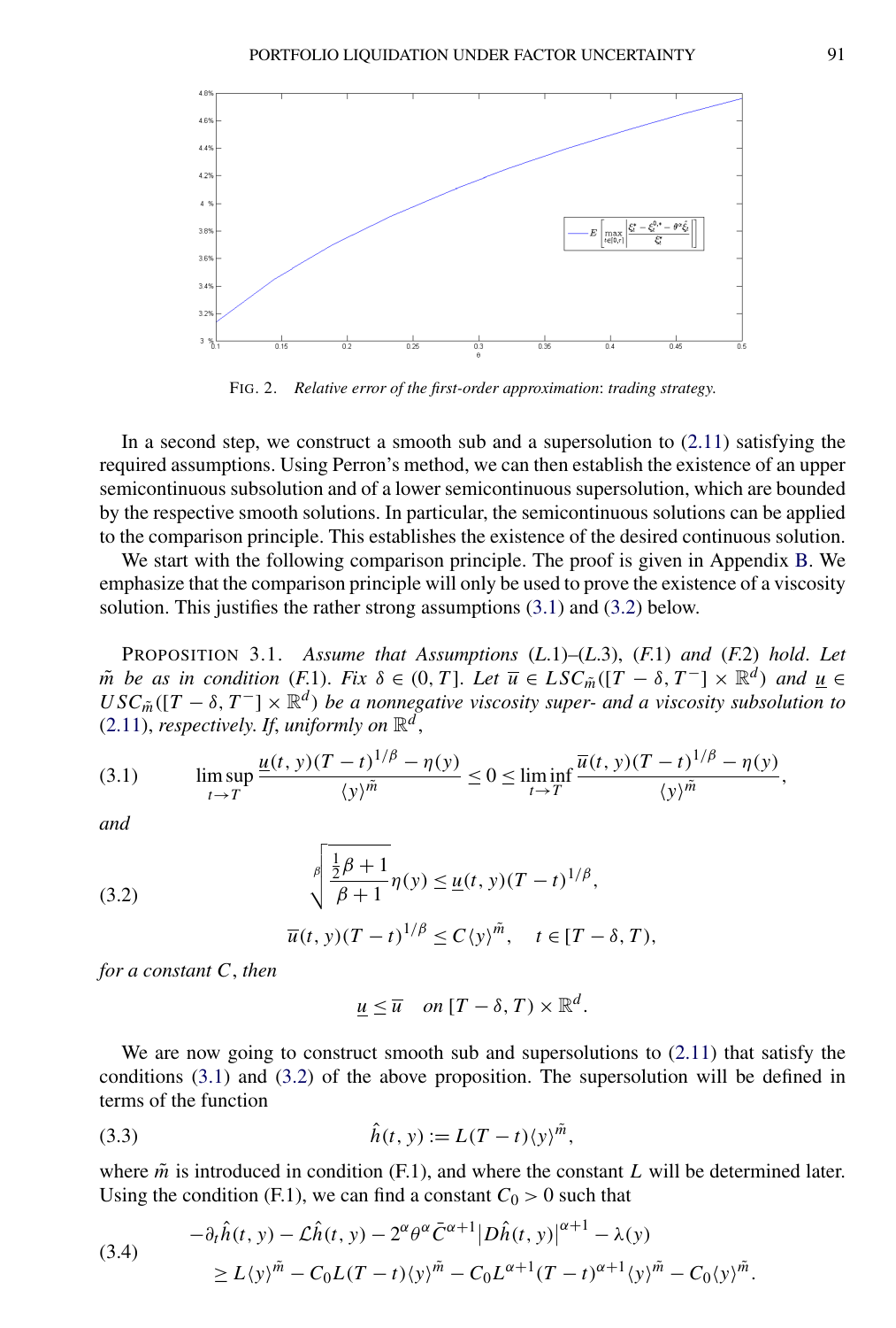FIG. 2. *Relative error of the first-order approximation*: *trading strategy.*

In a second step, we construct a smooth sub and a supersolution to (2.11) satisfying the required assumptions. Using Perron's method, we can then establish the existence of an upper semicontinuous subsolution and of a lower semicontinuous supersolution, which are bounded by the respective smooth solutions. In particular, the semicontinuous solutions can be applied to the comparison principle. This establishes the existence of the desired continuous solution.

We start with the following comparison principle. The proof is given in Appendix B. We emphasize that the comparison principle will only be used to prove the existence of a viscosity solution. This justifies the rather strong assumptions (3.1) and (3.2) below.

PROPOSITION 3.1. *Assume that Assumptions* (*L*.1)–(*L*.3), (*F*.1) *and* (*F*.2) *hold*. *Let* $\tilde{m}$ *be as in condition* (*F*.1). *Fix* $\delta \in (0, T]$. *Let* $\overline{u} \in LSC_{\tilde{m}}([T-\delta, T^-] \times \mathbb{R}^d)$ *and* $\underline{u} \in USC_{\tilde{m}}([T-\delta, T^-] \times \mathbb{R}^d)$ *be a nonnegative viscosity super- and a viscosity subsolution to* (2.11), *respectively*. *If*, *uniformly on* $\mathbb{R}^d$,

$$\limsup_{t \to T} \frac{\underline{u}(t, y)(T-t)^{1/\beta} - \eta(y)}{\langle y \rangle^{\tilde{m}}} \le 0 \le \liminf_{t \to T} \frac{\overline{u}(t, y)(T-t)^{1/\beta} - \eta(y)}{\langle y \rangle^{\tilde{m}}}, \tag{3.1}$$

*and*

$$\sqrt[\beta]{\frac{\frac{1}{2}\beta + 1}{\beta + 1}}\,\eta(y) \le \underline{u}(t, y)(T-t)^{1/\beta}, \tag{3.2}$$

$$\overline{u}(t, y)(T-t)^{1/\beta} \le C\langle y \rangle^{\tilde{m}}, \quad t \in [T-\delta, T),$$

*for a constant* $C$, *then*

$$\underline{u} \le \overline{u} \quad \text{on } [T-\delta, T) \times \mathbb{R}^d.$$

We are now going to construct smooth sub and supersolutions to (2.11) that satisfy the conditions (3.1) and (3.2) of the above proposition. The supersolution will be defined in terms of the function

$$\hat{h}(t, y) := L(T-t)\langle y \rangle^{\tilde{m}}, \tag{3.3}$$

where $\tilde{m}$ is introduced in condition (F.1), and where the constant $L$ will be determined later. Using the condition (F.1), we can find a constant $C_0 > 0$ such that

$$\begin{aligned} &-\partial_t \hat{h}(t, y) - \mathcal{L}\hat{h}(t, y) - 2^\alpha \theta^\alpha \bar{C}^{\alpha+1} \big| D\hat{h}(t, y) \big|^{\alpha+1} - \lambda(y) \\ &\quad \ge L\langle y \rangle^{\tilde{m}} - C_0 L(T-t)\langle y \rangle^{\tilde{m}} - C_0 L^{\alpha+1}(T-t)^{\alpha+1}\langle y \rangle^{\tilde{m}} - C_0\langle y \rangle^{\tilde{m}}. \end{aligned} \tag{3.4}$$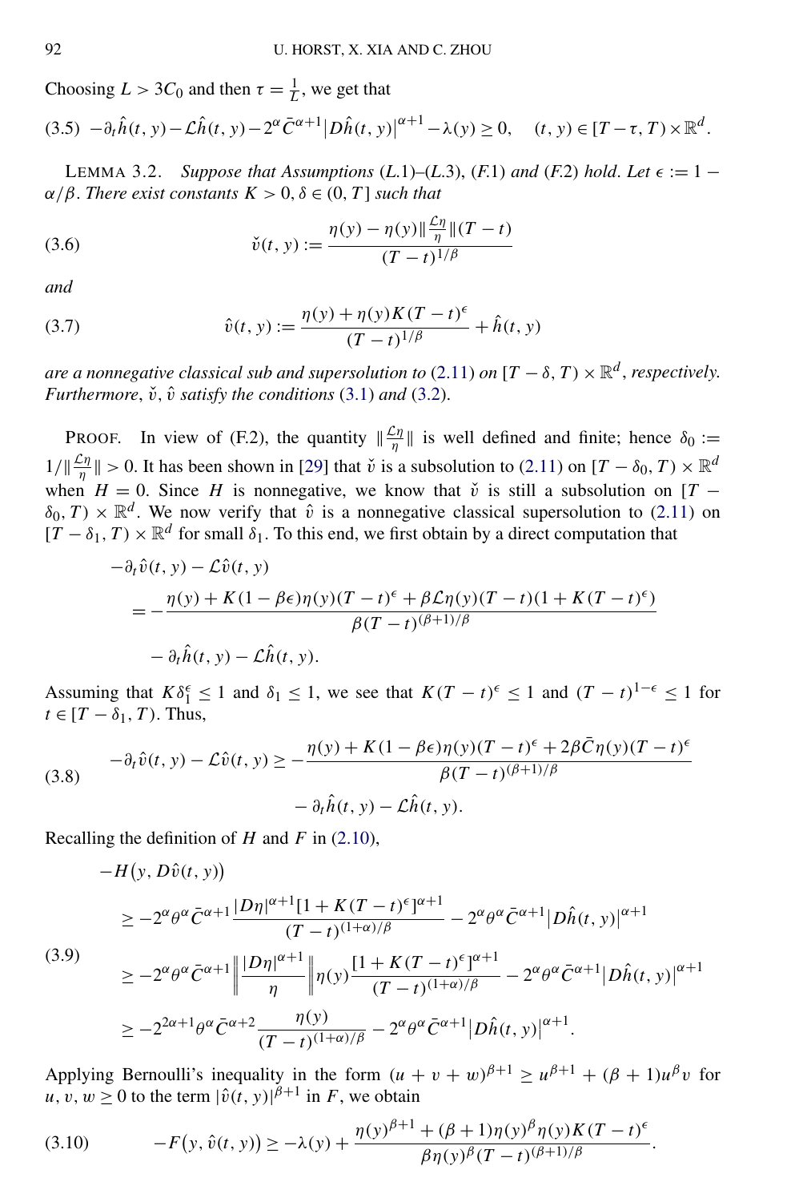Choosing $L > 3C_0$ and then $\tau = \frac{1}{L}$, we get that

$$-\partial_t \hat{h}(t,y) - \mathcal{L}\hat{h}(t,y) - 2^\alpha \bar{C}^{\alpha+1} \big|D\hat{h}(t,y)\big|^{\alpha+1} - \lambda(y) \geq 0, \quad (t,y) \in [T-\tau, T) \times \mathbb{R}^d. \tag{3.5}$$

LEMMA 3.2. *Suppose that Assumptions (L.1)–(L.3), (F.1) and (F.2) hold. Let $\epsilon := 1 - \alpha/\beta$. There exist constants $K > 0$, $\delta \in (0, T]$ such that*

$$\check{v}(t,y) := \frac{\eta(y) - \eta(y)\|\frac{\mathcal{L}\eta}{\eta}\|(T-t)}{(T-t)^{1/\beta}} \tag{3.6}$$

*and*

$$\hat{v}(t,y) := \frac{\eta(y) + \eta(y)K(T-t)^\epsilon}{(T-t)^{1/\beta}} + \hat{h}(t,y) \tag{3.7}$$

*are a nonnegative classical sub and supersolution to* (2.11) *on $[T-\delta, T) \times \mathbb{R}^d$, respectively. Furthermore, $\check{v}$, $\hat{v}$ satisfy the conditions* (3.1) *and* (3.2).

PROOF. In view of (F.2), the quantity $\|\frac{\mathcal{L}\eta}{\eta}\|$ is well defined and finite; hence $\delta_0 := 1/\|\frac{\mathcal{L}\eta}{\eta}\| > 0$. It has been shown in [29] that $\check{v}$ is a subsolution to (2.11) on $[T-\delta_0, T) \times \mathbb{R}^d$ when $H = 0$. Since $H$ is nonnegative, we know that $\check{v}$ is still a subsolution on $[T - \delta_0, T) \times \mathbb{R}^d$. We now verify that $\hat{v}$ is a nonnegative classical supersolution to (2.11) on $[T-\delta_1, T) \times \mathbb{R}^d$ for small $\delta_1$. To this end, we first obtain by a direct computation that

$$\begin{aligned}
-\partial_t \hat{v}(t,y) &- \mathcal{L}\hat{v}(t,y) \\
&= -\frac{\eta(y) + K(1-\beta\epsilon)\eta(y)(T-t)^\epsilon + \beta\mathcal{L}\eta(y)(T-t)(1 + K(T-t)^\epsilon)}{\beta(T-t)^{(\beta+1)/\beta}} \\
&\quad - \partial_t \hat{h}(t,y) - \mathcal{L}\hat{h}(t,y).
\end{aligned}$$

Assuming that $K\delta_1^\epsilon \leq 1$ and $\delta_1 \leq 1$, we see that $K(T-t)^\epsilon \leq 1$ and $(T-t)^{1-\epsilon} \leq 1$ for $t \in [T-\delta_1, T)$. Thus,

$$\begin{aligned}
-\partial_t \hat{v}(t,y) - \mathcal{L}\hat{v}(t,y) \geq &-\frac{\eta(y) + K(1-\beta\epsilon)\eta(y)(T-t)^\epsilon + 2\beta\bar{C}\eta(y)(T-t)^\epsilon}{\beta(T-t)^{(\beta+1)/\beta}} \\
&- \partial_t \hat{h}(t,y) - \mathcal{L}\hat{h}(t,y).
\end{aligned} \tag{3.8}$$

Recalling the definition of $H$ and $F$ in (2.10),

$$\begin{aligned}
&-H\big(y, D\hat{v}(t,y)\big) \\
&\quad \geq -2^\alpha\theta^\alpha\bar{C}^{\alpha+1}\frac{|D\eta|^{\alpha+1}[1 + K(T-t)^\epsilon]^{\alpha+1}}{(T-t)^{(1+\alpha)/\beta}} - 2^\alpha\theta^\alpha\bar{C}^{\alpha+1}\big|D\hat{h}(t,y)\big|^{\alpha+1} \\
&\quad \geq -2^\alpha\theta^\alpha\bar{C}^{\alpha+1}\left\|\frac{|D\eta|^{\alpha+1}}{\eta}\right\|\eta(y)\frac{[1 + K(T-t)^\epsilon]^{\alpha+1}}{(T-t)^{(1+\alpha)/\beta}} - 2^\alpha\theta^\alpha\bar{C}^{\alpha+1}\big|D\hat{h}(t,y)\big|^{\alpha+1} \\
&\quad \geq -2^{2\alpha+1}\theta^\alpha\bar{C}^{\alpha+2}\frac{\eta(y)}{(T-t)^{(1+\alpha)/\beta}} - 2^\alpha\theta^\alpha\bar{C}^{\alpha+1}\big|D\hat{h}(t,y)\big|^{\alpha+1}.
\end{aligned} \tag{3.9}$$

Applying Bernoulli's inequality in the form $(u + v + w)^{\beta+1} \geq u^{\beta+1} + (\beta+1)u^\beta v$ for $u, v, w \geq 0$ to the term $|\hat{v}(t,y)|^{\beta+1}$ in $F$, we obtain

$$-F\big(y, \hat{v}(t,y)\big) \geq -\lambda(y) + \frac{\eta(y)^{\beta+1} + (\beta+1)\eta(y)^\beta\eta(y)K(T-t)^\epsilon}{\beta\eta(y)^\beta(T-t)^{(\beta+1)/\beta}}. \tag{3.10}$$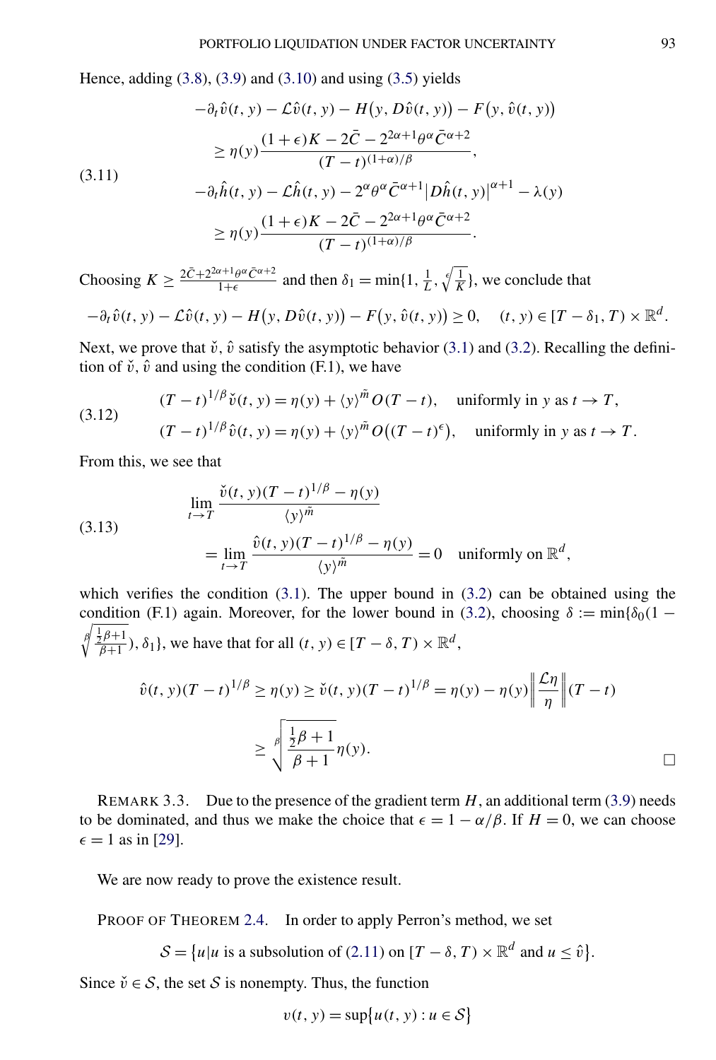Hence, adding (3.8), (3.9) and (3.10) and using (3.5) yields

$$
\begin{aligned}
&-\partial_t \hat{v}(t,y) - \mathcal{L}\hat{v}(t,y) - H\big(y, D\hat{v}(t,y)\big) - F\big(y, \hat{v}(t,y)\big) \\
&\quad \geq \eta(y) \frac{(1+\epsilon)K - 2\bar{C} - 2^{2\alpha+1}\theta^\alpha \bar{C}^{\alpha+2}}{(T-t)^{(1+\alpha)/\beta}}, \\
&-\partial_t \hat{h}(t,y) - \mathcal{L}\hat{h}(t,y) - 2^\alpha \theta^\alpha \bar{C}^{\alpha+1} \big|D\hat{h}(t,y)\big|^{\alpha+1} - \lambda(y) \\
&\quad \geq \eta(y) \frac{(1+\epsilon)K - 2\bar{C} - 2^{2\alpha+1}\theta^\alpha \bar{C}^{\alpha+2}}{(T-t)^{(1+\alpha)/\beta}}.
\end{aligned}
\tag{3.11}
$$

Choosing $K \geq \frac{2\bar{C} + 2^{2\alpha+1}\theta^\alpha \bar{C}^{\alpha+2}}{1+\epsilon}$ and then $\delta_1 = \min\{1, \frac{1}{L}, \sqrt[\epsilon]{\frac{1}{K}}\}$, we conclude that

$$
-\partial_t \hat{v}(t,y) - \mathcal{L}\hat{v}(t,y) - H\big(y, D\hat{v}(t,y)\big) - F\big(y, \hat{v}(t,y)\big) \geq 0, \quad (t,y) \in [T-\delta_1, T) \times \mathbb{R}^d.
$$

Next, we prove that $\check{v}$, $\hat{v}$ satisfy the asymptotic behavior (3.1) and (3.2). Recalling the definition of $\check{v}$, $\hat{v}$ and using the condition (F.1), we have

$$
\begin{aligned}
&(T-t)^{1/\beta} \check{v}(t,y) = \eta(y) + \langle y \rangle^{\tilde{m}} O(T-t), \quad \text{uniformly in } y \text{ as } t \to T, \\
&(T-t)^{1/\beta} \hat{v}(t,y) = \eta(y) + \langle y \rangle^{\tilde{m}} O\big((T-t)^\epsilon\big), \quad \text{uniformly in } y \text{ as } t \to T.
\end{aligned}
\tag{3.12}
$$

From this, we see that

$$
\begin{aligned}
&\lim_{t \to T} \frac{\check{v}(t,y)(T-t)^{1/\beta} - \eta(y)}{\langle y \rangle^{\tilde{m}}} \\
&\quad = \lim_{t \to T} \frac{\hat{v}(t,y)(T-t)^{1/\beta} - \eta(y)}{\langle y \rangle^{\tilde{m}}} = 0 \quad \text{uniformly on } \mathbb{R}^d,
\end{aligned}
\tag{3.13}
$$

which verifies the condition (3.1). The upper bound in (3.2) can be obtained using the condition (F.1) again. Moreover, for the lower bound in (3.2), choosing $\delta := \min\{\delta_0(1 - \sqrt[\beta]{\frac{\frac{1}{2}\beta+1}{\beta+1}}), \delta_1\}$, we have that for all $(t,y) \in [T-\delta, T) \times \mathbb{R}^d$,

$$
\begin{aligned}
\hat{v}(t,y)(T-t)^{1/\beta} \geq \eta(y) \geq \check{v}(t,y)(T-t)^{1/\beta} &= \eta(y) - \eta(y) \left\| \frac{\mathcal{L}\eta}{\eta} \right\| (T-t) \\
&\geq \sqrt[\beta]{\frac{\frac{1}{2}\beta+1}{\beta+1}} \eta(y).
\end{aligned}
$$

□

REMARK 3.3. Due to the presence of the gradient term $H$, an additional term (3.9) needs to be dominated, and thus we make the choice that $\epsilon = 1 - \alpha/\beta$. If $H = 0$, we can choose $\epsilon = 1$ as in [29].

We are now ready to prove the existence result.

PROOF OF THEOREM 2.4. In order to apply Perron's method, we set

$$
\mathcal{S} = \big\{u \,|\, u \text{ is a subsolution of (2.11) on } [T-\delta, T) \times \mathbb{R}^d \text{ and } u \leq \hat{v}\big\}.
$$

Since $\check{v} \in \mathcal{S}$, the set $\mathcal{S}$ is nonempty. Thus, the function

$$
v(t,y) = \sup\big\{u(t,y) : u \in \mathcal{S}\big\}
$$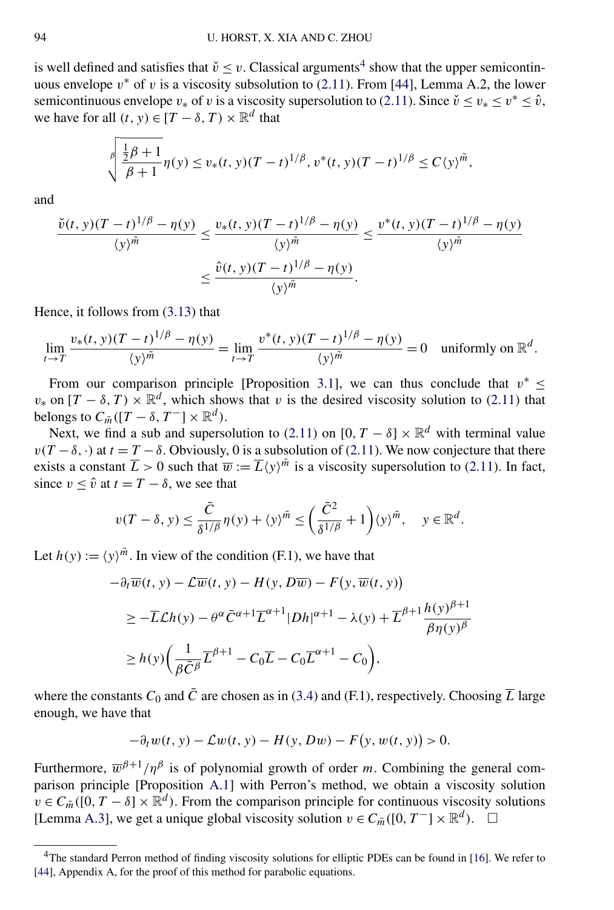is well defined and satisfies that $\check{v} \leq v$. Classical arguments[4] show that the upper semicontinuous envelope $v^*$ of $v$ is a viscosity subsolution to (2.11). From [44], Lemma A.2, the lower semicontinuous envelope $v_*$ of $v$ is a viscosity supersolution to (2.11). Since $\check{v} \leq v_* \leq v^* \leq \hat{v}$, we have for all $(t, y) \in [T - \delta, T) \times \mathbb{R}^d$ that

$$\sqrt[\beta]{\frac{\frac{1}{2}\beta + 1}{\beta + 1}}\eta(y) \leq v_*(t, y)(T - t)^{1/\beta}, v^*(t, y)(T - t)^{1/\beta} \leq C\langle y\rangle^{\tilde{m}},$$

and

$$\begin{aligned}\frac{\check{v}(t, y)(T - t)^{1/\beta} - \eta(y)}{\langle y\rangle^{\tilde{m}}} &\leq \frac{v_*(t, y)(T - t)^{1/\beta} - \eta(y)}{\langle y\rangle^{\tilde{m}}} \leq \frac{v^*(t, y)(T - t)^{1/\beta} - \eta(y)}{\langle y\rangle^{\tilde{m}}} \\ &\leq \frac{\hat{v}(t, y)(T - t)^{1/\beta} - \eta(y)}{\langle y\rangle^{\tilde{m}}}.\end{aligned}$$

Hence, it follows from (3.13) that

$$\lim_{t \to T} \frac{v_*(t, y)(T - t)^{1/\beta} - \eta(y)}{\langle y\rangle^{\tilde{m}}} = \lim_{t \to T} \frac{v^*(t, y)(T - t)^{1/\beta} - \eta(y)}{\langle y\rangle^{\tilde{m}}} = 0 \quad \text{uniformly on } \mathbb{R}^d.$$

From our comparison principle [Proposition 3.1], we can thus conclude that $v^* \leq v_*$ on $[T - \delta, T) \times \mathbb{R}^d$, which shows that $v$ is the desired viscosity solution to (2.11) that belongs to $C_{\tilde{m}}([T - \delta, T^-] \times \mathbb{R}^d)$.

Next, we find a sub and supersolution to (2.11) on $[0, T - \delta] \times \mathbb{R}^d$ with terminal value $v(T - \delta, \cdot)$ at $t = T - \delta$. Obviously, 0 is a subsolution of (2.11). We now conjecture that there exists a constant $\overline{L} > 0$ such that $\overline{w} := \overline{L}\langle y\rangle^{\tilde{m}}$ is a viscosity supersolution to (2.11). In fact, since $v \leq \hat{v}$ at $t = T - \delta$, we see that

$$v(T - \delta, y) \leq \frac{\bar{C}}{\delta^{1/\beta}}\eta(y) + \langle y\rangle^{\tilde{m}} \leq \left(\frac{\bar{C}^2}{\delta^{1/\beta}} + 1\right)\langle y\rangle^{\tilde{m}}, \quad y \in \mathbb{R}^d.$$

Let $h(y) := \langle y\rangle^{\tilde{m}}$. In view of the condition (F.1), we have that

$$\begin{aligned}&-\partial_t \overline{w}(t, y) - \mathcal{L}\overline{w}(t, y) - H(y, D\overline{w}) - F(y, \overline{w}(t, y)) \\ &\quad\geq -\overline{L}\mathcal{L}h(y) - \theta^\alpha \bar{C}^{\alpha+1}\overline{L}^{\alpha+1}|Dh|^{\alpha+1} - \lambda(y) + \overline{L}^{\beta+1}\frac{h(y)^{\beta+1}}{\beta\eta(y)^\beta} \\ &\quad\geq h(y)\left(\frac{1}{\beta\bar{C}^\beta}\overline{L}^{\beta+1} - C_0\overline{L} - C_0\overline{L}^{\alpha+1} - C_0\right),\end{aligned}$$

where the constants $C_0$ and $\bar{C}$ are chosen as in (3.4) and (F.1), respectively. Choosing $\overline{L}$ large enough, we have that

$$-\partial_t w(t, y) - \mathcal{L}w(t, y) - H(y, Dw) - F(y, w(t, y)) > 0.$$

Furthermore, $\overline{w}^{\beta+1}/\eta^\beta$ is of polynomial growth of order $m$. Combining the general comparison principle [Proposition A.1] with Perron's method, we obtain a viscosity solution $v \in C_{\tilde{m}}([0, T - \delta] \times \mathbb{R}^d)$. From the comparison principle for continuous viscosity solutions [Lemma A.3], we get a unique global viscosity solution $v \in C_{\tilde{m}}([0, T^-] \times \mathbb{R}^d)$. $\square$

---

[4] The standard Perron method of finding viscosity solutions for elliptic PDEs can be found in [16]. We refer to [44], Appendix A, for the proof of this method for parabolic equations.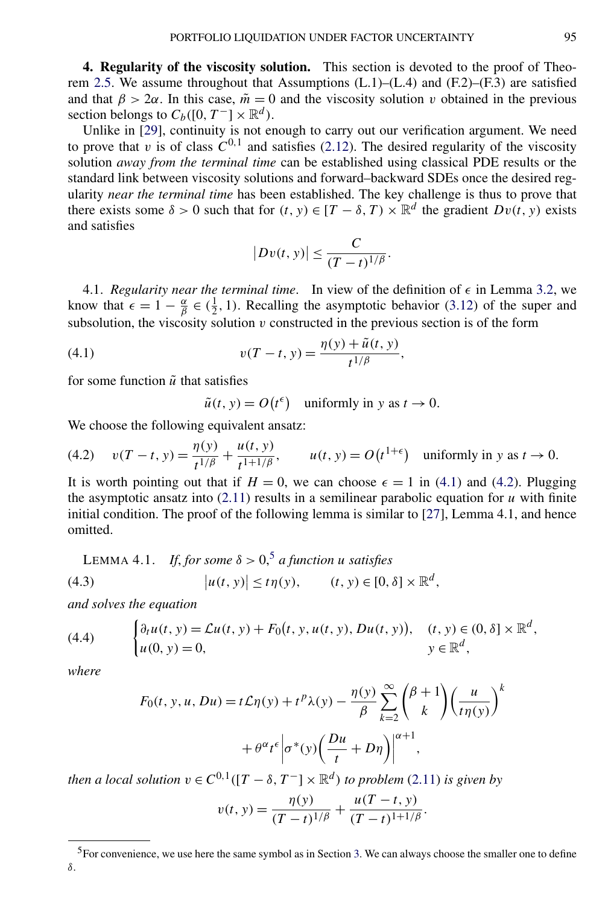**4. Regularity of the viscosity solution.** This section is devoted to the proof of Theorem 2.5. We assume throughout that Assumptions (L.1)–(L.4) and (F.2)–(F.3) are satisfied and that $\beta > 2\alpha$. In this case, $\tilde{m} = 0$ and the viscosity solution $v$ obtained in the previous section belongs to $C_b([0, T^-] \times \mathbb{R}^d)$.

Unlike in [29], continuity is not enough to carry out our verification argument. We need to prove that $v$ is of class $C^{0,1}$ and satisfies (2.12). The desired regularity of the viscosity solution *away from the terminal time* can be established using classical PDE results or the standard link between viscosity solutions and forward–backward SDEs once the desired regularity *near the terminal time* has been established. The key challenge is thus to prove that there exists some $\delta > 0$ such that for $(t, y) \in [T - \delta, T) \times \mathbb{R}^d$ the gradient $Dv(t, y)$ exists and satisfies

$$\left|Dv(t, y)\right| \leq \frac{C}{(T-t)^{1/\beta}}.$$

4.1. *Regularity near the terminal time*. In view of the definition of $\epsilon$ in Lemma 3.2, we know that $\epsilon = 1 - \frac{\alpha}{\beta} \in (\frac{1}{2}, 1)$. Recalling the asymptotic behavior (3.12) of the super and subsolution, the viscosity solution $v$ constructed in the previous section is of the form

$$v(T-t, y) = \frac{\eta(y) + \tilde{u}(t, y)}{t^{1/\beta}}, \tag{4.1}$$

for some function $\tilde{u}$ that satisfies

$$\tilde{u}(t, y) = O\big(t^{\epsilon}\big) \quad \text{uniformly in } y \text{ as } t \to 0.$$

We choose the following equivalent ansatz:

$$v(T-t, y) = \frac{\eta(y)}{t^{1/\beta}} + \frac{u(t, y)}{t^{1+1/\beta}}, \qquad u(t, y) = O\big(t^{1+\epsilon}\big) \quad \text{uniformly in } y \text{ as } t \to 0. \tag{4.2}$$

It is worth pointing out that if $H = 0$, we can choose $\epsilon = 1$ in (4.1) and (4.2). Plugging the asymptotic ansatz into (2.11) results in a semilinear parabolic equation for $u$ with finite initial condition. The proof of the following lemma is similar to [27], Lemma 4.1, and hence omitted.

LEMMA 4.1. *If, for some $\delta > 0$,[5] a function $u$ satisfies*

$$\left|u(t, y)\right| \leq t\eta(y), \qquad (t, y) \in [0, \delta] \times \mathbb{R}^d, \tag{4.3}$$

*and solves the equation*

$$\begin{cases} \partial_t u(t, y) = \mathcal{L}u(t, y) + F_0\big(t, y, u(t, y), Du(t, y)\big), & (t, y) \in (0, \delta] \times \mathbb{R}^d, \\ u(0, y) = 0, & y \in \mathbb{R}^d, \end{cases} \tag{4.4}$$

*where*

$$F_0(t, y, u, Du) = t\mathcal{L}\eta(y) + t^p \lambda(y) - \frac{\eta(y)}{\beta} \sum_{k=2}^{\infty} \binom{\beta+1}{k} \left(\frac{u}{t\eta(y)}\right)^k + \theta^\alpha t^\epsilon \left|\sigma^*(y)\left(\frac{Du}{t} + D\eta\right)\right|^{\alpha+1},$$

*then a local solution $v \in C^{0,1}([T - \delta, T^-] \times \mathbb{R}^d)$ to problem (2.11) is given by*

$$v(t, y) = \frac{\eta(y)}{(T-t)^{1/\beta}} + \frac{u(T-t, y)}{(T-t)^{1+1/\beta}}.$$

[5] For convenience, we use here the same symbol as in Section 3. We can always choose the smaller one to define $\delta$.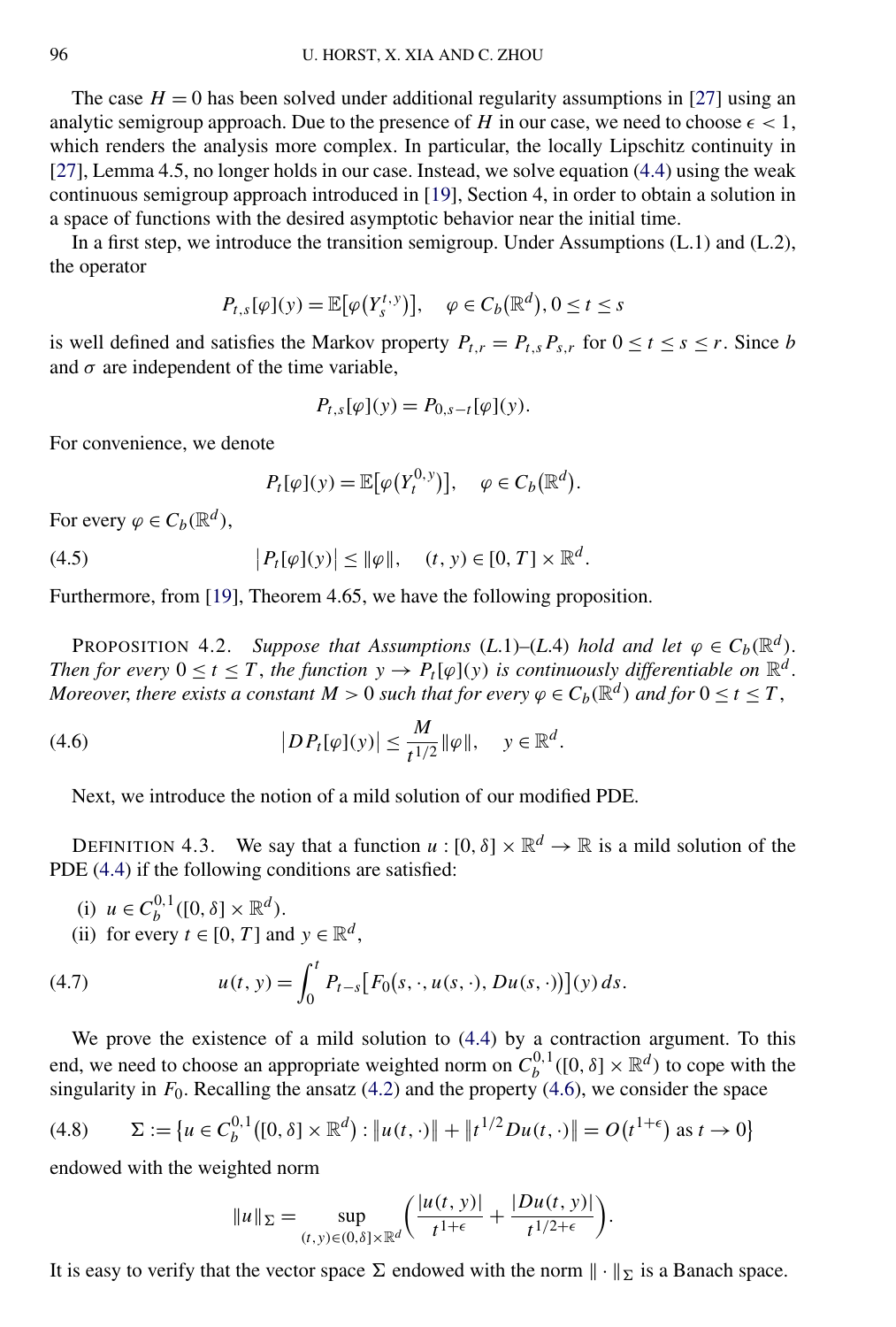The case $H = 0$ has been solved under additional regularity assumptions in [27] using an analytic semigroup approach. Due to the presence of $H$ in our case, we need to choose $\epsilon < 1$, which renders the analysis more complex. In particular, the locally Lipschitz continuity in [27], Lemma 4.5, no longer holds in our case. Instead, we solve equation (4.4) using the weak continuous semigroup approach introduced in [19], Section 4, in order to obtain a solution in a space of functions with the desired asymptotic behavior near the initial time.

In a first step, we introduce the transition semigroup. Under Assumptions (L.1) and (L.2), the operator

$$P_{t,s}[\varphi](y) = \mathbb{E}\big[\varphi\big(Y_s^{t,y}\big)\big], \quad \varphi \in C_b\big(\mathbb{R}^d\big), 0 \le t \le s$$

is well defined and satisfies the Markov property $P_{t,r} = P_{t,s}P_{s,r}$ for $0 \le t \le s \le r$. Since $b$ and $\sigma$ are independent of the time variable,

$$P_{t,s}[\varphi](y) = P_{0,s-t}[\varphi](y).$$

For convenience, we denote

$$P_t[\varphi](y) = \mathbb{E}\big[\varphi\big(Y_t^{0,y}\big)\big], \quad \varphi \in C_b\big(\mathbb{R}^d\big).$$

For every $\varphi \in C_b(\mathbb{R}^d)$,

$$\big|P_t[\varphi](y)\big| \le \|\varphi\|, \quad (t, y) \in [0, T] \times \mathbb{R}^d. \tag{4.5}$$

Furthermore, from [19], Theorem 4.65, we have the following proposition.

PROPOSITION 4.2. *Suppose that Assumptions* (*L*.1)–(*L*.4) *hold and let* $\varphi \in C_b(\mathbb{R}^d)$. *Then for every* $0 \le t \le T$, *the function* $y \to P_t[\varphi](y)$ *is continuously differentiable on* $\mathbb{R}^d$. *Moreover, there exists a constant* $M > 0$ *such that for every* $\varphi \in C_b(\mathbb{R}^d)$ *and for* $0 \le t \le T$,

$$\big|DP_t[\varphi](y)\big| \le \frac{M}{t^{1/2}}\|\varphi\|, \quad y \in \mathbb{R}^d. \tag{4.6}$$

Next, we introduce the notion of a mild solution of our modified PDE.

DEFINITION 4.3. We say that a function $u : [0, \delta] \times \mathbb{R}^d \to \mathbb{R}$ is a mild solution of the PDE (4.4) if the following conditions are satisfied:

(i) $u \in C_b^{0,1}([0, \delta] \times \mathbb{R}^d)$.

(ii) for every $t \in [0, T]$ and $y \in \mathbb{R}^d$,

$$u(t, y) = \int_0^t P_{t-s}\big[F_0\big(s, \cdot, u(s, \cdot), Du(s, \cdot)\big)\big](y)\, ds. \tag{4.7}$$

We prove the existence of a mild solution to (4.4) by a contraction argument. To this end, we need to choose an appropriate weighted norm on $C_b^{0,1}([0, \delta] \times \mathbb{R}^d)$ to cope with the singularity in $F_0$. Recalling the ansatz (4.2) and the property (4.6), we consider the space

$$\Sigma := \big\{u \in C_b^{0,1}\big([0, \delta] \times \mathbb{R}^d\big) : \big\|u(t, \cdot)\big\| + \big\|t^{1/2}Du(t, \cdot)\big\| = O\big(t^{1+\epsilon}\big) \text{ as } t \to 0\big\} \tag{4.8}$$

endowed with the weighted norm

$$\|u\|_\Sigma = \sup_{(t,y)\in(0,\delta]\times\mathbb{R}^d}\bigg(\frac{|u(t, y)|}{t^{1+\epsilon}} + \frac{|Du(t, y)|}{t^{1/2+\epsilon}}\bigg).$$

It is easy to verify that the vector space $\Sigma$ endowed with the norm $\|\cdot\|_\Sigma$ is a Banach space.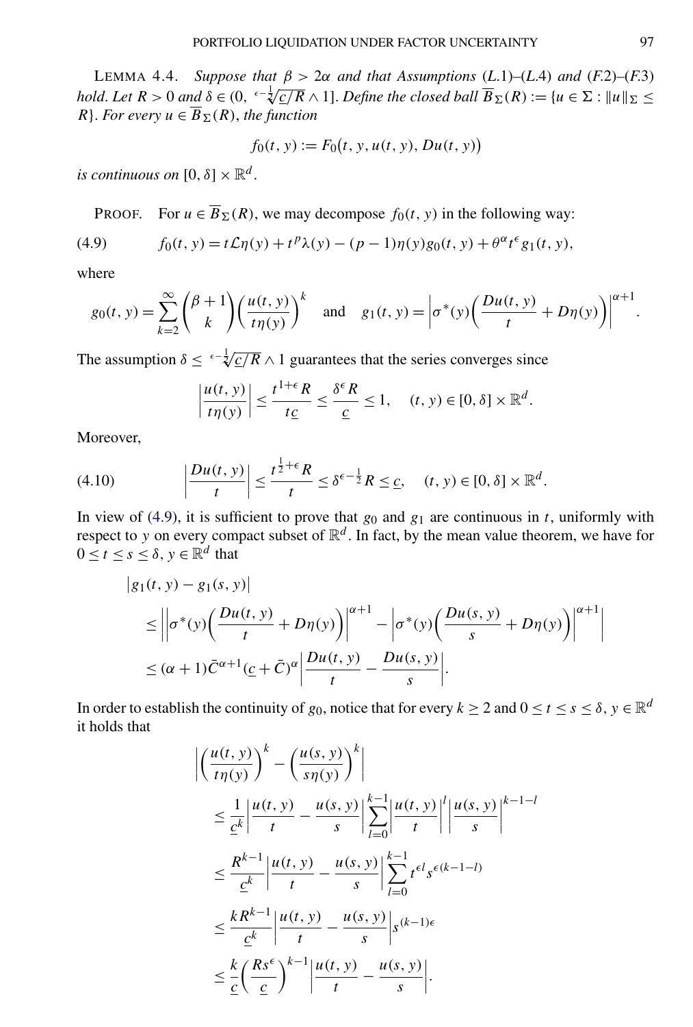LEMMA 4.4. *Suppose that $\beta > 2\alpha$ and that Assumptions (L.1)–(L.4) and (F.2)–(F.3) hold. Let $R > 0$ and $\delta \in (0, \sqrt[\epsilon-\frac{1}{2}]{\underline{c}/R} \wedge 1]$. Define the closed ball $\overline{B}_\Sigma(R) := \{u \in \Sigma : \|u\|_\Sigma \leq R\}$. For every $u \in \overline{B}_\Sigma(R)$, the function*

$$f_0(t, y) := F_0\big(t, y, u(t, y), Du(t, y)\big)$$

*is continuous on $[0, \delta] \times \mathbb{R}^d$.*

PROOF. For $u \in \overline{B}_\Sigma(R)$, we may decompose $f_0(t, y)$ in the following way:

$$f_0(t, y) = t\mathcal{L}\eta(y) + t^p\lambda(y) - (p-1)\eta(y)g_0(t, y) + \theta^\alpha t^\epsilon g_1(t, y), \tag{4.9}$$

where

$$g_0(t, y) = \sum_{k=2}^{\infty} \binom{\beta+1}{k} \left(\frac{u(t, y)}{t\eta(y)}\right)^k \quad \text{and} \quad g_1(t, y) = \left|\sigma^*(y)\left(\frac{Du(t, y)}{t} + D\eta(y)\right)\right|^{\alpha+1}.$$

The assumption $\delta \leq \sqrt[\epsilon-\frac{1}{2}]{\underline{c}/R} \wedge 1$ guarantees that the series converges since

$$\left|\frac{u(t, y)}{t\eta(y)}\right| \leq \frac{t^{1+\epsilon}R}{t\underline{c}} \leq \frac{\delta^\epsilon R}{\underline{c}} \leq 1, \quad (t, y) \in [0, \delta] \times \mathbb{R}^d.$$

Moreover,

$$\left|\frac{Du(t, y)}{t}\right| \leq \frac{t^{\frac{1}{2}+\epsilon}R}{t} \leq \delta^{\epsilon-\frac{1}{2}}R \leq \underline{c}, \quad (t, y) \in [0, \delta] \times \mathbb{R}^d. \tag{4.10}$$

In view of (4.9), it is sufficient to prove that $g_0$ and $g_1$ are continuous in $t$, uniformly with respect to $y$ on every compact subset of $\mathbb{R}^d$. In fact, by the mean value theorem, we have for $0 \leq t \leq s \leq \delta$, $y \in \mathbb{R}^d$ that

$$\begin{aligned}
&|g_1(t, y) - g_1(s, y)| \\
&\leq \left|\left|\sigma^*(y)\left(\frac{Du(t, y)}{t} + D\eta(y)\right)\right|^{\alpha+1} - \left|\sigma^*(y)\left(\frac{Du(s, y)}{s} + D\eta(y)\right)\right|^{\alpha+1}\right| \\
&\leq (\alpha+1)\bar{C}^{\alpha+1}(\underline{c} + \bar{C})^\alpha \left|\frac{Du(t, y)}{t} - \frac{Du(s, y)}{s}\right|.
\end{aligned}$$

In order to establish the continuity of $g_0$, notice that for every $k \geq 2$ and $0 \leq t \leq s \leq \delta$, $y \in \mathbb{R}^d$ it holds that

$$\begin{aligned}
&\left|\left(\frac{u(t, y)}{t\eta(y)}\right)^k - \left(\frac{u(s, y)}{s\eta(y)}\right)^k\right| \\
&\leq \frac{1}{\underline{c}^k}\left|\frac{u(t, y)}{t} - \frac{u(s, y)}{s}\right| \sum_{l=0}^{k-1} \left|\frac{u(t, y)}{t}\right|^l \left|\frac{u(s, y)}{s}\right|^{k-1-l} \\
&\leq \frac{R^{k-1}}{\underline{c}^k}\left|\frac{u(t, y)}{t} - \frac{u(s, y)}{s}\right| \sum_{l=0}^{k-1} t^{\epsilon l} s^{\epsilon(k-1-l)} \\
&\leq \frac{kR^{k-1}}{\underline{c}^k}\left|\frac{u(t, y)}{t} - \frac{u(s, y)}{s}\right| s^{(k-1)\epsilon} \\
&\leq \frac{k}{\underline{c}}\left(\frac{Rs^\epsilon}{\underline{c}}\right)^{k-1}\left|\frac{u(t, y)}{t} - \frac{u(s, y)}{s}\right|.
\end{aligned}$$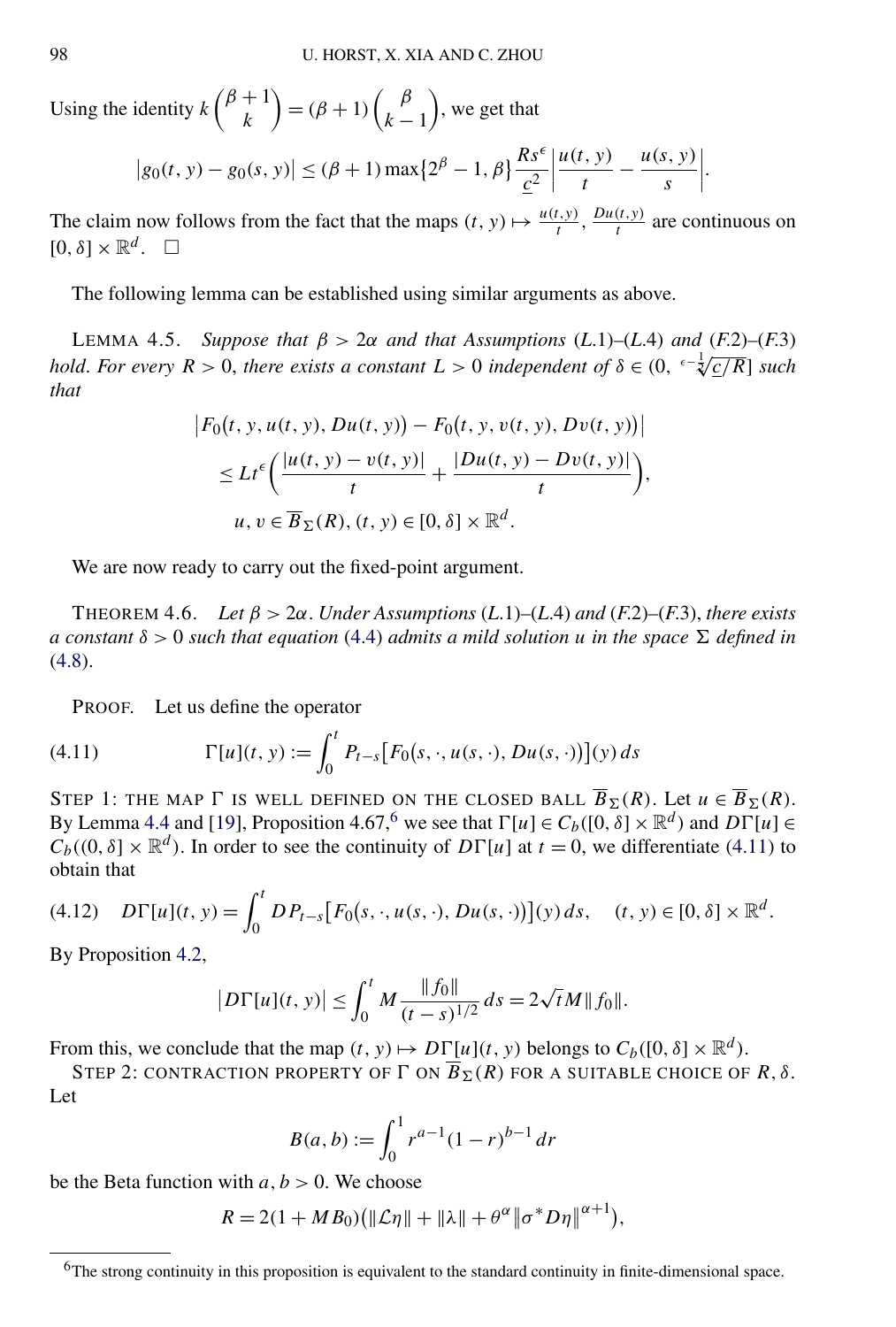Using the identity $k\binom{\beta+1}{k} = (\beta+1)\binom{\beta}{k-1}$, we get that

$$|g_0(t,y) - g_0(s,y)| \le (\beta+1)\max\{2^\beta - 1, \beta\}\frac{Rs^\epsilon}{\underline{c}^2}\left|\frac{u(t,y)}{t} - \frac{u(s,y)}{s}\right|.$$

The claim now follows from the fact that the maps $(t,y) \mapsto \frac{u(t,y)}{t}, \frac{Du(t,y)}{t}$ are continuous on $[0,\delta]\times\mathbb{R}^d$. $\square$

The following lemma can be established using similar arguments as above.

LEMMA 4.5. *Suppose that $\beta > 2\alpha$ and that Assumptions (L.1)–(L.4) and (F.2)–(F.3) hold. For every $R > 0$, there exists a constant $L > 0$ independent of $\delta \in (0, \sqrt[\epsilon - \frac{1}{2}]{\underline{c}/R}]$ such that*

$$\begin{aligned}
&\big|F_0\big(t,y,u(t,y),Du(t,y)\big) - F_0\big(t,y,v(t,y),Dv(t,y)\big)\big| \\
&\quad \le Lt^\epsilon\left(\frac{|u(t,y)-v(t,y)|}{t} + \frac{|Du(t,y) - Dv(t,y)|}{t}\right), \\
&\quad u, v \in \overline{B}_\Sigma(R), (t,y) \in [0,\delta]\times\mathbb{R}^d.
\end{aligned}$$

We are now ready to carry out the fixed-point argument.

THEOREM 4.6. *Let $\beta > 2\alpha$. Under Assumptions (L.1)–(L.4) and (F.2)–(F.3), there exists a constant $\delta > 0$ such that equation (4.4) admits a mild solution $u$ in the space $\Sigma$ defined in (4.8).*

PROOF. Let us define the operator

$$\Gamma[u](t,y) := \int_0^t P_{t-s}\big[F_0\big(s,\cdot,u(s,\cdot),Du(s,\cdot)\big)\big](y)\,ds \tag{4.11}$$

STEP 1: THE MAP $\Gamma$ IS WELL DEFINED ON THE CLOSED BALL $\overline{B}_\Sigma(R)$. Let $u \in \overline{B}_\Sigma(R)$. By Lemma 4.4 and [19], Proposition 4.67,[6] we see that $\Gamma[u] \in C_b([0,\delta]\times\mathbb{R}^d)$ and $D\Gamma[u] \in C_b((0,\delta]\times\mathbb{R}^d)$. In order to see the continuity of $D\Gamma[u]$ at $t = 0$, we differentiate (4.11) to obtain that

$$D\Gamma[u](t,y) = \int_0^t DP_{t-s}\big[F_0\big(s,\cdot,u(s,\cdot),Du(s,\cdot)\big)\big](y)\,ds, \quad (t,y)\in[0,\delta]\times\mathbb{R}^d. \tag{4.12}$$

By Proposition 4.2,

$$\big|D\Gamma[u](t,y)\big| \le \int_0^t M\frac{\|f_0\|}{(t-s)^{1/2}}\,ds = 2\sqrt{t}M\|f_0\|.$$

From this, we conclude that the map $(t,y)\mapsto D\Gamma[u](t,y)$ belongs to $C_b([0,\delta]\times\mathbb{R}^d)$.

STEP 2: CONTRACTION PROPERTY OF $\Gamma$ ON $\overline{B}_\Sigma(R)$ FOR A SUITABLE CHOICE OF $R, \delta$. Let

$$B(a,b) := \int_0^1 r^{a-1}(1-r)^{b-1}\,dr$$

be the Beta function with $a, b > 0$. We choose

$$R = 2(1 + MB_0)\big(\|\mathcal{L}\eta\| + \|\lambda\| + \theta^\alpha\|\sigma^* D\eta\|^{\alpha+1}\big),$$

[6] The strong continuity in this proposition is equivalent to the standard continuity in finite-dimensional space.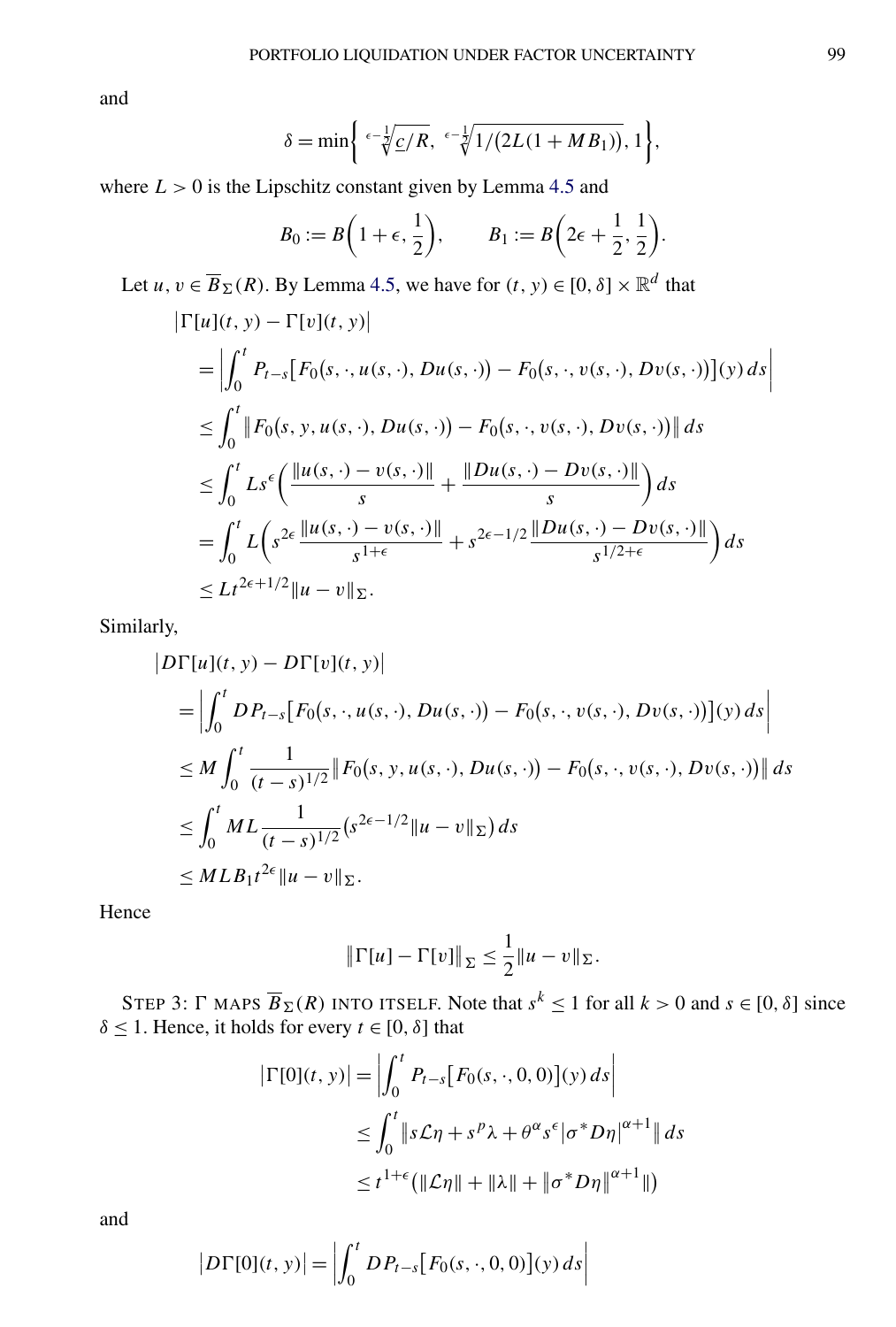and

$$\delta = \min\left\{ \sqrt[\epsilon-\frac{1}{2}]{\underline{c}/R},\ \sqrt[\epsilon-\frac{1}{2}]{1/\big(2L(1+MB_1)\big)}, 1\right\},$$

where $L > 0$ is the Lipschitz constant given by Lemma 4.5 and

$$B_0 := B\left(1+\epsilon, \frac{1}{2}\right), \qquad B_1 := B\left(2\epsilon + \frac{1}{2}, \frac{1}{2}\right).$$

Let $u, v \in \overline{B}_\Sigma(R)$. By Lemma 4.5, we have for $(t, y) \in [0, \delta] \times \mathbb{R}^d$ that

$$\begin{aligned}
&\big|\Gamma[u](t,y) - \Gamma[v](t,y)\big| \\
&= \left| \int_0^t P_{t-s}\big[F_0\big(s,\cdot,u(s,\cdot),Du(s,\cdot)\big) - F_0\big(s,\cdot,v(s,\cdot),Dv(s,\cdot)\big)\big](y)\,ds \right| \\
&\le \int_0^t \big\| F_0\big(s,y,u(s,\cdot),Du(s,\cdot)\big) - F_0\big(s,\cdot,v(s,\cdot),Dv(s,\cdot)\big)\big\|\,ds \\
&\le \int_0^t L s^\epsilon \left( \frac{\|u(s,\cdot)-v(s,\cdot)\|}{s} + \frac{\|Du(s,\cdot)-Dv(s,\cdot)\|}{s}\right) ds \\
&= \int_0^t L\left( s^{2\epsilon}\frac{\|u(s,\cdot)-v(s,\cdot)\|}{s^{1+\epsilon}} + s^{2\epsilon-1/2}\frac{\|Du(s,\cdot)-Dv(s,\cdot)\|}{s^{1/2+\epsilon}}\right) ds \\
&\le L t^{2\epsilon+1/2}\|u-v\|_\Sigma.
\end{aligned}$$

Similarly,

$$\begin{aligned}
&\big|D\Gamma[u](t,y) - D\Gamma[v](t,y)\big| \\
&= \left| \int_0^t DP_{t-s}\big[F_0\big(s,\cdot,u(s,\cdot),Du(s,\cdot)\big) - F_0\big(s,\cdot,v(s,\cdot),Dv(s,\cdot)\big)\big](y)\,ds \right| \\
&\le M\int_0^t \frac{1}{(t-s)^{1/2}} \big\| F_0\big(s,y,u(s,\cdot),Du(s,\cdot)\big) - F_0\big(s,\cdot,v(s,\cdot),Dv(s,\cdot)\big)\big\|\,ds \\
&\le \int_0^t ML\frac{1}{(t-s)^{1/2}}\big(s^{2\epsilon-1/2}\|u-v\|_\Sigma\big)\,ds \\
&\le MLB_1 t^{2\epsilon}\|u-v\|_\Sigma.
\end{aligned}$$

Hence

$$\big\|\Gamma[u]-\Gamma[v]\big\|_\Sigma \le \frac{1}{2}\|u-v\|_\Sigma.$$

STEP 3: $\Gamma$ MAPS $\overline{B}_\Sigma(R)$ INTO ITSELF. Note that $s^k \le 1$ for all $k > 0$ and $s \in [0,\delta]$ since $\delta \le 1$. Hence, it holds for every $t \in [0,\delta]$ that

$$\begin{aligned}
\big|\Gamma[0](t,y)\big| &= \left| \int_0^t P_{t-s}\big[F_0(s,\cdot,0,0)\big](y)\,ds\right| \\
&\le \int_0^t \big\| s\mathcal{L}\eta + s^p\lambda + \theta^\alpha s^\epsilon \big|\sigma^* D\eta\big|^{\alpha+1}\big\|\,ds \\
&\le t^{1+\epsilon}\big(\|\mathcal{L}\eta\| + \|\lambda\| + \big\|\sigma^* D\eta\big\|^{\alpha+1}\|\big)
\end{aligned}$$

and

$$\big|D\Gamma[0](t,y)\big| = \left|\int_0^t DP_{t-s}\big[F_0(s,\cdot,0,0)\big](y)\,ds\right|$$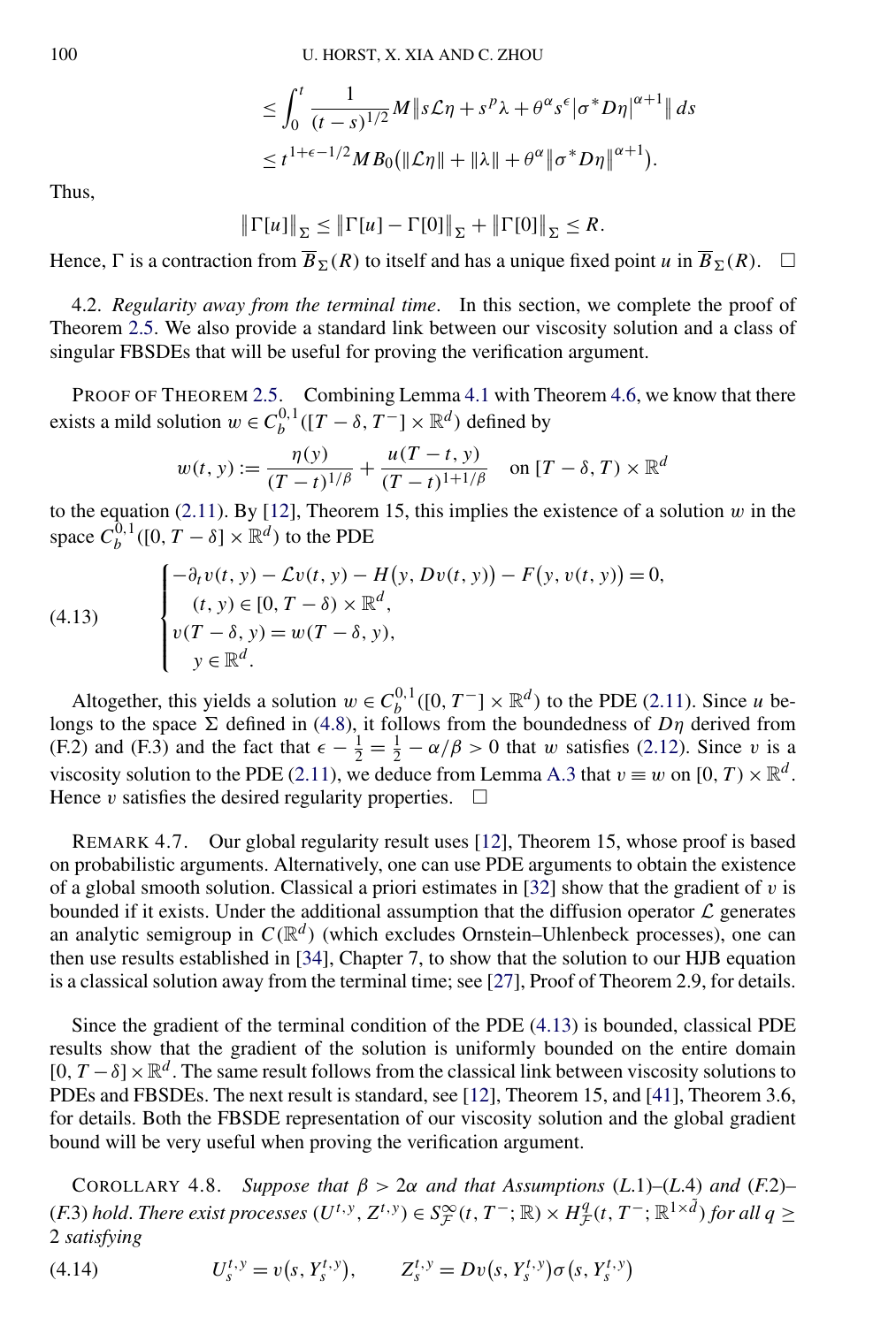$$\leq \int_0^t \frac{1}{(t-s)^{1/2}} M \left\| s\mathcal{L}\eta + s^p \lambda + \theta^\alpha s^\epsilon |\sigma^* D\eta|^{\alpha+1} \right\| ds$$
$$\leq t^{1+\epsilon-1/2} M B_0 \left( \|\mathcal{L}\eta\| + \|\lambda\| + \theta^\alpha \|\sigma^* D\eta\|^{\alpha+1} \right).$$

Thus,

$$\|\Gamma[u]\|_\Sigma \leq \|\Gamma[u] - \Gamma[0]\|_\Sigma + \|\Gamma[0]\|_\Sigma \leq R.$$

Hence, $\Gamma$ is a contraction from $\overline{B}_\Sigma(R)$ to itself and has a unique fixed point $u$ in $\overline{B}_\Sigma(R)$. □

4.2. *Regularity away from the terminal time*. In this section, we complete the proof of Theorem 2.5. We also provide a standard link between our viscosity solution and a class of singular FBSDEs that will be useful for proving the verification argument.

PROOF OF THEOREM 2.5. Combining Lemma 4.1 with Theorem 4.6, we know that there exists a mild solution $w \in C_b^{0,1}([T-\delta, T^-] \times \mathbb{R}^d)$ defined by

$$w(t, y) := \frac{\eta(y)}{(T-t)^{1/\beta}} + \frac{u(T-t, y)}{(T-t)^{1+1/\beta}} \quad \text{on } [T-\delta, T) \times \mathbb{R}^d$$

to the equation (2.11). By [12], Theorem 15, this implies the existence of a solution $w$ in the space $C_b^{0,1}([0, T-\delta] \times \mathbb{R}^d)$ to the PDE

$$\text{(4.13)} \qquad \begin{cases} -\partial_t v(t, y) - \mathcal{L}v(t, y) - H\big(y, Dv(t, y)\big) - F\big(y, v(t, y)\big) = 0, \\ \quad (t, y) \in [0, T-\delta) \times \mathbb{R}^d, \\ v(T-\delta, y) = w(T-\delta, y), \\ \quad y \in \mathbb{R}^d. \end{cases}$$

Altogether, this yields a solution $w \in C_b^{0,1}([0, T^-] \times \mathbb{R}^d)$ to the PDE (2.11). Since $u$ belongs to the space $\Sigma$ defined in (4.8), it follows from the boundedness of $D\eta$ derived from (F.2) and (F.3) and the fact that $\epsilon - \frac{1}{2} = \frac{1}{2} - \alpha/\beta > 0$ that $w$ satisfies (2.12). Since $v$ is a viscosity solution to the PDE (2.11), we deduce from Lemma A.3 that $v \equiv w$ on $[0, T) \times \mathbb{R}^d$. Hence $v$ satisfies the desired regularity properties. □

REMARK 4.7. Our global regularity result uses [12], Theorem 15, whose proof is based on probabilistic arguments. Alternatively, one can use PDE arguments to obtain the existence of a global smooth solution. Classical a priori estimates in [32] show that the gradient of $v$ is bounded if it exists. Under the additional assumption that the diffusion operator $\mathcal{L}$ generates an analytic semigroup in $C(\mathbb{R}^d)$ (which excludes Ornstein–Uhlenbeck processes), one can then use results established in [34], Chapter 7, to show that the solution to our HJB equation is a classical solution away from the terminal time; see [27], Proof of Theorem 2.9, for details.

Since the gradient of the terminal condition of the PDE (4.13) is bounded, classical PDE results show that the gradient of the solution is uniformly bounded on the entire domain $[0, T-\delta] \times \mathbb{R}^d$. The same result follows from the classical link between viscosity solutions to PDEs and FBSDEs. The next result is standard, see [12], Theorem 15, and [41], Theorem 3.6, for details. Both the FBSDE representation of our viscosity solution and the global gradient bound will be very useful when proving the verification argument.

COROLLARY 4.8. *Suppose that $\beta > 2\alpha$ and that Assumptions (L.1)–(L.4) and (F.2)–(F.3) hold. There exist processes $(U^{t,y}, Z^{t,y}) \in S^\infty_{\mathcal{F}}(t, T^-; \mathbb{R}) \times H^q_{\mathcal{F}}(t, T^-; \mathbb{R}^{1\times \tilde{d}})$ for all $q \geq 2$ satisfying*

$$\text{(4.14)} \qquad U_s^{t,y} = v\big(s, Y_s^{t,y}\big), \qquad Z_s^{t,y} = Dv\big(s, Y_s^{t,y}\big)\sigma\big(s, Y_s^{t,y}\big)$$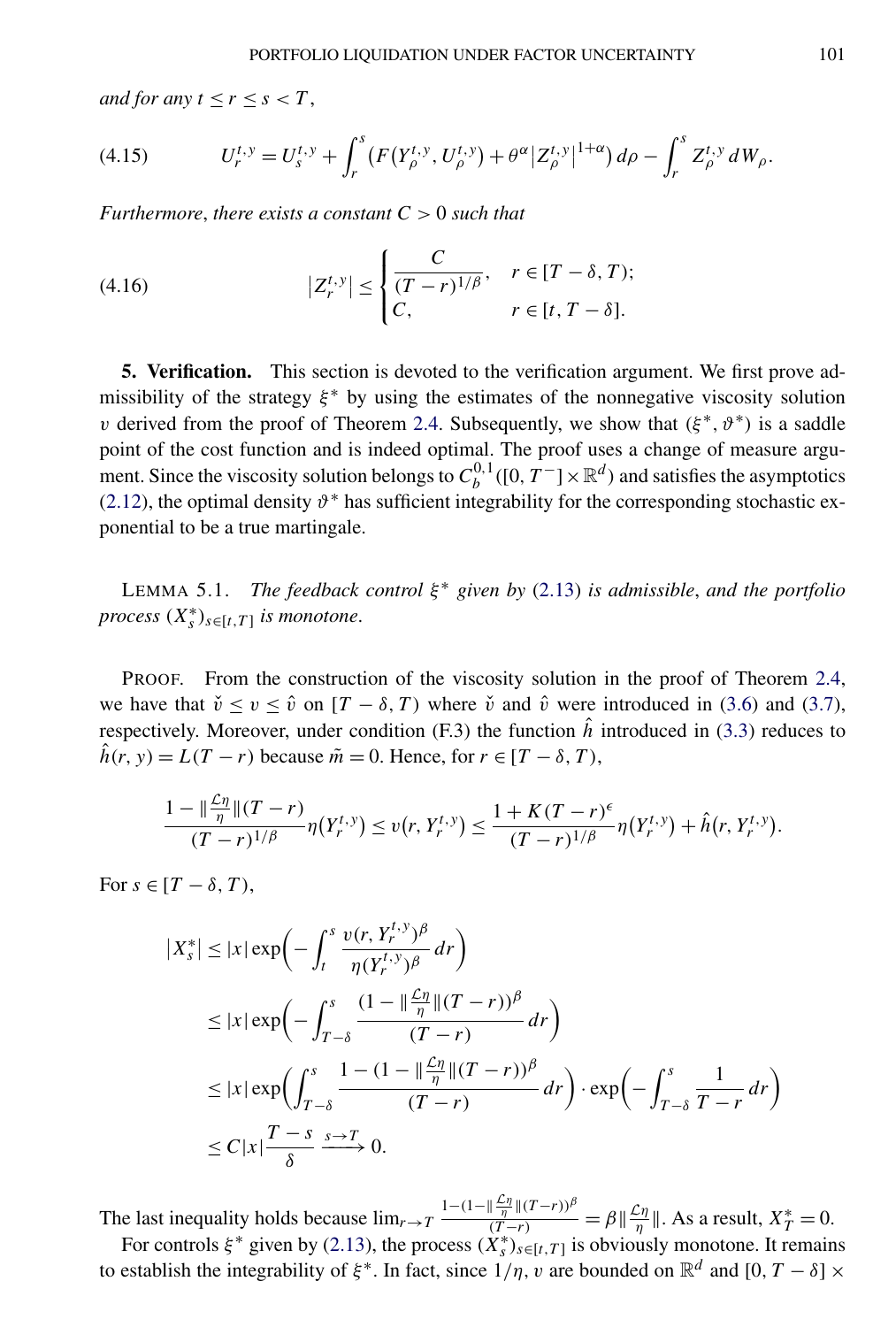*and for any* $t \le r \le s < T$,

$$
U_r^{t,y} = U_s^{t,y} + \int_r^s \bigl(F\bigl(Y_\rho^{t,y}, U_\rho^{t,y}\bigr) + \theta^\alpha \bigl|Z_\rho^{t,y}\bigr|^{1+\alpha}\bigr)\,d\rho - \int_r^s Z_\rho^{t,y}\,dW_\rho. \tag{4.15}
$$

*Furthermore, there exists a constant* $C > 0$ *such that*

$$
\bigl|Z_r^{t,y}\bigr| \le \begin{cases} \dfrac{C}{(T-r)^{1/\beta}}, & r \in [T-\delta, T); \\ C, & r \in [t, T-\delta]. \end{cases} \tag{4.16}
$$

## 5. Verification.

This section is devoted to the verification argument. We first prove admissibility of the strategy $\xi^*$ by using the estimates of the nonnegative viscosity solution $v$ derived from the proof of Theorem 2.4. Subsequently, we show that $(\xi^*, \vartheta^*)$ is a saddle point of the cost function and is indeed optimal. The proof uses a change of measure argument. Since the viscosity solution belongs to $C_b^{0,1}([0, T^-] \times \mathbb{R}^d)$ and satisfies the asymptotics (2.12), the optimal density $\vartheta^*$ has sufficient integrability for the corresponding stochastic exponential to be a true martingale.

LEMMA 5.1. *The feedback control* $\xi^*$ *given by* (2.13) *is admissible, and the portfolio process* $(X_s^*)_{s\in[t,T]}$ *is monotone.*

PROOF. From the construction of the viscosity solution in the proof of Theorem 2.4, we have that $\check{v} \le v \le \hat{v}$ on $[T-\delta, T)$ where $\check{v}$ and $\hat{v}$ were introduced in (3.6) and (3.7), respectively. Moreover, under condition (F.3) the function $\hat{h}$ introduced in (3.3) reduces to $\hat{h}(r, y) = L(T-r)$ because $\tilde{m} = 0$. Hence, for $r \in [T-\delta, T)$,

$$
\frac{1 - \|\frac{\mathcal{L}\eta}{\eta}\|(T-r)}{(T-r)^{1/\beta}}\eta\bigl(Y_r^{t,y}\bigr) \le v\bigl(r, Y_r^{t,y}\bigr) \le \frac{1 + K(T-r)^\epsilon}{(T-r)^{1/\beta}}\eta\bigl(Y_r^{t,y}\bigr) + \hat{h}\bigl(r, Y_r^{t,y}\bigr).
$$

For $s \in [T-\delta, T)$,

$$
\begin{aligned}
\bigl|X_s^*\bigr| &\le |x| \exp\biggl(-\int_t^s \frac{v(r, Y_r^{t,y})^\beta}{\eta(Y_r^{t,y})^\beta}\,dr\biggr) \\
&\le |x| \exp\biggl(-\int_{T-\delta}^s \frac{(1 - \|\frac{\mathcal{L}\eta}{\eta}\|(T-r))^\beta}{(T-r)}\,dr\biggr) \\
&\le |x| \exp\biggl(\int_{T-\delta}^s \frac{1 - (1 - \|\frac{\mathcal{L}\eta}{\eta}\|(T-r))^\beta}{(T-r)}\,dr\biggr) \cdot \exp\biggl(-\int_{T-\delta}^s \frac{1}{T-r}\,dr\biggr) \\
&\le C|x| \frac{T-s}{\delta} \xrightarrow{s \to T} 0.
\end{aligned}
$$

The last inequality holds because $\lim_{r\to T} \frac{1-(1-\|\frac{\mathcal{L}\eta}{\eta}\|(T-r))^\beta}{(T-r)} = \beta \|\frac{\mathcal{L}\eta}{\eta}\|$. As a result, $X_T^* = 0$.

For controls $\xi^*$ given by (2.13), the process $(X_s^*)_{s\in[t,T]}$ is obviously monotone. It remains to establish the integrability of $\xi^*$. In fact, since $1/\eta$, $v$ are bounded on $\mathbb{R}^d$ and $[0, T-\delta] \times$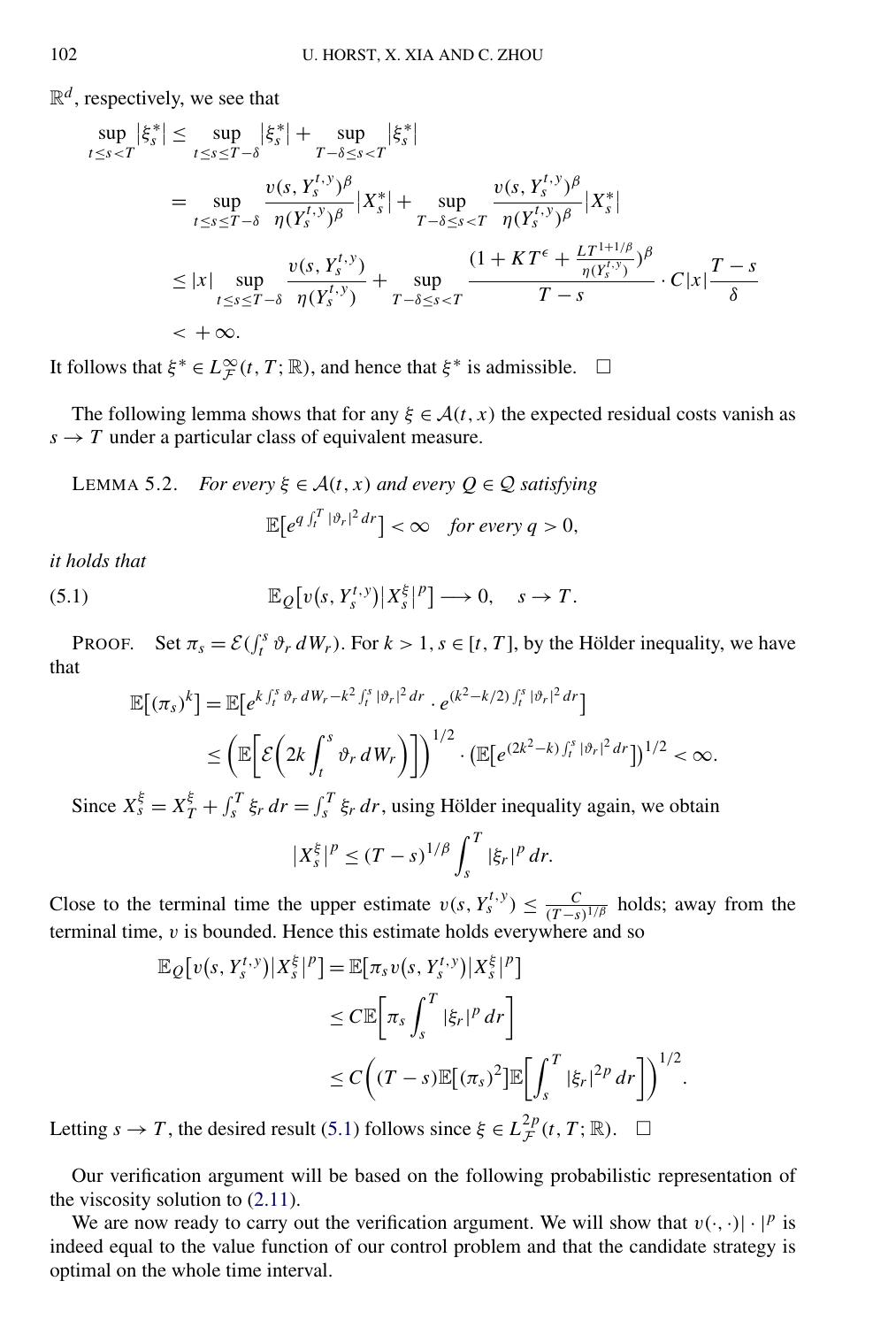$\mathbb{R}^d$, respectively, we see that

$$
\begin{aligned}
\sup_{t\le s<T}|\xi_s^*| &\le \sup_{t\le s\le T-\delta}|\xi_s^*| + \sup_{T-\delta\le s<T}|\xi_s^*| \\
&= \sup_{t\le s\le T-\delta}\frac{v(s,Y_s^{t,y})^\beta}{\eta(Y_s^{t,y})^\beta}|X_s^*| + \sup_{T-\delta\le s<T}\frac{v(s,Y_s^{t,y})^\beta}{\eta(Y_s^{t,y})^\beta}|X_s^*| \\
&\le |x|\sup_{t\le s\le T-\delta}\frac{v(s,Y_s^{t,y})}{\eta(Y_s^{t,y})} + \sup_{T-\delta\le s<T}\frac{(1+KT^\epsilon+\frac{LT^{1+1/\beta}}{\eta(Y_s^{t,y})})^\beta}{T-s}\cdot C|x|\frac{T-s}{\delta} \\
&< +\infty.
\end{aligned}
$$

It follows that $\xi^* \in L^\infty_{\mathcal{F}}(t,T;\mathbb{R})$, and hence that $\xi^*$ is admissible. $\square$

The following lemma shows that for any $\xi \in \mathcal{A}(t,x)$ the expected residual costs vanish as $s \to T$ under a particular class of equivalent measure.

LEMMA 5.2. *For every $\xi \in \mathcal{A}(t,x)$ and every $Q \in \mathcal{Q}$ satisfying*

$$\mathbb{E}\big[e^{q\int_t^T|\vartheta_r|^2\,dr}\big] < \infty \quad \textit{for every } q>0,$$

*it holds that*

$$\mathbb{E}_Q\big[v\big(s,Y_s^{t,y}\big)\big|X_s^\xi\big|^p\big] \longrightarrow 0, \quad s\to T. \tag{5.1}$$

PROOF. Set $\pi_s = \mathcal{E}(\int_t^s \vartheta_r\,dW_r)$. For $k>1$, $s\in[t,T]$, by the Hölder inequality, we have that

$$
\begin{aligned}
\mathbb{E}\big[(\pi_s)^k\big] &= \mathbb{E}\big[e^{k\int_t^s\vartheta_r\,dW_r - k^2\int_t^s|\vartheta_r|^2\,dr}\cdot e^{(k^2-k/2)\int_t^s|\vartheta_r|^2\,dr}\big] \\
&\le \bigg(\mathbb{E}\bigg[\mathcal{E}\bigg(2k\int_t^s\vartheta_r\,dW_r\bigg)\bigg]\bigg)^{1/2}\cdot\big(\mathbb{E}\big[e^{(2k^2-k)\int_t^s|\vartheta_r|^2\,dr}\big]\big)^{1/2} < \infty.
\end{aligned}
$$

Since $X_s^\xi = X_T^\xi + \int_s^T \xi_r\,dr = \int_s^T\xi_r\,dr$, using Hölder inequality again, we obtain

$$\big|X_s^\xi\big|^p \le (T-s)^{1/\beta}\int_s^T|\xi_r|^p\,dr.$$

Close to the terminal time the upper estimate $v(s,Y_s^{t,y}) \le \frac{C}{(T-s)^{1/\beta}}$ holds; away from the terminal time, $v$ is bounded. Hence this estimate holds everywhere and so

$$
\begin{aligned}
\mathbb{E}_Q\big[v\big(s,Y_s^{t,y}\big)\big|X_s^\xi\big|^p\big] &= \mathbb{E}\big[\pi_s v\big(s,Y_s^{t,y}\big)\big|X_s^\xi\big|^p\big] \\
&\le C\mathbb{E}\bigg[\pi_s\int_s^T|\xi_r|^p\,dr\bigg] \\
&\le C\bigg((T-s)\mathbb{E}\big[(\pi_s)^2\big]\mathbb{E}\bigg[\int_s^T|\xi_r|^{2p}\,dr\bigg]\bigg)^{1/2}.
\end{aligned}
$$

Letting $s\to T$, the desired result (5.1) follows since $\xi \in L^{2p}_{\mathcal{F}}(t,T;\mathbb{R})$. $\square$

Our verification argument will be based on the following probabilistic representation of the viscosity solution to (2.11).

We are now ready to carry out the verification argument. We will show that $v(\cdot,\cdot)|\cdot|^p$ is indeed equal to the value function of our control problem and that the candidate strategy is optimal on the whole time interval.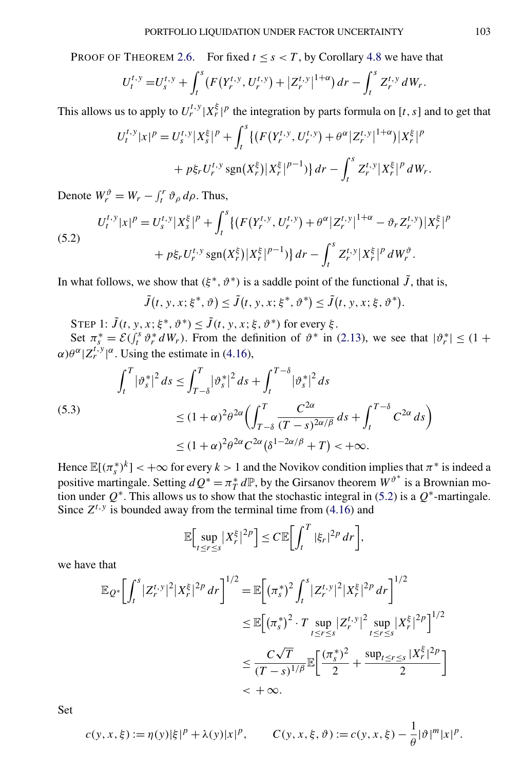PROOF OF THEOREM 2.6. For fixed $t \le s < T$, by Corollary 4.8 we have that

$$U_t^{t,y} = U_s^{t,y} + \int_t^s \big(F(Y_r^{t,y}, U_r^{t,y}) + |Z_r^{t,y}|^{1+\alpha}\big)\,dr - \int_t^s Z_r^{t,y}\,dW_r.$$

This allows us to apply to $U_r^{t,y}|X_r^\xi|^p$ the integration by parts formula on $[t,s]$ and to get that

$$\begin{aligned} U_t^{t,y}|x|^p = U_s^{t,y}|X_s^\xi|^p + \int_t^s \big\{\big(F(Y_r^{t,y}, U_r^{t,y}) + \theta^\alpha |Z_r^{t,y}|^{1+\alpha}\big)|X_r^\xi|^p \\ + p\xi_r U_r^{t,y}\operatorname{sgn}(X_r^\xi)|X_r^\xi|^{p-1}\big\}\,dr - \int_t^s Z_r^{t,y}|X_r^\xi|^p\,dW_r. \end{aligned}$$

Denote $W_r^\vartheta = W_r - \int_t^r \vartheta_\rho\,d\rho$. Thus,

$$\begin{aligned} U_t^{t,y}|x|^p = U_s^{t,y}|X_s^\xi|^p + \int_t^s \big\{\big(F(Y_r^{t,y}, U_r^{t,y}) + \theta^\alpha |Z_r^{t,y}|^{1+\alpha} - \vartheta_r Z_r^{t,y}\big)|X_r^\xi|^p \\ + p\xi_r U_r^{t,y}\operatorname{sgn}(X_r^\xi)|X_r^\xi|^{p-1}\big\}\,dr - \int_t^s Z_r^{t,y}|X_r^\xi|^p\,dW_r^\vartheta. \end{aligned} \tag{5.2}$$

In what follows, we show that $(\xi^*, \vartheta^*)$ is a saddle point of the functional $\tilde{J}$, that is,

$$\tilde{J}(t,y,x;\xi^*,\vartheta) \le \tilde{J}(t,y,x;\xi^*,\vartheta^*) \le \tilde{J}(t,y,x;\xi,\vartheta^*).$$

STEP 1: $\tilde{J}(t,y,x;\xi^*,\vartheta^*) \le \tilde{J}(t,y,x;\xi,\vartheta^*)$ for every $\xi$.

Set $\pi_s^* = \mathcal{E}(\int_t^s \vartheta_r^*\,dW_r)$. From the definition of $\vartheta^*$ in (2.13), we see that $|\vartheta_r^*| \le (1+\alpha)\theta^\alpha |Z_r^{t,y}|^\alpha$. Using the estimate in (4.16),

$$\begin{aligned} \int_t^T |\vartheta_s^*|^2\,ds &\le \int_{T-\delta}^T |\vartheta_s^*|^2\,ds + \int_t^{T-\delta} |\vartheta_s^*|^2\,ds \\ &\le (1+\alpha)^2\theta^{2\alpha}\bigg(\int_{T-\delta}^T \frac{C^{2\alpha}}{(T-s)^{2\alpha/\beta}}\,ds + \int_t^{T-\delta} C^{2\alpha}\,ds\bigg) \\ &\le (1+\alpha)^2\theta^{2\alpha}C^{2\alpha}\big(\delta^{1-2\alpha/\beta} + T\big) < +\infty. \end{aligned} \tag{5.3}$$

Hence $\mathbb{E}[(\pi_s^*)^k] < +\infty$ for every $k > 1$ and the Novikov condition implies that $\pi^*$ is indeed a positive martingale. Setting $dQ^* = \pi_T^*\,d\mathbb{P}$, by the Girsanov theorem $W^{\vartheta^*}$ is a Brownian motion under $Q^*$. This allows us to show that the stochastic integral in (5.2) is a $Q^*$-martingale. Since $Z^{t,y}$ is bounded away from the terminal time from (4.16) and

$$\mathbb{E}\Big[\sup_{t\le r\le s}|X_r^\xi|^{2p}\Big] \le C\mathbb{E}\bigg[\int_t^T |\xi_r|^{2p}\,dr\bigg],$$

we have that

$$\begin{aligned} \mathbb{E}_{Q^*}\bigg[\int_t^s |Z_r^{t,y}|^2|X_r^\xi|^{2p}\,dr\bigg]^{1/2} &= \mathbb{E}\bigg[(\pi_s^*)^2\int_t^s |Z_r^{t,y}|^2|X_r^\xi|^{2p}\,dr\bigg]^{1/2} \\ &\le \mathbb{E}\Big[(\pi_s^*)^2\cdot T\sup_{t\le r\le s}|Z_r^{t,y}|^2\sup_{t\le r\le s}|X_r^\xi|^{2p}\Big]^{1/2} \\ &\le \frac{C\sqrt{T}}{(T-s)^{1/\beta}}\mathbb{E}\bigg[\frac{(\pi_s^*)^2}{2} + \frac{\sup_{t\le r\le s}|X_r^\xi|^{2p}}{2}\bigg] \\ &< +\infty. \end{aligned}$$

Set

$$c(y,x,\xi) := \eta(y)|\xi|^p + \lambda(y)|x|^p, \qquad C(y,x,\xi,\vartheta) := c(y,x,\xi) - \frac{1}{\theta}|\vartheta|^m|x|^p.$$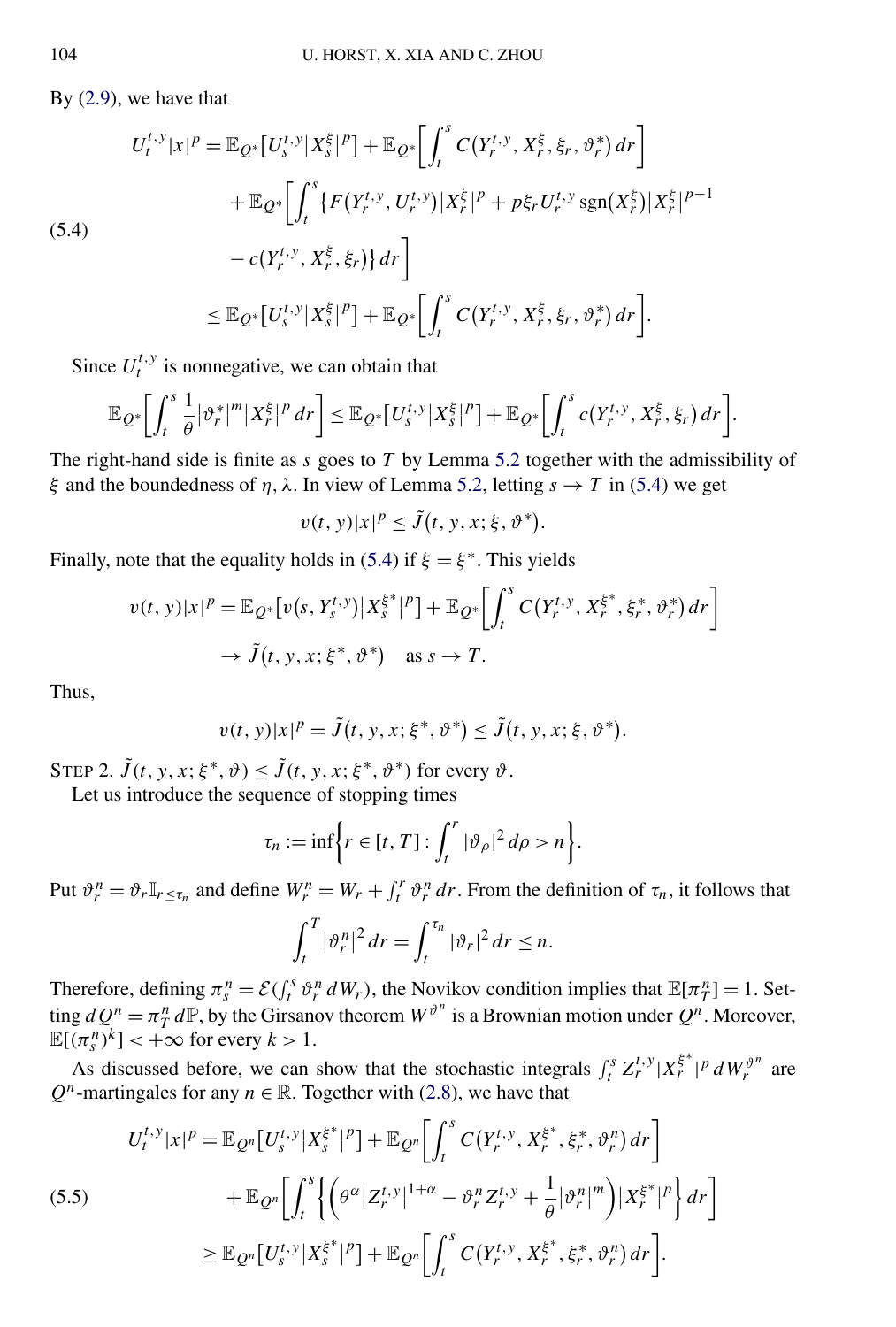By (2.9), we have that

$$
\begin{aligned}
U_t^{t,y}|x|^p &= \mathbb{E}_{Q^*}\big[U_s^{t,y}\big|X_s^{\xi}\big|^p\big] + \mathbb{E}_{Q^*}\bigg[\int_t^s C\big(Y_r^{t,y}, X_r^{\xi}, \xi_r, \vartheta_r^*\big)\,dr\bigg] \\
&\quad + \mathbb{E}_{Q^*}\bigg[\int_t^s \big\{F\big(Y_r^{t,y}, U_r^{t,y}\big)\big|X_r^{\xi}\big|^p + p\xi_r U_r^{t,y}\operatorname{sgn}\big(X_r^{\xi}\big)\big|X_r^{\xi}\big|^{p-1} \\
&\qquad - c\big(Y_r^{t,y}, X_r^{\xi}, \xi_r\big)\big\}\,dr\bigg] \\
&\le \mathbb{E}_{Q^*}\big[U_s^{t,y}\big|X_s^{\xi}\big|^p\big] + \mathbb{E}_{Q^*}\bigg[\int_t^s C\big(Y_r^{t,y}, X_r^{\xi}, \xi_r, \vartheta_r^*\big)\,dr\bigg].
\end{aligned}
\tag{5.4}
$$

Since $U_t^{t,y}$ is nonnegative, we can obtain that

$$
\mathbb{E}_{Q^*}\bigg[\int_t^s \frac{1}{\theta}\big|\vartheta_r^*\big|^m\big|X_r^{\xi}\big|^p\,dr\bigg] \le \mathbb{E}_{Q^*}\big[U_s^{t,y}\big|X_s^{\xi}\big|^p\big] + \mathbb{E}_{Q^*}\bigg[\int_t^s c\big(Y_r^{t,y}, X_r^{\xi}, \xi_r\big)\,dr\bigg].
$$

The right-hand side is finite as $s$ goes to $T$ by Lemma 5.2 together with the admissibility of $\xi$ and the boundedness of $\eta, \lambda$. In view of Lemma 5.2, letting $s \to T$ in (5.4) we get

$$
v(t,y)|x|^p \le \tilde{J}\big(t,y,x;\xi,\vartheta^*\big).
$$

Finally, note that the equality holds in (5.4) if $\xi = \xi^*$. This yields

$$
\begin{aligned}
v(t,y)|x|^p &= \mathbb{E}_{Q^*}\big[v\big(s, Y_s^{t,y}\big)\big|X_s^{\xi^*}\big|^p\big] + \mathbb{E}_{Q^*}\bigg[\int_t^s C\big(Y_r^{t,y}, X_r^{\xi^*}, \xi_r^*, \vartheta_r^*\big)\,dr\bigg] \\
&\to \tilde{J}\big(t,y,x;\xi^*,\vartheta^*\big) \quad \text{as } s \to T.
\end{aligned}
$$

Thus,

$$
v(t,y)|x|^p = \tilde{J}\big(t,y,x;\xi^*,\vartheta^*\big) \le \tilde{J}\big(t,y,x;\xi,\vartheta^*\big).
$$

STEP 2. $\tilde{J}(t,y,x;\xi^*,\vartheta) \le \tilde{J}(t,y,x;\xi^*,\vartheta^*)$ for every $\vartheta$.

Let us introduce the sequence of stopping times

$$
\tau_n := \inf\bigg\{r \in [t,T] : \int_t^r |\vartheta_\rho|^2\,d\rho > n\bigg\}.
$$

Put $\vartheta_r^n = \vartheta_r \mathbb{I}_{r \le \tau_n}$ and define $W_r^n = W_r + \int_t^r \vartheta_r^n\,dr$. From the definition of $\tau_n$, it follows that

$$
\int_t^T \big|\vartheta_r^n\big|^2\,dr = \int_t^{\tau_n} |\vartheta_r|^2\,dr \le n.
$$

Therefore, defining $\pi_s^n = \mathcal{E}(\int_t^s \vartheta_r^n\,dW_r)$, the Novikov condition implies that $\mathbb{E}[\pi_T^n] = 1$. Setting $dQ^n = \pi_T^n\,d\mathbb{P}$, by the Girsanov theorem $W^{\vartheta^n}$ is a Brownian motion under $Q^n$. Moreover, $\mathbb{E}[(\pi_s^n)^k] < +\infty$ for every $k > 1$.

As discussed before, we can show that the stochastic integrals $\int_t^s Z_r^{t,y}|X_r^{\xi^*}|^p\,dW_r^{\vartheta^n}$ are $Q^n$-martingales for any $n \in \mathbb{R}$. Together with (2.8), we have that

$$
\begin{aligned}
U_t^{t,y}|x|^p &= \mathbb{E}_{Q^n}\big[U_s^{t,y}\big|X_s^{\xi^*}\big|^p\big] + \mathbb{E}_{Q^n}\bigg[\int_t^s C\big(Y_r^{t,y}, X_r^{\xi^*}, \xi_r^*, \vartheta_r^n\big)\,dr\bigg] \\
&\quad + \mathbb{E}_{Q^n}\bigg[\int_t^s \bigg\{\bigg(\theta^\alpha\big|Z_r^{t,y}\big|^{1+\alpha} - \vartheta_r^n Z_r^{t,y} + \frac{1}{\theta}\big|\vartheta_r^n\big|^m\bigg)\big|X_r^{\xi^*}\big|^p\bigg\}\,dr\bigg] \\
&\ge \mathbb{E}_{Q^n}\big[U_s^{t,y}\big|X_s^{\xi^*}\big|^p\big] + \mathbb{E}_{Q^n}\bigg[\int_t^s C\big(Y_r^{t,y}, X_r^{\xi^*}, \xi_r^*, \vartheta_r^n\big)\,dr\bigg].
\end{aligned}
\tag{5.5}
$$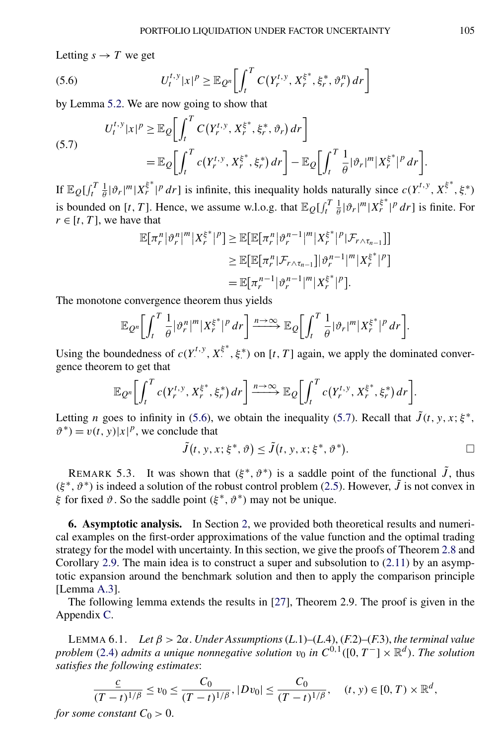Letting $s \to T$ we get

$$
U_t^{t,y}|x|^p \geq \mathbb{E}_{Q^n}\left[\int_t^T C\big(Y_r^{t,y}, X_r^{\xi^*}, \xi_r^*, \vartheta_r^n\big)\,dr\right] \tag{5.6}
$$

by Lemma 5.2. We are now going to show that

$$
\begin{aligned}
U_t^{t,y}|x|^p &\geq \mathbb{E}_Q\left[\int_t^T C\big(Y_r^{t,y}, X_r^{\xi^*}, \xi_r^*, \vartheta_r\big)\,dr\right] \\
&= \mathbb{E}_Q\left[\int_t^T c\big(Y_r^{t,y}, X_r^{\xi^*}, \xi_r^*\big)\,dr\right] - \mathbb{E}_Q\left[\int_t^T \frac{1}{\theta}|\vartheta_r|^m \big|X_r^{\xi^*}\big|^p\,dr\right].
\end{aligned} \tag{5.7}
$$

If $\mathbb{E}_Q[\int_t^T \frac{1}{\theta}|\vartheta_r|^m|X_r^{\xi^*}|^p\,dr]$ is infinite, this inequality holds naturally since $c(Y_\cdot^{t,y}, X_\cdot^{\xi^*}, \xi_\cdot^*)$ is bounded on $[t,T]$. Hence, we assume w.l.o.g. that $\mathbb{E}_Q[\int_t^T \frac{1}{\theta}|\vartheta_r|^m|X_r^{\xi^*}|^p\,dr]$ is finite. For $r \in [t,T]$, we have that

$$
\begin{aligned}
\mathbb{E}\big[\pi_r^n|\vartheta_r^n|^m\big|X_r^{\xi^*}\big|^p\big] &\geq \mathbb{E}\big[\mathbb{E}\big[\pi_r^n|\vartheta_r^{n-1}|^m\big|X_r^{\xi^*}\big|^p\big|\mathcal{F}_{r\wedge\tau_{n-1}}\big]\big] \\
&\geq \mathbb{E}\big[\mathbb{E}\big[\pi_r^n\big|\mathcal{F}_{r\wedge\tau_{n-1}}\big]\big|\vartheta_r^{n-1}\big|^m\big|X_r^{\xi^*}\big|^p\big] \\
&= \mathbb{E}\big[\pi_r^{n-1}|\vartheta_r^{n-1}|^m\big|X_r^{\xi^*}\big|^p\big].
\end{aligned}
$$

The monotone convergence theorem thus yields

$$
\mathbb{E}_{Q^n}\left[\int_t^T \frac{1}{\theta}|\vartheta_r^n|^m\big|X_r^{\xi^*}\big|^p\,dr\right] \xrightarrow{n\to\infty} \mathbb{E}_Q\left[\int_t^T \frac{1}{\theta}|\vartheta_r|^m\big|X_r^{\xi^*}\big|^p\,dr\right].
$$

Using the boundedness of $c(Y_\cdot^{t,y}, X_\cdot^{\xi^*}, \xi_\cdot^*)$ on $[t,T]$ again, we apply the dominated convergence theorem to get that

$$
\mathbb{E}_{Q^n}\left[\int_t^T c\big(Y_r^{t,y}, X_r^{\xi^*}, \xi_r^*\big)\,dr\right] \xrightarrow{n\to\infty} \mathbb{E}_Q\left[\int_t^T c\big(Y_r^{t,y}, X_r^{\xi^*}, \xi_r^*\big)\,dr\right].
$$

Letting $n$ goes to infinity in (5.6), we obtain the inequality (5.7). Recall that $\tilde{J}(t,y,x;\xi^*,\vartheta^*) = v(t,y)|x|^p$, we conclude that

$$
\tilde{J}\big(t,y,x;\xi^*,\vartheta\big) \leq \tilde{J}\big(t,y,x;\xi^*,\vartheta^*\big). \qquad \square
$$

REMARK 5.3. It was shown that $(\xi^*,\vartheta^*)$ is a saddle point of the functional $\tilde{J}$, thus $(\xi^*,\vartheta^*)$ is indeed a solution of the robust control problem (2.5). However, $\tilde{J}$ is not convex in $\xi$ for fixed $\vartheta$. So the saddle point $(\xi^*,\vartheta^*)$ may not be unique.

## 6. Asymptotic analysis.

In Section 2, we provided both theoretical results and numerical examples on the first-order approximations of the value function and the optimal trading strategy for the model with uncertainty. In this section, we give the proofs of Theorem 2.8 and Corollary 2.9. The main idea is to construct a super and subsolution to (2.11) by an asymptotic expansion around the benchmark solution and then to apply the comparison principle [Lemma A.3].

The following lemma extends the results in [27], Theorem 2.9. The proof is given in the Appendix C.

LEMMA 6.1. *Let $\beta > 2\alpha$. Under Assumptions (L.1)–(L.4), (F.2)–(F.3), the terminal value problem (2.4) admits a unique nonnegative solution $v_0$ in $C^{0,1}([0,T^-]\times\mathbb{R}^d)$. The solution satisfies the following estimates*:

$$
\frac{\underline{c}}{(T-t)^{1/\beta}} \leq v_0 \leq \frac{C_0}{(T-t)^{1/\beta}}, \; |Dv_0| \leq \frac{C_0}{(T-t)^{1/\beta}}, \quad (t,y) \in [0,T) \times \mathbb{R}^d,
$$

*for some constant $C_0 > 0$.*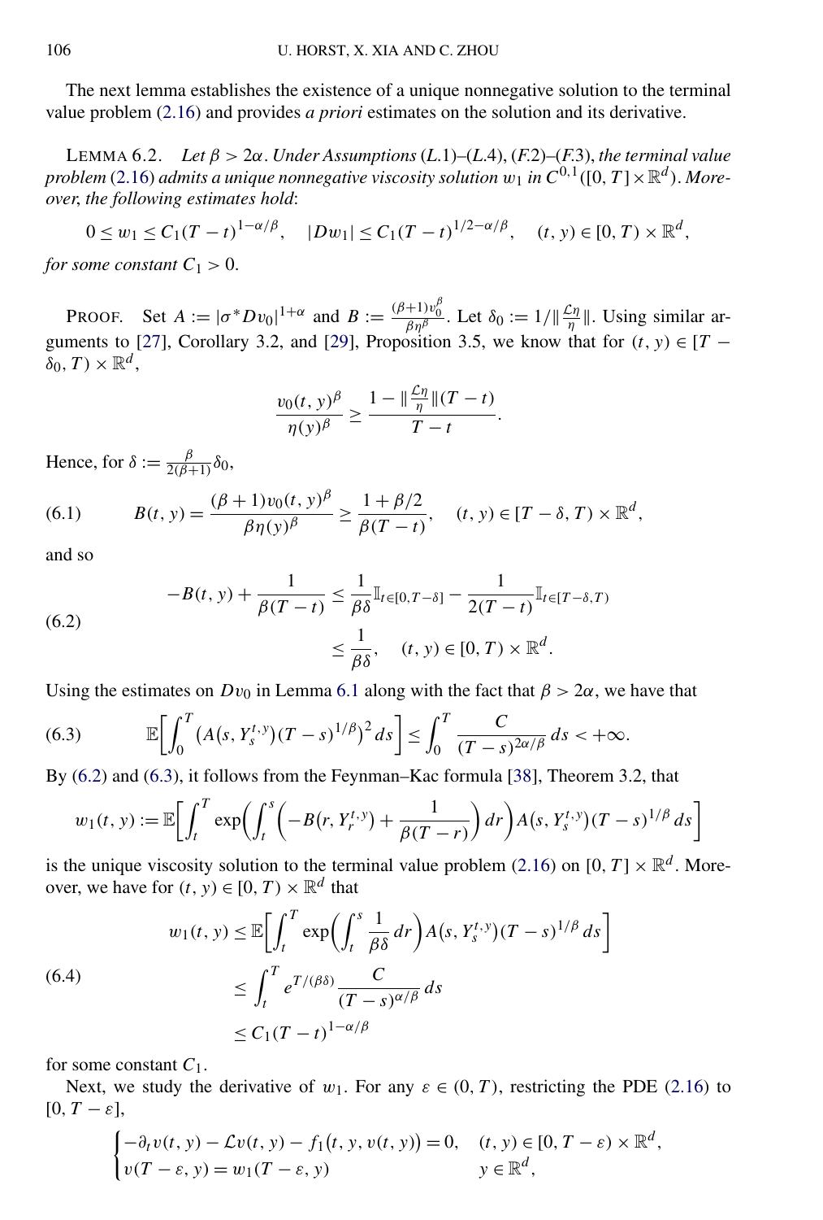The next lemma establishes the existence of a unique nonnegative solution to the terminal value problem (2.16) and provides *a priori* estimates on the solution and its derivative.

LEMMA 6.2. *Let $\beta > 2\alpha$. Under Assumptions (L.1)–(L.4), (F.2)–(F.3), the terminal value problem (2.16) admits a unique nonnegative viscosity solution $w_1$ in $C^{0,1}([0,T]\times\mathbb{R}^d)$. Moreover, the following estimates hold*:

$$0 \le w_1 \le C_1(T-t)^{1-\alpha/\beta}, \quad |Dw_1| \le C_1(T-t)^{1/2-\alpha/\beta}, \quad (t,y)\in[0,T)\times\mathbb{R}^d,$$

*for some constant $C_1 > 0$.*

PROOF. Set $A := |\sigma^* Dv_0|^{1+\alpha}$ and $B := \frac{(\beta+1)v_0^\beta}{\beta\eta^\beta}$. Let $\delta_0 := 1/\|\frac{\mathcal{L}\eta}{\eta}\|$. Using similar arguments to [27], Corollary 3.2, and [29], Proposition 3.5, we know that for $(t,y)\in[T-\delta_0,T)\times\mathbb{R}^d$,

$$\frac{v_0(t,y)^\beta}{\eta(y)^\beta} \ge \frac{1-\|\frac{\mathcal{L}\eta}{\eta}\|(T-t)}{T-t}.$$

Hence, for $\delta := \frac{\beta}{2(\beta+1)}\delta_0$,

$$B(t,y) = \frac{(\beta+1)v_0(t,y)^\beta}{\beta\eta(y)^\beta} \ge \frac{1+\beta/2}{\beta(T-t)}, \quad (t,y)\in[T-\delta,T)\times\mathbb{R}^d, \tag{6.1}$$

and so

$$\begin{aligned} -B(t,y) + \frac{1}{\beta(T-t)} &\le \frac{1}{\beta\delta}\mathbb{I}_{t\in[0,T-\delta]} - \frac{1}{2(T-t)}\mathbb{I}_{t\in[T-\delta,T)} \\ &\le \frac{1}{\beta\delta}, \quad (t,y)\in[0,T)\times\mathbb{R}^d. \end{aligned} \tag{6.2}$$

Using the estimates on $Dv_0$ in Lemma 6.1 along with the fact that $\beta > 2\alpha$, we have that

$$\mathbb{E}\left[\int_0^T \left(A(s,Y_s^{t,y})(T-s)^{1/\beta}\right)^2 ds\right] \le \int_0^T \frac{C}{(T-s)^{2\alpha/\beta}}\,ds < +\infty. \tag{6.3}$$

By (6.2) and (6.3), it follows from the Feynman–Kac formula [38], Theorem 3.2, that

$$w_1(t,y) := \mathbb{E}\left[\int_t^T \exp\left(\int_t^s \left(-B(r,Y_r^{t,y}) + \frac{1}{\beta(T-r)}\right)dr\right)A(s,Y_s^{t,y})(T-s)^{1/\beta}\,ds\right]$$

is the unique viscosity solution to the terminal value problem (2.16) on $[0,T]\times\mathbb{R}^d$. Moreover, we have for $(t,y)\in[0,T)\times\mathbb{R}^d$ that

$$\begin{aligned} w_1(t,y) &\le \mathbb{E}\left[\int_t^T \exp\left(\int_t^s \frac{1}{\beta\delta}\,dr\right)A(s,Y_s^{t,y})(T-s)^{1/\beta}\,ds\right] \\ &\le \int_t^T e^{T/(\beta\delta)}\frac{C}{(T-s)^{\alpha/\beta}}\,ds \\ &\le C_1(T-t)^{1-\alpha/\beta} \end{aligned} \tag{6.4}$$

for some constant $C_1$.

Next, we study the derivative of $w_1$. For any $\varepsilon\in(0,T)$, restricting the PDE (2.16) to $[0,T-\varepsilon]$,

$$\begin{cases} -\partial_t v(t,y) - \mathcal{L}v(t,y) - f_1(t,y,v(t,y)) = 0, & (t,y)\in[0,T-\varepsilon)\times\mathbb{R}^d, \\ v(T-\varepsilon,y) = w_1(T-\varepsilon,y) & y\in\mathbb{R}^d, \end{cases}$$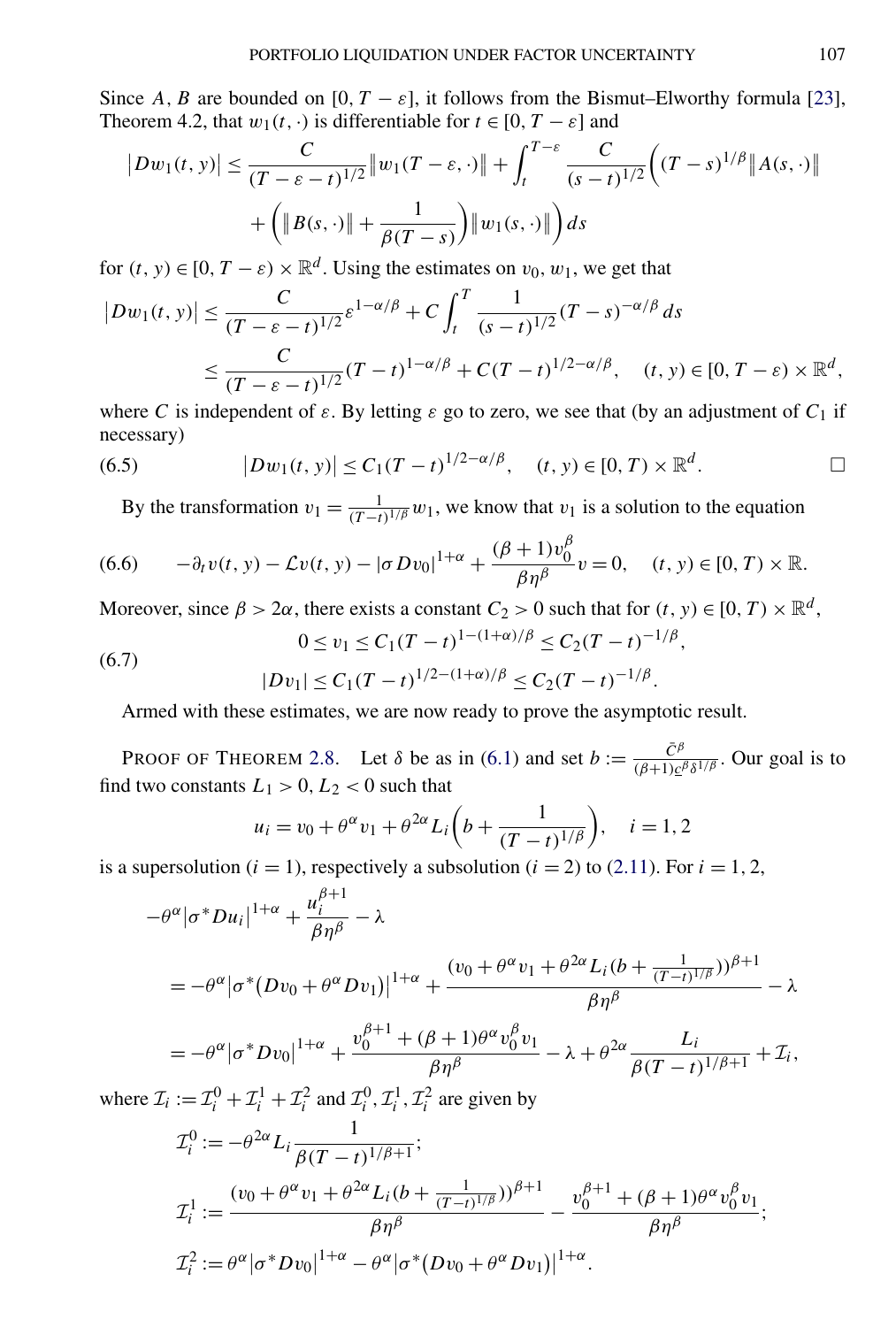Since $A, B$ are bounded on $[0, T-\varepsilon]$, it follows from the Bismut–Elworthy formula [23], Theorem 4.2, that $w_1(t, \cdot)$ is differentiable for $t \in [0, T-\varepsilon]$ and

$$
\begin{aligned}
|Dw_1(t,y)| \le{}& \frac{C}{(T-\varepsilon-t)^{1/2}}\|w_1(T-\varepsilon,\cdot)\| + \int_t^{T-\varepsilon} \frac{C}{(s-t)^{1/2}}\bigg((T-s)^{1/\beta}\|A(s,\cdot)\| \\
&+ \bigg(\|B(s,\cdot)\| + \frac{1}{\beta(T-s)}\bigg)\|w_1(s,\cdot)\|\bigg)\,ds
\end{aligned}
$$

for $(t, y) \in [0, T-\varepsilon) \times \mathbb{R}^d$. Using the estimates on $v_0, w_1$, we get that

$$
\begin{aligned}
|Dw_1(t,y)| &\le \frac{C}{(T-\varepsilon-t)^{1/2}}\varepsilon^{1-\alpha/\beta} + C\int_t^T \frac{1}{(s-t)^{1/2}}(T-s)^{-\alpha/\beta}\,ds \\
&\le \frac{C}{(T-\varepsilon-t)^{1/2}}(T-t)^{1-\alpha/\beta} + C(T-t)^{1/2-\alpha/\beta}, \quad (t,y) \in [0, T-\varepsilon) \times \mathbb{R}^d,
\end{aligned}
$$

where $C$ is independent of $\varepsilon$. By letting $\varepsilon$ go to zero, we see that (by an adjustment of $C_1$ if necessary)

$$
|Dw_1(t,y)| \le C_1(T-t)^{1/2-\alpha/\beta}, \quad (t,y) \in [0,T) \times \mathbb{R}^d. \tag{6.5}
$$

□

By the transformation $v_1 = \frac{1}{(T-t)^{1/\beta}} w_1$, we know that $v_1$ is a solution to the equation

$$
-\partial_t v(t,y) - \mathcal{L}v(t,y) - |\sigma D v_0|^{1+\alpha} + \frac{(\beta+1)v_0^\beta}{\beta\eta^\beta} v = 0, \quad (t,y) \in [0,T) \times \mathbb{R}. \tag{6.6}
$$

Moreover, since $\beta > 2\alpha$, there exists a constant $C_2 > 0$ such that for $(t, y) \in [0, T) \times \mathbb{R}^d$,

$$
\begin{aligned}
0 \le v_1 &\le C_1(T-t)^{1-(1+\alpha)/\beta} \le C_2(T-t)^{-1/\beta}, \\
|Dv_1| &\le C_1(T-t)^{1/2-(1+\alpha)/\beta} \le C_2(T-t)^{-1/\beta}.
\end{aligned} \tag{6.7}
$$

Armed with these estimates, we are now ready to prove the asymptotic result.

PROOF OF THEOREM 2.8. Let $\delta$ be as in (6.1) and set $b := \frac{\bar{C}^\beta}{(\beta+1)\underline{c}^\beta \delta^{1/\beta}}$. Our goal is to find two constants $L_1 > 0$, $L_2 < 0$ such that

$$
u_i = v_0 + \theta^\alpha v_1 + \theta^{2\alpha} L_i\bigg(b + \frac{1}{(T-t)^{1/\beta}}\bigg), \quad i = 1, 2
$$

is a supersolution ($i = 1$), respectively a subsolution ($i = 2$) to (2.11). For $i = 1, 2$,

$$
\begin{aligned}
&-\theta^\alpha|\sigma^* D u_i|^{1+\alpha} + \frac{u_i^{\beta+1}}{\beta\eta^\beta} - \lambda \\
&= -\theta^\alpha\big|\sigma^*\big(Dv_0 + \theta^\alpha Dv_1\big)\big|^{1+\alpha} + \frac{(v_0 + \theta^\alpha v_1 + \theta^{2\alpha}L_i(b + \frac{1}{(T-t)^{1/\beta}}))^{\beta+1}}{\beta\eta^\beta} - \lambda \\
&= -\theta^\alpha|\sigma^* D v_0|^{1+\alpha} + \frac{v_0^{\beta+1} + (\beta+1)\theta^\alpha v_0^\beta v_1}{\beta\eta^\beta} - \lambda + \theta^{2\alpha}\frac{L_i}{\beta(T-t)^{1/\beta+1}} + \mathcal{I}_i,
\end{aligned}
$$

where $\mathcal{I}_i := \mathcal{I}_i^0 + \mathcal{I}_i^1 + \mathcal{I}_i^2$ and $\mathcal{I}_i^0, \mathcal{I}_i^1, \mathcal{I}_i^2$ are given by

$$
\begin{aligned}
\mathcal{I}_i^0 &:= -\theta^{2\alpha} L_i \frac{1}{\beta(T-t)^{1/\beta+1}}; \\
\mathcal{I}_i^1 &:= \frac{(v_0 + \theta^\alpha v_1 + \theta^{2\alpha}L_i(b + \frac{1}{(T-t)^{1/\beta}}))^{\beta+1}}{\beta\eta^\beta} - \frac{v_0^{\beta+1} + (\beta+1)\theta^\alpha v_0^\beta v_1}{\beta\eta^\beta}; \\
\mathcal{I}_i^2 &:= \theta^\alpha|\sigma^* D v_0|^{1+\alpha} - \theta^\alpha\big|\sigma^*\big(Dv_0 + \theta^\alpha Dv_1\big)\big|^{1+\alpha}.
\end{aligned}
$$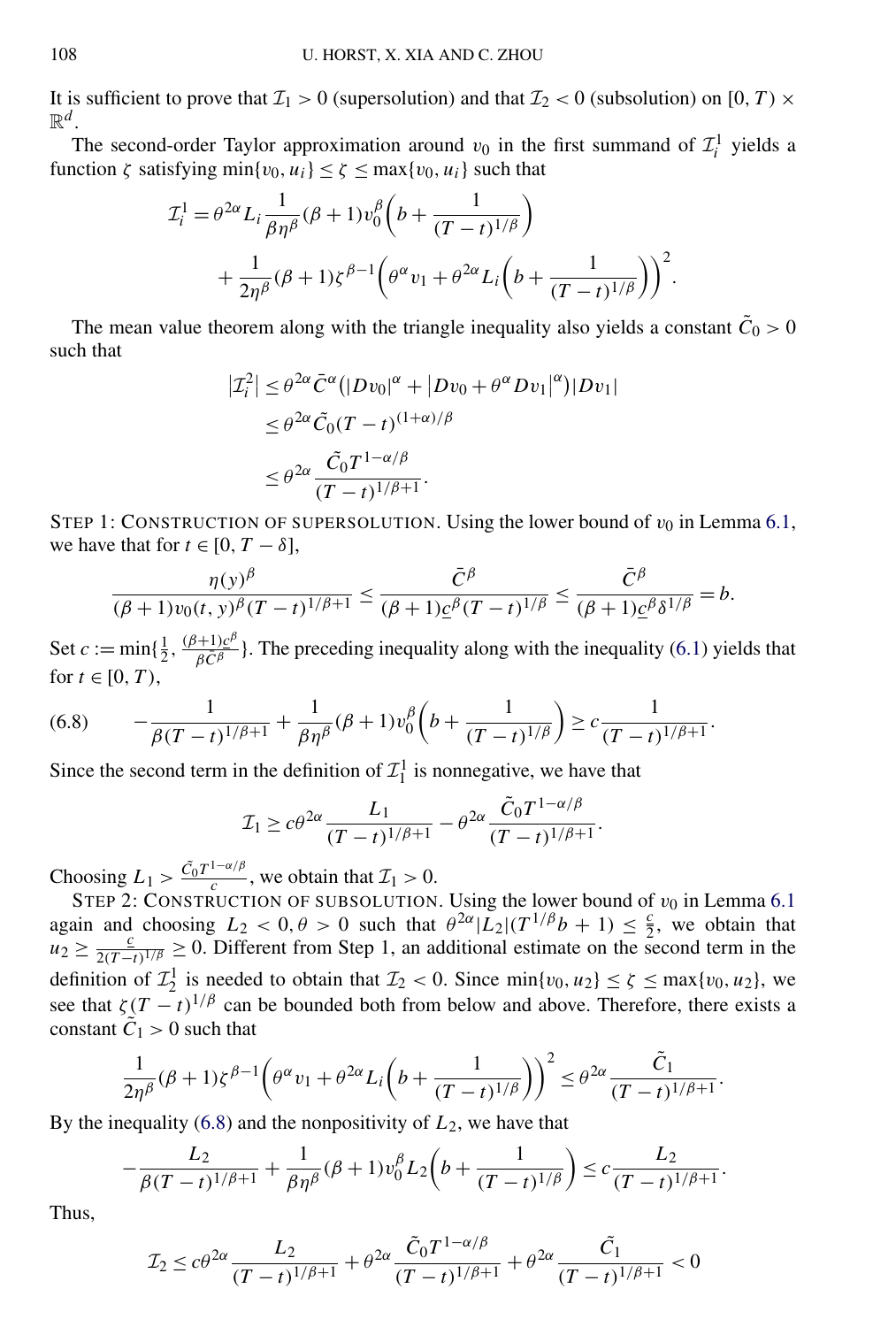It is sufficient to prove that $\mathcal{I}_1 > 0$ (supersolution) and that $\mathcal{I}_2 < 0$ (subsolution) on $[0, T) \times \mathbb{R}^d$.

The second-order Taylor approximation around $v_0$ in the first summand of $\mathcal{I}_i^1$ yields a function $\zeta$ satisfying $\min\{v_0, u_i\} \le \zeta \le \max\{v_0, u_i\}$ such that

$$\mathcal{I}_i^1 = \theta^{2\alpha} L_i \frac{1}{\beta \eta^\beta} (\beta+1) v_0^\beta \left( b + \frac{1}{(T-t)^{1/\beta}} \right) + \frac{1}{2\eta^\beta} (\beta+1) \zeta^{\beta-1} \left( \theta^\alpha v_1 + \theta^{2\alpha} L_i \left( b + \frac{1}{(T-t)^{1/\beta}} \right) \right)^2.$$

The mean value theorem along with the triangle inequality also yields a constant $\tilde{C}_0 > 0$ such that

$$\begin{aligned}
\left| \mathcal{I}_i^2 \right| &\le \theta^{2\alpha} \bar{C}^\alpha \left( |Dv_0|^\alpha + \left| Dv_0 + \theta^\alpha Dv_1 \right|^\alpha \right) |Dv_1| \\
&\le \theta^{2\alpha} \tilde{C}_0 (T-t)^{(1+\alpha)/\beta} \\
&\le \theta^{2\alpha} \frac{\tilde{C}_0 T^{1-\alpha/\beta}}{(T-t)^{1/\beta+1}}.
\end{aligned}$$

STEP 1: CONSTRUCTION OF SUPERSOLUTION. Using the lower bound of $v_0$ in Lemma 6.1, we have that for $t \in [0, T-\delta]$,

$$\frac{\eta(y)^\beta}{(\beta+1) v_0(t,y)^\beta (T-t)^{1/\beta+1}} \le \frac{\bar{C}^\beta}{(\beta+1) \underline{c}^\beta (T-t)^{1/\beta}} \le \frac{\bar{C}^\beta}{(\beta+1) \underline{c}^\beta \delta^{1/\beta}} = b.$$

Set $c := \min\{\frac{1}{2}, \frac{(\beta+1)\underline{c}^\beta}{\beta \bar{C}^\beta}\}$. The preceding inequality along with the inequality (6.1) yields that for $t \in [0, T)$,

$$-\frac{1}{\beta(T-t)^{1/\beta+1}} + \frac{1}{\beta \eta^\beta} (\beta+1) v_0^\beta \left( b + \frac{1}{(T-t)^{1/\beta}} \right) \ge c \frac{1}{(T-t)^{1/\beta+1}}. \tag{6.8}$$

Since the second term in the definition of $\mathcal{I}_1^1$ is nonnegative, we have that

$$\mathcal{I}_1 \ge c \theta^{2\alpha} \frac{L_1}{(T-t)^{1/\beta+1}} - \theta^{2\alpha} \frac{\tilde{C}_0 T^{1-\alpha/\beta}}{(T-t)^{1/\beta+1}}.$$

Choosing $L_1 > \frac{\tilde{C}_0 T^{1-\alpha/\beta}}{c}$, we obtain that $\mathcal{I}_1 > 0$.

STEP 2: CONSTRUCTION OF SUBSOLUTION. Using the lower bound of $v_0$ in Lemma 6.1 again and choosing $L_2 < 0, \theta > 0$ such that $\theta^{2\alpha} |L_2| (T^{1/\beta} b + 1) \le \frac{c}{2}$, we obtain that $u_2 \ge \frac{c}{2(T-t)^{1/\beta}} \ge 0$. Different from Step 1, an additional estimate on the second term in the definition of $\mathcal{I}_2^1$ is needed to obtain that $\mathcal{I}_2 < 0$. Since $\min\{v_0, u_2\} \le \zeta \le \max\{v_0, u_2\}$, we see that $\zeta(T-t)^{1/\beta}$ can be bounded both from below and above. Therefore, there exists a constant $\tilde{C}_1 > 0$ such that

$$\frac{1}{2\eta^\beta} (\beta+1) \zeta^{\beta-1} \left( \theta^\alpha v_1 + \theta^{2\alpha} L_i \left( b + \frac{1}{(T-t)^{1/\beta}} \right) \right)^2 \le \theta^{2\alpha} \frac{\tilde{C}_1}{(T-t)^{1/\beta+1}}.$$

By the inequality (6.8) and the nonpositivity of $L_2$, we have that

$$-\frac{L_2}{\beta(T-t)^{1/\beta+1}} + \frac{1}{\beta \eta^\beta} (\beta+1) v_0^\beta L_2 \left( b + \frac{1}{(T-t)^{1/\beta}} \right) \le c \frac{L_2}{(T-t)^{1/\beta+1}}.$$

Thus,

$$\mathcal{I}_2 \le c \theta^{2\alpha} \frac{L_2}{(T-t)^{1/\beta+1}} + \theta^{2\alpha} \frac{\tilde{C}_0 T^{1-\alpha/\beta}}{(T-t)^{1/\beta+1}} + \theta^{2\alpha} \frac{\tilde{C}_1}{(T-t)^{1/\beta+1}} < 0$$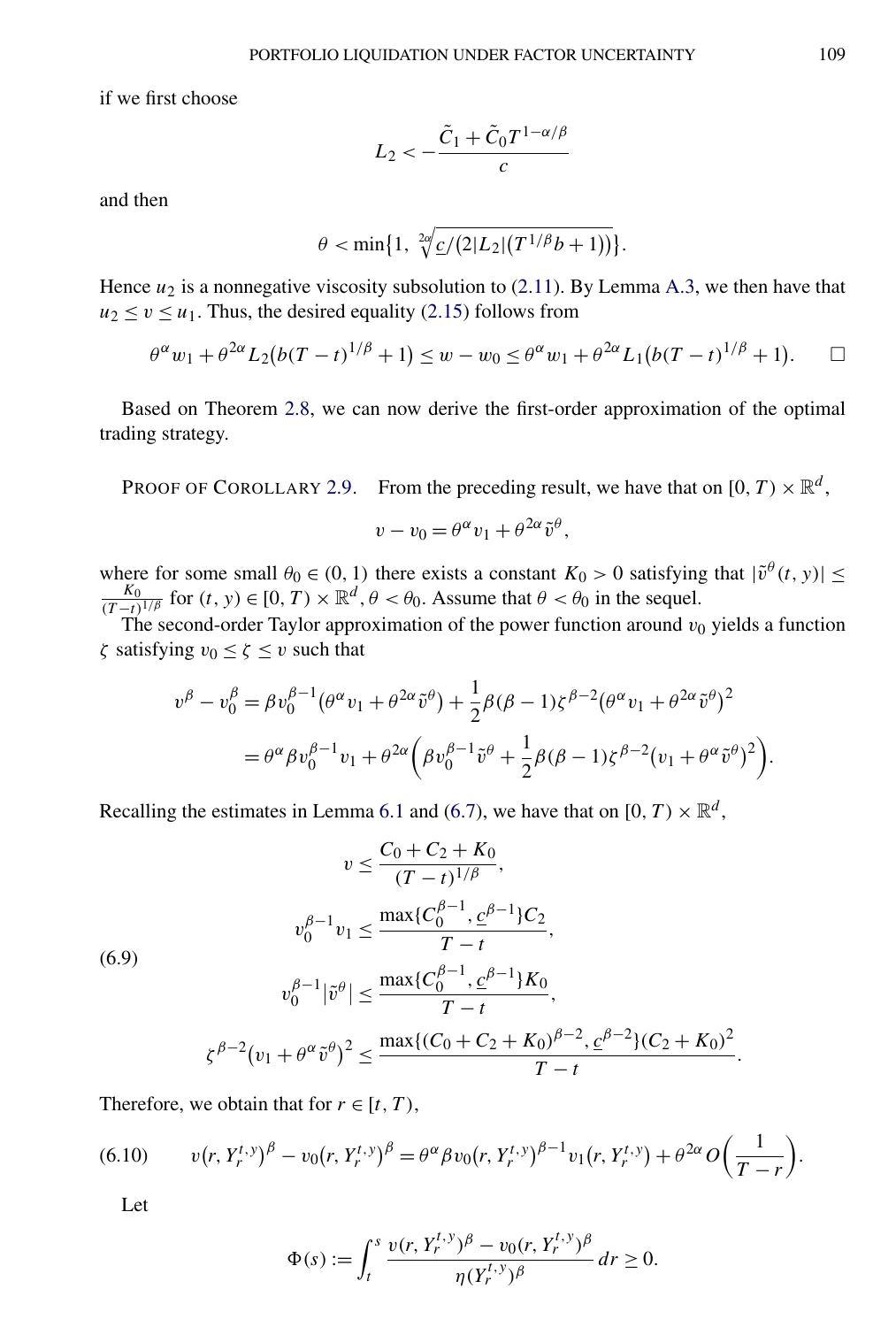if we first choose

$$L_2 < -\frac{\tilde{C}_1 + \tilde{C}_0 T^{1-\alpha/\beta}}{c}$$

and then

$$\theta < \min\{1, \sqrt[2\alpha]{\underline{c}/(2|L_2|(T^{1/\beta}b+1))}\}.$$

Hence $u_2$ is a nonnegative viscosity subsolution to (2.11). By Lemma A.3, we then have that $u_2 \le v \le u_1$. Thus, the desired equality (2.15) follows from

$$\theta^\alpha w_1 + \theta^{2\alpha} L_2(b(T-t)^{1/\beta}+1) \le w - w_0 \le \theta^\alpha w_1 + \theta^{2\alpha} L_1(b(T-t)^{1/\beta}+1). \qquad \square$$

Based on Theorem 2.8, we can now derive the first-order approximation of the optimal trading strategy.

PROOF OF COROLLARY 2.9. From the preceding result, we have that on $[0,T)\times\mathbb{R}^d$,

$$v - v_0 = \theta^\alpha v_1 + \theta^{2\alpha}\tilde{v}^\theta,$$

where for some small $\theta_0 \in (0,1)$ there exists a constant $K_0 > 0$ satisfying that $|\tilde{v}^\theta(t,y)| \le \frac{K_0}{(T-t)^{1/\beta}}$ for $(t,y)\in[0,T)\times\mathbb{R}^d$, $\theta<\theta_0$. Assume that $\theta<\theta_0$ in the sequel.

The second-order Taylor approximation of the power function around $v_0$ yields a function $\zeta$ satisfying $v_0 \le \zeta \le v$ such that

$$\begin{aligned}
v^\beta - v_0^\beta &= \beta v_0^{\beta-1}(\theta^\alpha v_1 + \theta^{2\alpha}\tilde{v}^\theta) + \frac{1}{2}\beta(\beta-1)\zeta^{\beta-2}(\theta^\alpha v_1 + \theta^{2\alpha}\tilde{v}^\theta)^2 \\
&= \theta^\alpha \beta v_0^{\beta-1} v_1 + \theta^{2\alpha}\Big(\beta v_0^{\beta-1}\tilde{v}^\theta + \frac{1}{2}\beta(\beta-1)\zeta^{\beta-2}(v_1+\theta^\alpha\tilde{v}^\theta)^2\Big).
\end{aligned}$$

Recalling the estimates in Lemma 6.1 and (6.7), we have that on $[0,T)\times\mathbb{R}^d$,

$$\begin{aligned}
v &\le \frac{C_0 + C_2 + K_0}{(T-t)^{1/\beta}}, \\
v_0^{\beta-1} v_1 &\le \frac{\max\{C_0^{\beta-1}, \underline{c}^{\beta-1}\}C_2}{T-t}, \\
v_0^{\beta-1}|\tilde{v}^\theta| &\le \frac{\max\{C_0^{\beta-1}, \underline{c}^{\beta-1}\}K_0}{T-t}, \\
\zeta^{\beta-2}(v_1+\theta^\alpha\tilde{v}^\theta)^2 &\le \frac{\max\{(C_0+C_2+K_0)^{\beta-2}, \underline{c}^{\beta-2}\}(C_2+K_0)^2}{T-t}.
\end{aligned} \tag{6.9}$$

Therefore, we obtain that for $r\in[t,T)$,

$$v(r, Y_r^{t,y})^\beta - v_0(r, Y_r^{t,y})^\beta = \theta^\alpha \beta v_0(r, Y_r^{t,y})^{\beta-1} v_1(r, Y_r^{t,y}) + \theta^{2\alpha} O\Big(\frac{1}{T-r}\Big). \tag{6.10}$$

Let

$$\Phi(s) := \int_t^s \frac{v(r, Y_r^{t,y})^\beta - v_0(r, Y_r^{t,y})^\beta}{\eta(Y_r^{t,y})^\beta}\,dr \ge 0.$$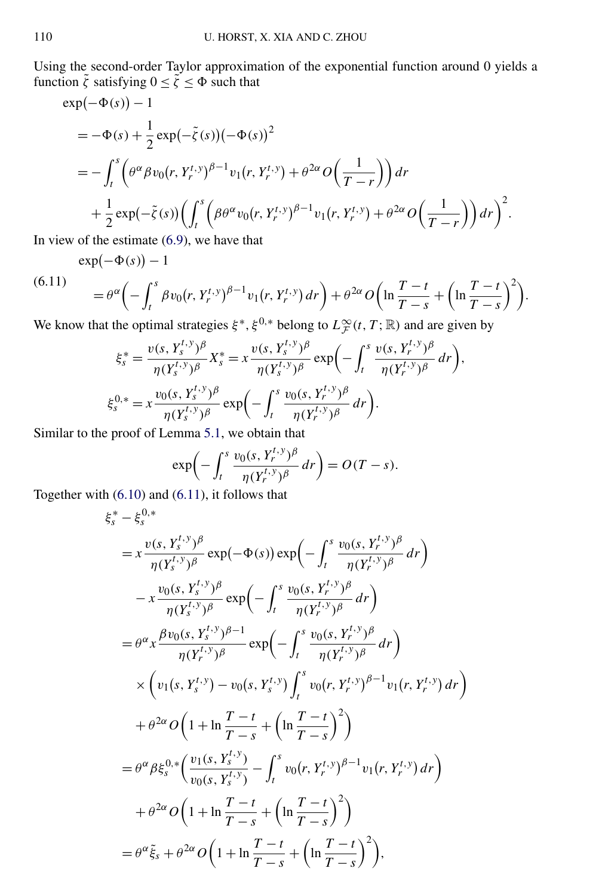Using the second-order Taylor approximation of the exponential function around 0 yields a function $\tilde{\zeta}$ satisfying $0 \le \tilde{\zeta} \le \Phi$ such that

$$
\begin{aligned}
&\exp(-\Phi(s)) - 1 \\
&= -\Phi(s) + \frac{1}{2}\exp(-\tilde{\zeta}(s))(-\Phi(s))^2 \\
&= -\int_t^s \Big(\theta^\alpha \beta v_0(r, Y_r^{t,y})^{\beta-1} v_1(r, Y_r^{t,y}) + \theta^{2\alpha} O\Big(\frac{1}{T-r}\Big)\Big)\,dr \\
&\quad + \frac{1}{2}\exp(-\tilde{\zeta}(s))\Big(\int_t^s \Big(\beta\theta^\alpha v_0(r, Y_r^{t,y})^{\beta-1} v_1(r, Y_r^{t,y}) + \theta^{2\alpha} O\Big(\frac{1}{T-r}\Big)\Big)\,dr\Big)^2.
\end{aligned}
$$

In view of the estimate (6.9), we have that

$$
\begin{aligned}
&\exp(-\Phi(s)) - 1 \\
&= \theta^\alpha\Big(-\int_t^s \beta v_0(r, Y_r^{t,y})^{\beta-1} v_1(r, Y_r^{t,y})\,dr\Big) + \theta^{2\alpha} O\Big(\ln\frac{T-t}{T-s} + \Big(\ln\frac{T-t}{T-s}\Big)^2\Big).
\end{aligned}
\tag{6.11}
$$

We know that the optimal strategies $\xi^*, \xi^{0,*}$ belong to $L^\infty_{\mathcal{F}}(t, T; \mathbb{R})$ and are given by

$$
\begin{aligned}
\xi_s^* &= \frac{v(s, Y_s^{t,y})^\beta}{\eta(Y_s^{t,y})^\beta} X_s^* = x\frac{v(s, Y_s^{t,y})^\beta}{\eta(Y_s^{t,y})^\beta}\exp\Big(-\int_t^s \frac{v(s, Y_r^{t,y})^\beta}{\eta(Y_r^{t,y})^\beta}\,dr\Big), \\
\xi_s^{0,*} &= x\frac{v_0(s, Y_s^{t,y})^\beta}{\eta(Y_s^{t,y})^\beta}\exp\Big(-\int_t^s \frac{v_0(s, Y_r^{t,y})^\beta}{\eta(Y_r^{t,y})^\beta}\,dr\Big).
\end{aligned}
$$

Similar to the proof of Lemma 5.1, we obtain that

$$
\exp\Big(-\int_t^s \frac{v_0(s, Y_r^{t,y})^\beta}{\eta(Y_r^{t,y})^\beta}\,dr\Big) = O(T-s).
$$

Together with (6.10) and (6.11), it follows that

$$
\begin{aligned}
&\xi_s^* - \xi_s^{0,*} \\
&= x\frac{v(s, Y_s^{t,y})^\beta}{\eta(Y_s^{t,y})^\beta}\exp(-\Phi(s))\exp\Big(-\int_t^s \frac{v_0(s, Y_r^{t,y})^\beta}{\eta(Y_r^{t,y})^\beta}\,dr\Big) \\
&\quad - x\frac{v_0(s, Y_s^{t,y})^\beta}{\eta(Y_s^{t,y})^\beta}\exp\Big(-\int_t^s \frac{v_0(s, Y_r^{t,y})^\beta}{\eta(Y_r^{t,y})^\beta}\,dr\Big) \\
&= \theta^\alpha x\frac{\beta v_0(s, Y_s^{t,y})^{\beta-1}}{\eta(Y_r^{t,y})^\beta}\exp\Big(-\int_t^s \frac{v_0(s, Y_r^{t,y})^\beta}{\eta(Y_r^{t,y})^\beta}\,dr\Big) \\
&\quad \times \Big(v_1(s, Y_s^{t,y}) - v_0(s, Y_s^{t,y})\int_t^s v_0(r, Y_r^{t,y})^{\beta-1} v_1(r, Y_r^{t,y})\,dr\Big) \\
&\quad + \theta^{2\alpha} O\Big(1 + \ln\frac{T-t}{T-s} + \Big(\ln\frac{T-t}{T-s}\Big)^2\Big) \\
&= \theta^\alpha \beta \xi_s^{0,*}\Big(\frac{v_1(s, Y_s^{t,y})}{v_0(s, Y_s^{t,y})} - \int_t^s v_0(r, Y_r^{t,y})^{\beta-1} v_1(r, Y_r^{t,y})\,dr\Big) \\
&\quad + \theta^{2\alpha} O\Big(1 + \ln\frac{T-t}{T-s} + \Big(\ln\frac{T-t}{T-s}\Big)^2\Big) \\
&= \theta^\alpha \tilde{\xi}_s + \theta^{2\alpha} O\Big(1 + \ln\frac{T-t}{T-s} + \Big(\ln\frac{T-t}{T-s}\Big)^2\Big),
\end{aligned}
$$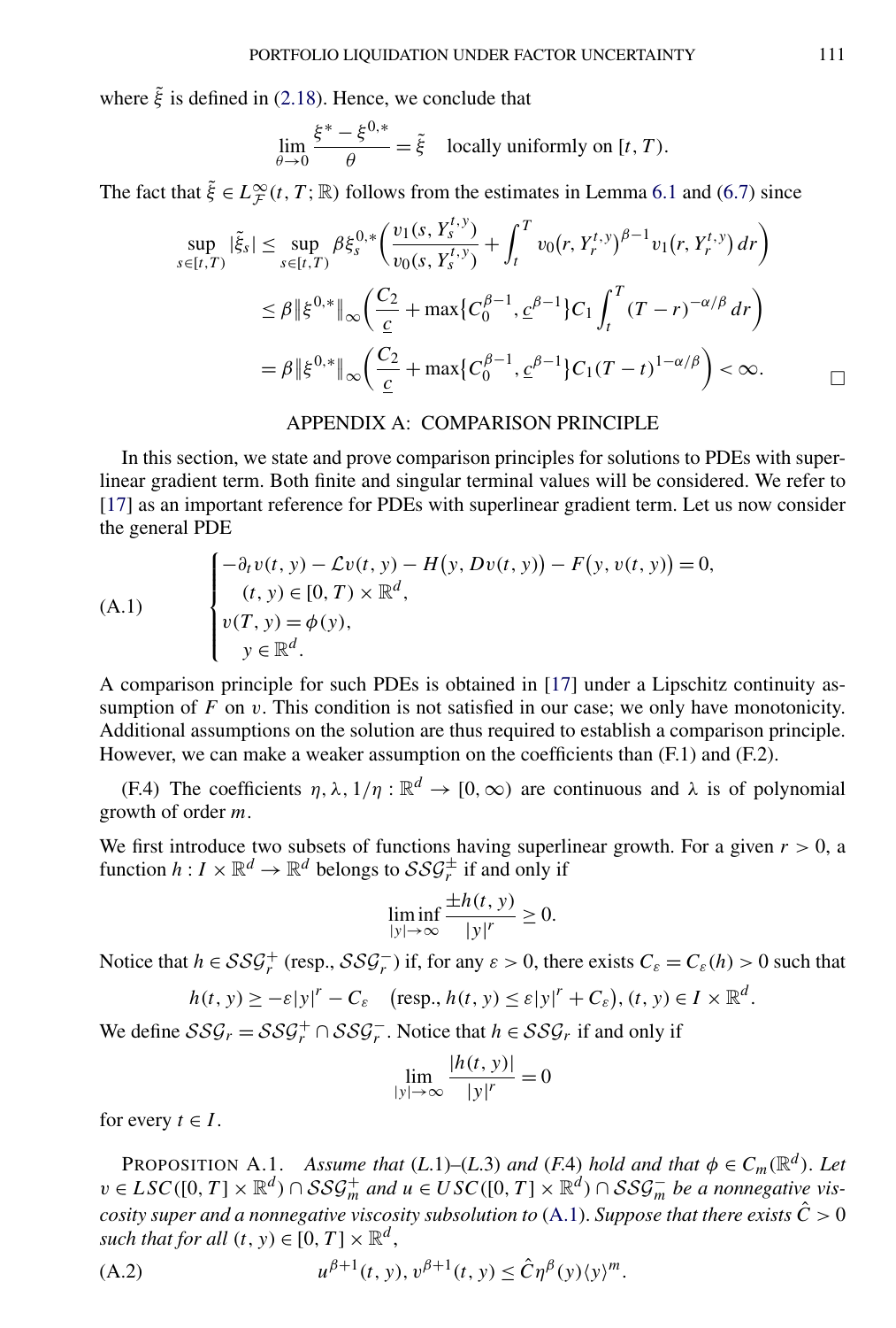where $\tilde{\xi}$ is defined in (2.18). Hence, we conclude that

$$\lim_{\theta \to 0} \frac{\xi^* - \xi^{0,*}}{\theta} = \tilde{\xi} \quad \text{locally uniformly on } [t, T).$$

The fact that $\tilde{\xi} \in L^\infty_{\mathcal{F}}(t, T; \mathbb{R})$ follows from the estimates in Lemma 6.1 and (6.7) since

$$\begin{aligned}
\sup_{s \in [t,T)} |\tilde{\xi}_s| &\le \sup_{s \in [t,T)} \beta \xi_s^{0,*} \left( \frac{v_1(s, Y_s^{t,y})}{v_0(s, Y_s^{t,y})} + \int_t^T v_0(r, Y_r^{t,y})^{\beta - 1} v_1(r, Y_r^{t,y}) \, dr \right) \\
&\le \beta \|\xi^{0,*}\|_\infty \left( \frac{C_2}{\underline{c}} + \max\{C_0^{\beta-1}, \underline{c}^{\beta-1}\} C_1 \int_t^T (T-r)^{-\alpha/\beta} \, dr \right) \\
&= \beta \|\xi^{0,*}\|_\infty \left( \frac{C_2}{\underline{c}} + \max\{C_0^{\beta-1}, \underline{c}^{\beta-1}\} C_1 (T-t)^{1-\alpha/\beta} \right) < \infty. \qquad \square
\end{aligned}$$

## APPENDIX A: COMPARISON PRINCIPLE

In this section, we state and prove comparison principles for solutions to PDEs with superlinear gradient term. Both finite and singular terminal values will be considered. We refer to [17] as an important reference for PDEs with superlinear gradient term. Let us now consider the general PDE

$$\text{(A.1)} \qquad \begin{cases} -\partial_t v(t, y) - \mathcal{L} v(t, y) - H(y, Dv(t, y)) - F(y, v(t, y)) = 0, \\ \quad (t, y) \in [0, T) \times \mathbb{R}^d, \\ v(T, y) = \phi(y), \\ \quad y \in \mathbb{R}^d. \end{cases}$$

A comparison principle for such PDEs is obtained in [17] under a Lipschitz continuity assumption of $F$ on $v$. This condition is not satisfied in our case; we only have monotonicity. Additional assumptions on the solution are thus required to establish a comparison principle. However, we can make a weaker assumption on the coefficients than (F.1) and (F.2).

(F.4) The coefficients $\eta, \lambda, 1/\eta : \mathbb{R}^d \to [0, \infty)$ are continuous and $\lambda$ is of polynomial growth of order $m$.

We first introduce two subsets of functions having superlinear growth. For a given $r > 0$, a function $h : I \times \mathbb{R}^d \to \mathbb{R}^d$ belongs to $\mathcal{SSG}_r^{\pm}$ if and only if

$$\liminf_{|y| \to \infty} \frac{\pm h(t, y)}{|y|^r} \ge 0.$$

Notice that $h \in \mathcal{SSG}_r^+$ (resp., $\mathcal{SSG}_r^-$) if, for any $\varepsilon > 0$, there exists $C_\varepsilon = C_\varepsilon(h) > 0$ such that

$$h(t, y) \ge -\varepsilon |y|^r - C_\varepsilon \quad (\text{resp., } h(t, y) \le \varepsilon |y|^r + C_\varepsilon), (t, y) \in I \times \mathbb{R}^d.$$

We define $\mathcal{SSG}_r = \mathcal{SSG}_r^+ \cap \mathcal{SSG}_r^-$. Notice that $h \in \mathcal{SSG}_r$ if and only if

$$\lim_{|y| \to \infty} \frac{|h(t, y)|}{|y|^r} = 0$$

for every $t \in I$.

PROPOSITION A.1. *Assume that (L.1)–(L.3) and (F.4) hold and that $\phi \in C_m(\mathbb{R}^d)$. Let $v \in LSC([0, T] \times \mathbb{R}^d) \cap \mathcal{SSG}_m^+$ and $u \in USC([0, T] \times \mathbb{R}^d) \cap \mathcal{SSG}_m^-$ be a nonnegative viscosity super and a nonnegative viscosity subsolution to (A.1). Suppose that there exists $\hat{C} > 0$ such that for all $(t, y) \in [0, T] \times \mathbb{R}^d$,*

$$\text{(A.2)} \qquad u^{\beta+1}(t, y), v^{\beta+1}(t, y) \le \hat{C} \eta^\beta(y) \langle y \rangle^m.$$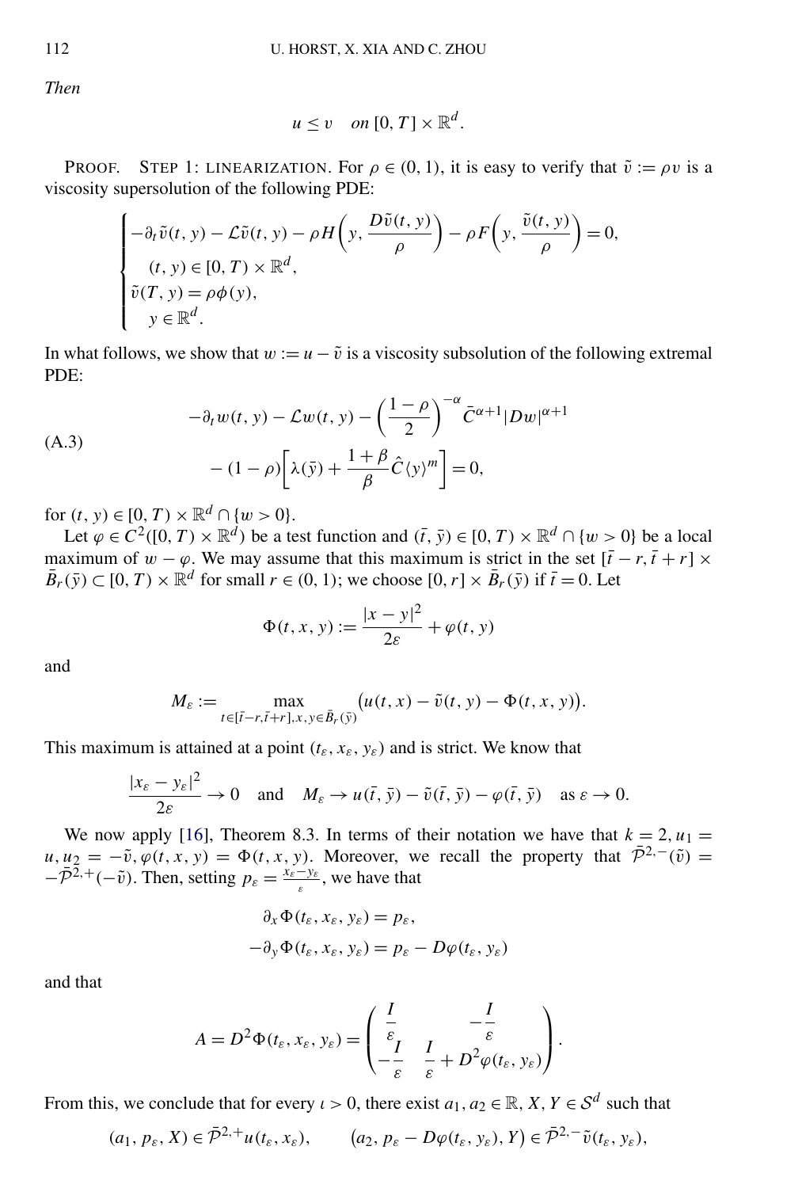*Then*

$$u \le v \quad on\ [0, T] \times \mathbb{R}^d.$$

PROOF. STEP 1: LINEARIZATION. For $\rho \in (0, 1)$, it is easy to verify that $\tilde{v} := \rho v$ is a viscosity supersolution of the following PDE:

$$\begin{cases} -\partial_t \tilde{v}(t, y) - \mathcal{L}\tilde{v}(t, y) - \rho H\left(y, \dfrac{D\tilde{v}(t, y)}{\rho}\right) - \rho F\left(y, \dfrac{\tilde{v}(t, y)}{\rho}\right) = 0, \\ \quad (t, y) \in [0, T) \times \mathbb{R}^d, \\ \tilde{v}(T, y) = \rho\phi(y), \\ \quad y \in \mathbb{R}^d. \end{cases}$$

In what follows, we show that $w := u - \tilde{v}$ is a viscosity subsolution of the following extremal PDE:

$$\begin{aligned} &-\partial_t w(t, y) - \mathcal{L}w(t, y) - \left(\frac{1-\rho}{2}\right)^{-\alpha} \bar{C}^{\alpha+1} |Dw|^{\alpha+1} \\ &\quad - (1-\rho)\left[\lambda(\bar{y}) + \frac{1+\beta}{\beta} \hat{C}\langle y \rangle^m\right] = 0, \end{aligned} \tag{A.3}$$

for $(t, y) \in [0, T) \times \mathbb{R}^d \cap \{w > 0\}$.

Let $\varphi \in C^2([0, T) \times \mathbb{R}^d)$ be a test function and $(\bar{t}, \bar{y}) \in [0, T) \times \mathbb{R}^d \cap \{w > 0\}$ be a local maximum of $w - \varphi$. We may assume that this maximum is strict in the set $[\bar{t} - r, \bar{t} + r] \times \bar{B}_r(\bar{y}) \subset [0, T) \times \mathbb{R}^d$ for small $r \in (0, 1)$; we choose $[0, r] \times \bar{B}_r(\bar{y})$ if $\bar{t} = 0$. Let

$$\Phi(t, x, y) := \frac{|x - y|^2}{2\varepsilon} + \varphi(t, y)$$

and

$$M_\varepsilon := \max_{t \in [\bar{t}-r, \bar{t}+r], x, y \in \bar{B}_r(\bar{y})} \big(u(t, x) - \tilde{v}(t, y) - \Phi(t, x, y)\big).$$

This maximum is attained at a point $(t_\varepsilon, x_\varepsilon, y_\varepsilon)$ and is strict. We know that

$$\frac{|x_\varepsilon - y_\varepsilon|^2}{2\varepsilon} \to 0 \quad \text{and} \quad M_\varepsilon \to u(\bar{t}, \bar{y}) - \tilde{v}(\bar{t}, \bar{y}) - \varphi(\bar{t}, \bar{y}) \quad \text{as } \varepsilon \to 0.$$

We now apply [16], Theorem 8.3. In terms of their notation we have that $k = 2, u_1 = u, u_2 = -\tilde{v}, \varphi(t, x, y) = \Phi(t, x, y)$. Moreover, we recall the property that $\bar{\mathcal{P}}^{2,-}(\tilde{v}) = -\bar{\mathcal{P}}^{2,+}(-\tilde{v})$. Then, setting $p_\varepsilon = \frac{x_\varepsilon - y_\varepsilon}{\varepsilon}$, we have that

$$\begin{aligned} \partial_x \Phi(t_\varepsilon, x_\varepsilon, y_\varepsilon) &= p_\varepsilon, \\ -\partial_y \Phi(t_\varepsilon, x_\varepsilon, y_\varepsilon) &= p_\varepsilon - D\varphi(t_\varepsilon, y_\varepsilon) \end{aligned}$$

and that

$$A = D^2\Phi(t_\varepsilon, x_\varepsilon, y_\varepsilon) = \begin{pmatrix} \dfrac{I}{\varepsilon} & -\dfrac{I}{\varepsilon} \\ -\dfrac{I}{\varepsilon} & \dfrac{I}{\varepsilon} + D^2\varphi(t_\varepsilon, y_\varepsilon) \end{pmatrix}.$$

From this, we conclude that for every $\iota > 0$, there exist $a_1, a_2 \in \mathbb{R}$, $X, Y \in \mathcal{S}^d$ such that

$$(a_1, p_\varepsilon, X) \in \bar{\mathcal{P}}^{2,+}u(t_\varepsilon, x_\varepsilon), \qquad \big(a_2, p_\varepsilon - D\varphi(t_\varepsilon, y_\varepsilon), Y\big) \in \bar{\mathcal{P}}^{2,-}\tilde{v}(t_\varepsilon, y_\varepsilon),$$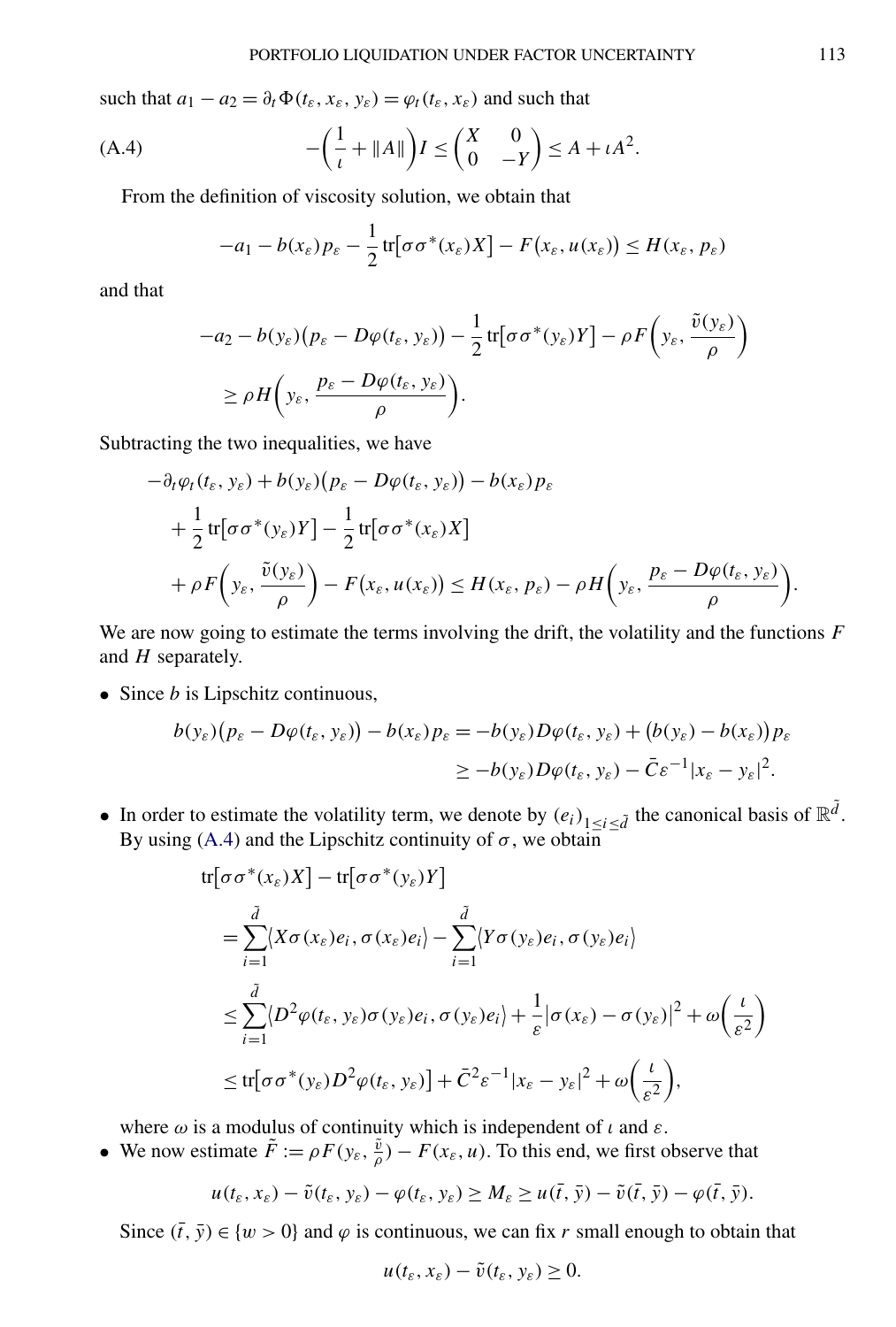such that $a_1 - a_2 = \partial_t \Phi(t_\varepsilon, x_\varepsilon, y_\varepsilon) = \varphi_t(t_\varepsilon, x_\varepsilon)$ and such that

$$
-\left(\frac{1}{\iota} + \|A\|\right) I \le \begin{pmatrix} X & 0 \\ 0 & -Y \end{pmatrix} \le A + \iota A^2. \tag{A.4}
$$

From the definition of viscosity solution, we obtain that

$$
-a_1 - b(x_\varepsilon) p_\varepsilon - \frac{1}{2} \operatorname{tr}\big[\sigma\sigma^*(x_\varepsilon) X\big] - F\big(x_\varepsilon, u(x_\varepsilon)\big) \le H(x_\varepsilon, p_\varepsilon)
$$

and that

$$
\begin{aligned}
&-a_2 - b(y_\varepsilon)\big(p_\varepsilon - D\varphi(t_\varepsilon, y_\varepsilon)\big) - \frac{1}{2} \operatorname{tr}\big[\sigma\sigma^*(y_\varepsilon) Y\big] - \rho F\left(y_\varepsilon, \frac{\tilde{v}(y_\varepsilon)}{\rho}\right) \\
&\quad \ge \rho H\left(y_\varepsilon, \frac{p_\varepsilon - D\varphi(t_\varepsilon, y_\varepsilon)}{\rho}\right).
\end{aligned}
$$

Subtracting the two inequalities, we have

$$
\begin{aligned}
&-\partial_t \varphi_t(t_\varepsilon, y_\varepsilon) + b(y_\varepsilon)\big(p_\varepsilon - D\varphi(t_\varepsilon, y_\varepsilon)\big) - b(x_\varepsilon) p_\varepsilon \\
&\quad + \frac{1}{2} \operatorname{tr}\big[\sigma\sigma^*(y_\varepsilon) Y\big] - \frac{1}{2} \operatorname{tr}\big[\sigma\sigma^*(x_\varepsilon) X\big] \\
&\quad + \rho F\left(y_\varepsilon, \frac{\tilde{v}(y_\varepsilon)}{\rho}\right) - F\big(x_\varepsilon, u(x_\varepsilon)\big) \le H(x_\varepsilon, p_\varepsilon) - \rho H\left(y_\varepsilon, \frac{p_\varepsilon - D\varphi(t_\varepsilon, y_\varepsilon)}{\rho}\right).
\end{aligned}
$$

We are now going to estimate the terms involving the drift, the volatility and the functions $F$ and $H$ separately.

- Since $b$ is Lipschitz continuous,

$$
\begin{aligned}
b(y_\varepsilon)\big(p_\varepsilon - D\varphi(t_\varepsilon, y_\varepsilon)\big) - b(x_\varepsilon) p_\varepsilon &= -b(y_\varepsilon) D\varphi(t_\varepsilon, y_\varepsilon) + \big(b(y_\varepsilon) - b(x_\varepsilon)\big) p_\varepsilon \\
&\ge -b(y_\varepsilon) D\varphi(t_\varepsilon, y_\varepsilon) - \bar{C}\varepsilon^{-1} |x_\varepsilon - y_\varepsilon|^2.
\end{aligned}
$$

- In order to estimate the volatility term, we denote by $(e_i)_{1 \le i \le \tilde{d}}$ the canonical basis of $\mathbb{R}^{\tilde{d}}$. By using (A.4) and the Lipschitz continuity of $\sigma$, we obtain

$$
\begin{aligned}
&\operatorname{tr}\big[\sigma\sigma^*(x_\varepsilon) X\big] - \operatorname{tr}\big[\sigma\sigma^*(y_\varepsilon) Y\big] \\
&\quad = \sum_{i=1}^{\tilde{d}} \langle X\sigma(x_\varepsilon) e_i, \sigma(x_\varepsilon) e_i \rangle - \sum_{i=1}^{\tilde{d}} \langle Y\sigma(y_\varepsilon) e_i, \sigma(y_\varepsilon) e_i \rangle \\
&\quad \le \sum_{i=1}^{\tilde{d}} \langle D^2\varphi(t_\varepsilon, y_\varepsilon)\sigma(y_\varepsilon) e_i, \sigma(y_\varepsilon) e_i \rangle + \frac{1}{\varepsilon} \big|\sigma(x_\varepsilon) - \sigma(y_\varepsilon)\big|^2 + \omega\left(\frac{\iota}{\varepsilon^2}\right) \\
&\quad \le \operatorname{tr}\big[\sigma\sigma^*(y_\varepsilon) D^2\varphi(t_\varepsilon, y_\varepsilon)\big] + \bar{C}^2 \varepsilon^{-1} |x_\varepsilon - y_\varepsilon|^2 + \omega\left(\frac{\iota}{\varepsilon^2}\right),
\end{aligned}
$$

  where $\omega$ is a modulus of continuity which is independent of $\iota$ and $\varepsilon$.

- We now estimate $\tilde{F} := \rho F(y_\varepsilon, \frac{\tilde{v}}{\rho}) - F(x_\varepsilon, u)$. To this end, we first observe that

$$
u(t_\varepsilon, x_\varepsilon) - \tilde{v}(t_\varepsilon, y_\varepsilon) - \varphi(t_\varepsilon, y_\varepsilon) \ge M_\varepsilon \ge u(\bar{t}, \bar{y}) - \tilde{v}(\bar{t}, \bar{y}) - \varphi(\bar{t}, \bar{y}).
$$

  Since $(\bar{t}, \bar{y}) \in \{w > 0\}$ and $\varphi$ is continuous, we can fix $r$ small enough to obtain that

$$
u(t_\varepsilon, x_\varepsilon) - \tilde{v}(t_\varepsilon, y_\varepsilon) \ge 0.
$$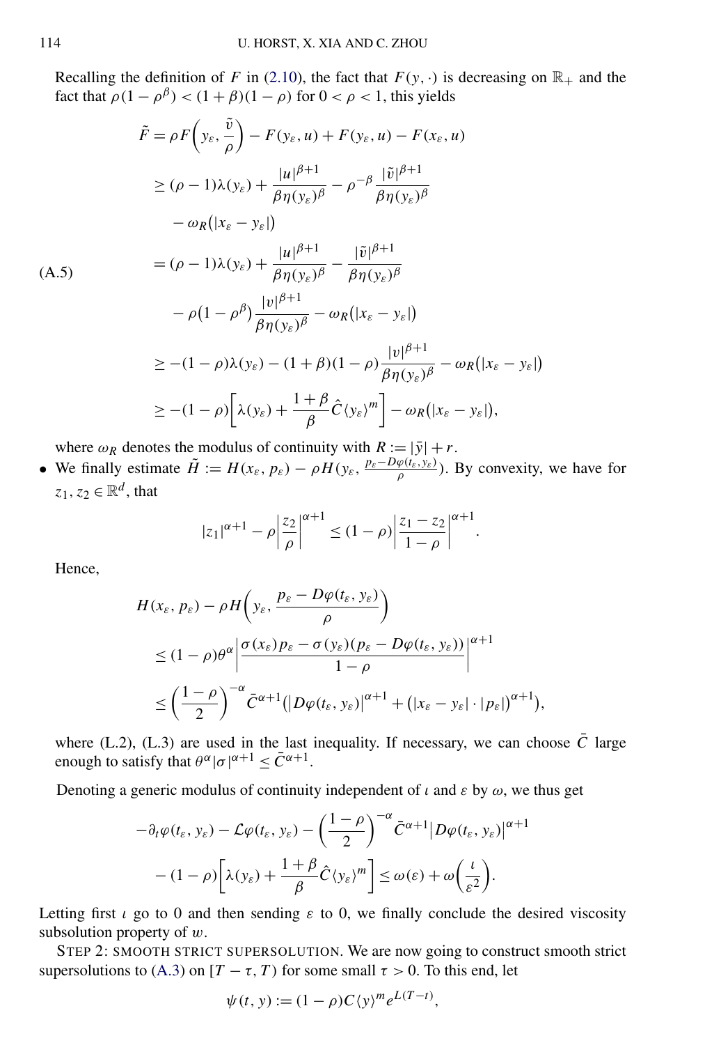Recalling the definition of $F$ in (2.10), the fact that $F(y,\cdot)$ is decreasing on $\mathbb{R}_+$ and the fact that $\rho(1-\rho^\beta) < (1+\beta)(1-\rho)$ for $0<\rho<1$, this yields

$$
\begin{aligned}
\tilde{F} &= \rho F\left(y_\varepsilon, \frac{\tilde{v}}{\rho}\right) - F(y_\varepsilon, u) + F(y_\varepsilon, u) - F(x_\varepsilon, u) \\
&\geq (\rho - 1)\lambda(y_\varepsilon) + \frac{|u|^{\beta+1}}{\beta\eta(y_\varepsilon)^\beta} - \rho^{-\beta}\frac{|\tilde{v}|^{\beta+1}}{\beta\eta(y_\varepsilon)^\beta} \\
&\quad - \omega_R(|x_\varepsilon - y_\varepsilon|) \\
&= (\rho - 1)\lambda(y_\varepsilon) + \frac{|u|^{\beta+1}}{\beta\eta(y_\varepsilon)^\beta} - \frac{|\tilde{v}|^{\beta+1}}{\beta\eta(y_\varepsilon)^\beta} \\
&\quad - \rho(1-\rho^\beta)\frac{|v|^{\beta+1}}{\beta\eta(y_\varepsilon)^\beta} - \omega_R(|x_\varepsilon - y_\varepsilon|) \\
&\geq -(1-\rho)\lambda(y_\varepsilon) - (1+\beta)(1-\rho)\frac{|v|^{\beta+1}}{\beta\eta(y_\varepsilon)^\beta} - \omega_R(|x_\varepsilon - y_\varepsilon|) \\
&\geq -(1-\rho)\left[\lambda(y_\varepsilon) + \frac{1+\beta}{\beta}\hat{C}\langle y_\varepsilon\rangle^m\right] - \omega_R(|x_\varepsilon - y_\varepsilon|),
\end{aligned}
\tag{A.5}
$$

where $\omega_R$ denotes the modulus of continuity with $R := |\bar{y}| + r$.

- We finally estimate $\tilde{H} := H(x_\varepsilon, p_\varepsilon) - \rho H(y_\varepsilon, \frac{p_\varepsilon - D\varphi(t_\varepsilon, y_\varepsilon)}{\rho})$. By convexity, we have for $z_1, z_2 \in \mathbb{R}^d$, that

$$
|z_1|^{\alpha+1} - \rho\left|\frac{z_2}{\rho}\right|^{\alpha+1} \leq (1-\rho)\left|\frac{z_1 - z_2}{1-\rho}\right|^{\alpha+1}.
$$

Hence,

$$
\begin{aligned}
&H(x_\varepsilon, p_\varepsilon) - \rho H\left(y_\varepsilon, \frac{p_\varepsilon - D\varphi(t_\varepsilon, y_\varepsilon)}{\rho}\right) \\
&\quad \leq (1-\rho)\theta^\alpha\left|\frac{\sigma(x_\varepsilon)p_\varepsilon - \sigma(y_\varepsilon)(p_\varepsilon - D\varphi(t_\varepsilon, y_\varepsilon))}{1-\rho}\right|^{\alpha+1} \\
&\quad \leq \left(\frac{1-\rho}{2}\right)^{-\alpha}\bar{C}^{\alpha+1}\left(|D\varphi(t_\varepsilon, y_\varepsilon)|^{\alpha+1} + \left(|x_\varepsilon - y_\varepsilon| \cdot |p_\varepsilon|\right)^{\alpha+1}\right),
\end{aligned}
$$

where (L.2), (L.3) are used in the last inequality. If necessary, we can choose $\bar{C}$ large enough to satisfy that $\theta^\alpha|\sigma|^{\alpha+1} \leq \bar{C}^{\alpha+1}$.

Denoting a generic modulus of continuity independent of $\iota$ and $\varepsilon$ by $\omega$, we thus get

$$
\begin{aligned}
&-\partial_t\varphi(t_\varepsilon, y_\varepsilon) - \mathcal{L}\varphi(t_\varepsilon, y_\varepsilon) - \left(\frac{1-\rho}{2}\right)^{-\alpha}\bar{C}^{\alpha+1}|D\varphi(t_\varepsilon, y_\varepsilon)|^{\alpha+1} \\
&\quad - (1-\rho)\left[\lambda(y_\varepsilon) + \frac{1+\beta}{\beta}\hat{C}\langle y_\varepsilon\rangle^m\right] \leq \omega(\varepsilon) + \omega\left(\frac{\iota}{\varepsilon^2}\right).
\end{aligned}
$$

Letting first $\iota$ go to 0 and then sending $\varepsilon$ to 0, we finally conclude the desired viscosity subsolution property of $w$.

STEP 2: SMOOTH STRICT SUPERSOLUTION. We are now going to construct smooth strict supersolutions to (A.3) on $[T-\tau, T)$ for some small $\tau > 0$. To this end, let

$$
\psi(t, y) := (1-\rho)C\langle y\rangle^m e^{L(T-t)},
$$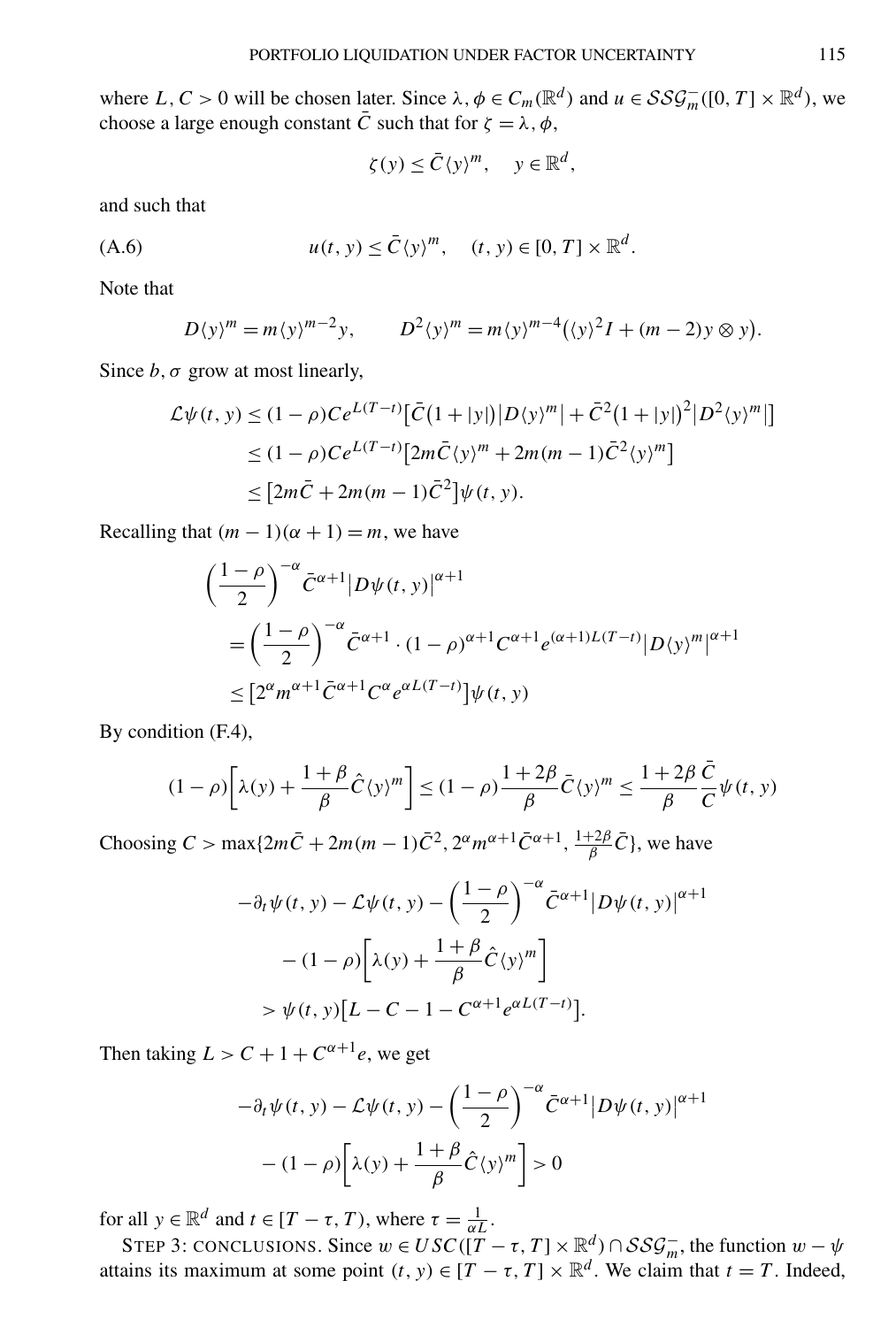where $L, C > 0$ will be chosen later. Since $\lambda, \phi \in C_m(\mathbb{R}^d)$ and $u \in \mathcal{SSG}_m^-([0,T] \times \mathbb{R}^d)$, we choose a large enough constant $\bar{C}$ such that for $\zeta = \lambda, \phi$,

$$\zeta(y) \le \bar{C}\langle y\rangle^m, \quad y \in \mathbb{R}^d,$$

and such that

$$u(t,y) \le \bar{C}\langle y\rangle^m, \quad (t,y) \in [0,T] \times \mathbb{R}^d. \tag{A.6}$$

Note that

$$D\langle y\rangle^m = m\langle y\rangle^{m-2} y, \qquad D^2\langle y\rangle^m = m\langle y\rangle^{m-4}\big(\langle y\rangle^2 I + (m-2) y \otimes y\big).$$

Since $b, \sigma$ grow at most linearly,

$$\begin{aligned}
\mathcal{L}\psi(t,y) &\le (1-\rho)Ce^{L(T-t)}\big[\bar{C}\big(1+|y|\big)\big|D\langle y\rangle^m\big| + \bar{C}^2\big(1+|y|\big)^2\big|D^2\langle y\rangle^m\big|\big] \\
&\le (1-\rho)Ce^{L(T-t)}\big[2m\bar{C}\langle y\rangle^m + 2m(m-1)\bar{C}^2\langle y\rangle^m\big] \\
&\le \big[2m\bar{C} + 2m(m-1)\bar{C}^2\big]\psi(t,y).
\end{aligned}$$

Recalling that $(m-1)(\alpha+1) = m$, we have

$$\begin{aligned}
&\left(\frac{1-\rho}{2}\right)^{-\alpha}\bar{C}^{\alpha+1}\big|D\psi(t,y)\big|^{\alpha+1} \\
&= \left(\frac{1-\rho}{2}\right)^{-\alpha}\bar{C}^{\alpha+1} \cdot (1-\rho)^{\alpha+1}C^{\alpha+1}e^{(\alpha+1)L(T-t)}\big|D\langle y\rangle^m\big|^{\alpha+1} \\
&\le \big[2^\alpha m^{\alpha+1}\bar{C}^{\alpha+1}C^\alpha e^{\alpha L(T-t)}\big]\psi(t,y)
\end{aligned}$$

By condition (F.4),

$$(1-\rho)\left[\lambda(y) + \frac{1+\beta}{\beta}\hat{C}\langle y\rangle^m\right] \le (1-\rho)\frac{1+2\beta}{\beta}\bar{C}\langle y\rangle^m \le \frac{1+2\beta}{\beta}\frac{\bar{C}}{C}\psi(t,y)$$

Choosing $C > \max\{2m\bar{C} + 2m(m-1)\bar{C}^2, 2^\alpha m^{\alpha+1}\bar{C}^{\alpha+1}, \frac{1+2\beta}{\beta}\bar{C}\}$, we have

$$\begin{aligned}
&-\partial_t\psi(t,y) - \mathcal{L}\psi(t,y) - \left(\frac{1-\rho}{2}\right)^{-\alpha}\bar{C}^{\alpha+1}\big|D\psi(t,y)\big|^{\alpha+1} \\
&\quad - (1-\rho)\left[\lambda(y) + \frac{1+\beta}{\beta}\hat{C}\langle y\rangle^m\right] \\
&\quad > \psi(t,y)\big[L - C - 1 - C^{\alpha+1}e^{\alpha L(T-t)}\big].
\end{aligned}$$

Then taking $L > C + 1 + C^{\alpha+1}e$, we get

$$\begin{aligned}
&-\partial_t\psi(t,y) - \mathcal{L}\psi(t,y) - \left(\frac{1-\rho}{2}\right)^{-\alpha}\bar{C}^{\alpha+1}\big|D\psi(t,y)\big|^{\alpha+1} \\
&\quad - (1-\rho)\left[\lambda(y) + \frac{1+\beta}{\beta}\hat{C}\langle y\rangle^m\right] > 0
\end{aligned}$$

for all $y \in \mathbb{R}^d$ and $t \in [T-\tau, T)$, where $\tau = \frac{1}{\alpha L}$.

STEP 3: CONCLUSIONS. Since $w \in USC([T-\tau, T] \times \mathbb{R}^d) \cap \mathcal{SSG}_m^-$, the function $w - \psi$ attains its maximum at some point $(t,y) \in [T-\tau, T] \times \mathbb{R}^d$. We claim that $t = T$. Indeed,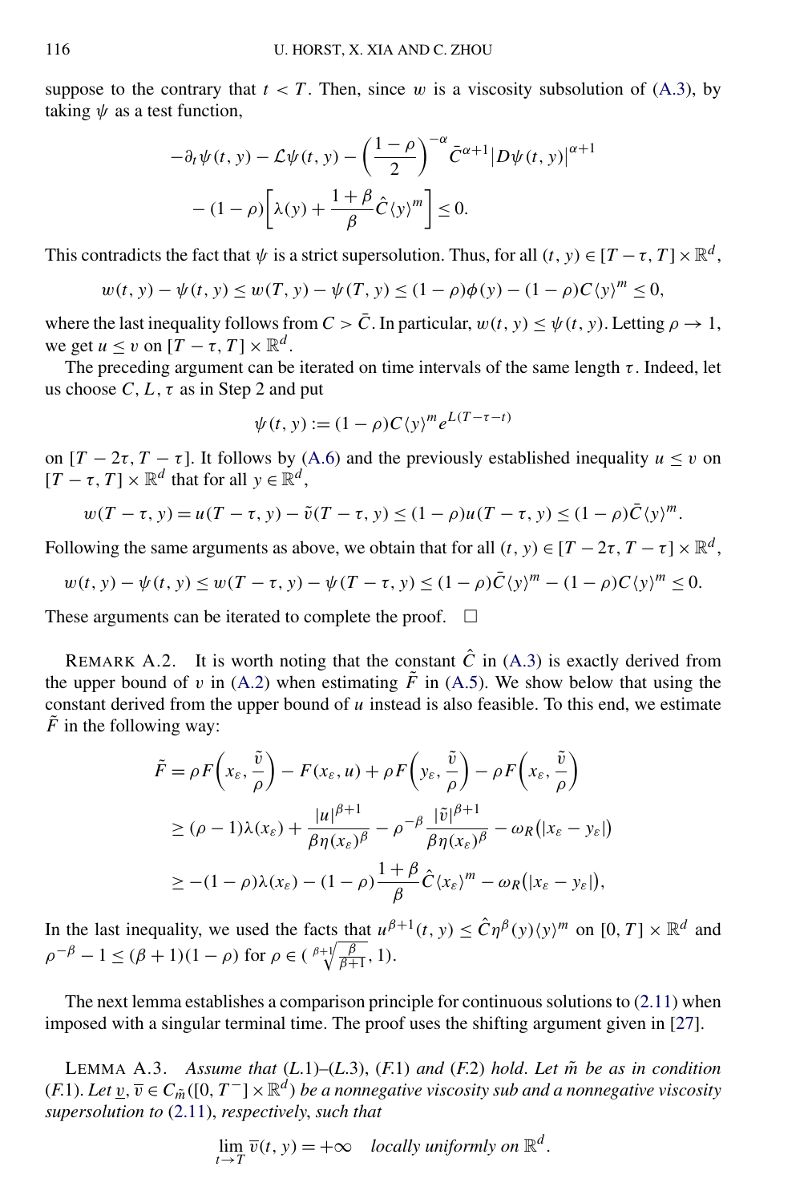suppose to the contrary that $t < T$. Then, since $w$ is a viscosity subsolution of (A.3), by taking $\psi$ as a test function,

$$-\partial_t \psi(t,y) - \mathcal{L}\psi(t,y) - \left(\frac{1-\rho}{2}\right)^{-\alpha} \bar{C}^{\alpha+1} \big|D\psi(t,y)\big|^{\alpha+1} - (1-\rho)\left[\lambda(y) + \frac{1+\beta}{\beta}\hat{C}\langle y\rangle^m\right] \le 0.$$

This contradicts the fact that $\psi$ is a strict supersolution. Thus, for all $(t,y) \in [T-\tau, T] \times \mathbb{R}^d$,

$$w(t,y) - \psi(t,y) \le w(T,y) - \psi(T,y) \le (1-\rho)\phi(y) - (1-\rho)C\langle y\rangle^m \le 0,$$

where the last inequality follows from $C > \bar{C}$. In particular, $w(t,y) \le \psi(t,y)$. Letting $\rho \to 1$, we get $u \le v$ on $[T-\tau, T] \times \mathbb{R}^d$.

The preceding argument can be iterated on time intervals of the same length $\tau$. Indeed, let us choose $C, L, \tau$ as in Step 2 and put

$$\psi(t,y) := (1-\rho)C\langle y\rangle^m e^{L(T-\tau-t)}$$

on $[T-2\tau, T-\tau]$. It follows by (A.6) and the previously established inequality $u \le v$ on $[T-\tau, T] \times \mathbb{R}^d$ that for all $y \in \mathbb{R}^d$,

$$w(T-\tau, y) = u(T-\tau, y) - \tilde{v}(T-\tau, y) \le (1-\rho)u(T-\tau, y) \le (1-\rho)\bar{C}\langle y\rangle^m.$$

Following the same arguments as above, we obtain that for all $(t,y) \in [T-2\tau, T-\tau] \times \mathbb{R}^d$,

$$w(t,y) - \psi(t,y) \le w(T-\tau, y) - \psi(T-\tau, y) \le (1-\rho)\bar{C}\langle y\rangle^m - (1-\rho)C\langle y\rangle^m \le 0.$$

These arguments can be iterated to complete the proof. □

REMARK A.2. It is worth noting that the constant $\hat{C}$ in (A.3) is exactly derived from the upper bound of $v$ in (A.2) when estimating $\tilde{F}$ in (A.5). We show below that using the constant derived from the upper bound of $u$ instead is also feasible. To this end, we estimate $\tilde{F}$ in the following way:

$$\begin{aligned}
\tilde{F} &= \rho F\left(x_\varepsilon, \frac{\tilde{v}}{\rho}\right) - F(x_\varepsilon, u) + \rho F\left(y_\varepsilon, \frac{\tilde{v}}{\rho}\right) - \rho F\left(x_\varepsilon, \frac{\tilde{v}}{\rho}\right) \\
&\ge (\rho - 1)\lambda(x_\varepsilon) + \frac{|u|^{\beta+1}}{\beta \eta(x_\varepsilon)^\beta} - \rho^{-\beta}\frac{|\tilde{v}|^{\beta+1}}{\beta\eta(x_\varepsilon)^\beta} - \omega_R\big(|x_\varepsilon - y_\varepsilon|\big) \\
&\ge -(1-\rho)\lambda(x_\varepsilon) - (1-\rho)\frac{1+\beta}{\beta}\hat{C}\langle x_\varepsilon\rangle^m - \omega_R\big(|x_\varepsilon - y_\varepsilon|\big),
\end{aligned}$$

In the last inequality, we used the facts that $u^{\beta+1}(t,y) \le \hat{C}\eta^\beta(y)\langle y\rangle^m$ on $[0,T] \times \mathbb{R}^d$ and $\rho^{-\beta} - 1 \le (\beta+1)(1-\rho)$ for $\rho \in (\sqrt[\beta+1]{\frac{\beta}{\beta+1}}, 1)$.

The next lemma establishes a comparison principle for continuous solutions to (2.11) when imposed with a singular terminal time. The proof uses the shifting argument given in [27].

LEMMA A.3. *Assume that* (L.1)–(L.3), (F.1) *and* (F.2) *hold. Let* $\tilde{m}$ *be as in condition* (F.1). *Let* $\underline{v}, \overline{v} \in C_{\tilde{m}}([0, T^-] \times \mathbb{R}^d)$ *be a nonnegative viscosity sub and a nonnegative viscosity supersolution to* (2.11), *respectively, such that*

$$\lim_{t \to T} \overline{v}(t,y) = +\infty \quad \textit{locally uniformly on } \mathbb{R}^d.$$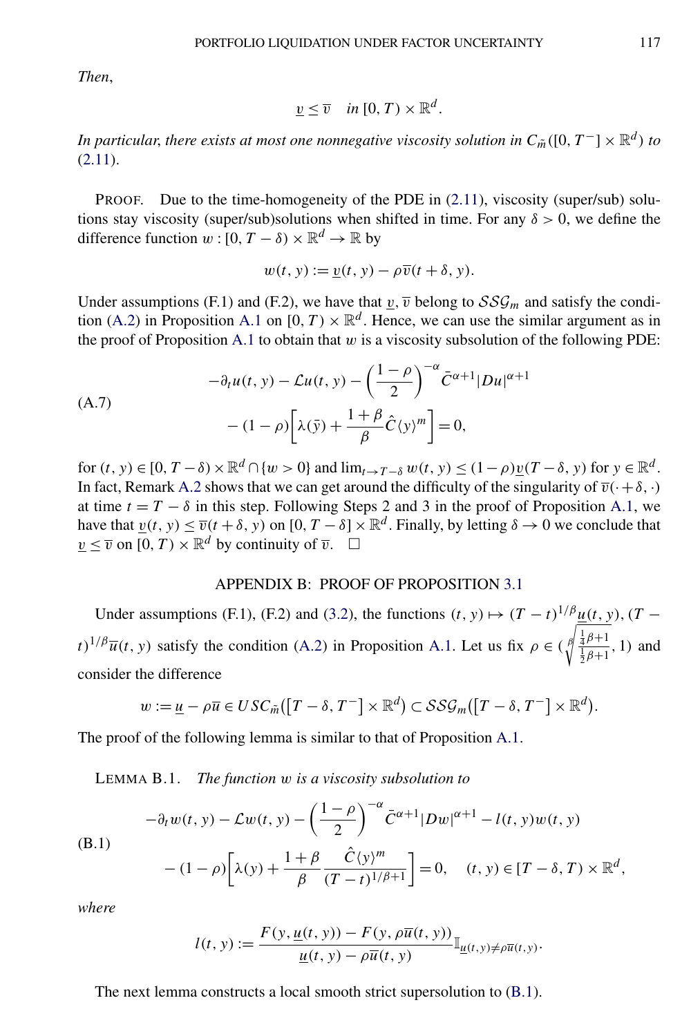*Then,*

$$\underline{v} \le \overline{v} \quad \text{in } [0,T) \times \mathbb{R}^d.$$

*In particular, there exists at most one nonnegative viscosity solution in $C_{\tilde{m}}([0,T^-] \times \mathbb{R}^d)$ to* (2.11).

PROOF. Due to the time-homogeneity of the PDE in (2.11), viscosity (super/sub) solutions stay viscosity (super/sub)solutions when shifted in time. For any $\delta > 0$, we define the difference function $w : [0, T-\delta) \times \mathbb{R}^d \to \mathbb{R}$ by

$$w(t,y) := \underline{v}(t,y) - \rho \overline{v}(t+\delta, y).$$

Under assumptions (F.1) and (F.2), we have that $\underline{v}$, $\overline{v}$ belong to $\mathcal{SSG}_m$ and satisfy the condition (A.2) in Proposition A.1 on $[0,T) \times \mathbb{R}^d$. Hence, we can use the similar argument as in the proof of Proposition A.1 to obtain that $w$ is a viscosity subsolution of the following PDE:

$$\begin{aligned} -\partial_t u(t,y) - \mathcal{L}u(t,y) - \left(\frac{1-\rho}{2}\right)^{-\alpha} \bar{C}^{\alpha+1} |Du|^{\alpha+1} \\ - (1-\rho)\left[\lambda(\bar{y}) + \frac{1+\beta}{\beta}\hat{C}\langle y\rangle^m\right] = 0, \end{aligned} \tag{A.7}$$

for $(t,y) \in [0, T-\delta) \times \mathbb{R}^d \cap \{w > 0\}$ and $\lim_{t \to T-\delta} w(t,y) \le (1-\rho)\underline{v}(T-\delta, y)$ for $y \in \mathbb{R}^d$. In fact, Remark A.2 shows that we can get around the difficulty of the singularity of $\overline{v}(\cdot+\delta,\cdot)$ at time $t = T-\delta$ in this step. Following Steps 2 and 3 in the proof of Proposition A.1, we have that $\underline{v}(t,y) \le \overline{v}(t+\delta, y)$ on $[0, T-\delta] \times \mathbb{R}^d$. Finally, by letting $\delta \to 0$ we conclude that $\underline{v} \le \overline{v}$ on $[0,T) \times \mathbb{R}^d$ by continuity of $\overline{v}$. $\square$

## APPENDIX B: PROOF OF PROPOSITION 3.1

Under assumptions (F.1), (F.2) and (3.2), the functions $(t,y) \mapsto (T-t)^{1/\beta}\underline{u}(t,y)$, $(T-t)^{1/\beta}\overline{u}(t,y)$ satisfy the condition (A.2) in Proposition A.1. Let us fix $\rho \in \left(\sqrt[\beta]{\frac{\frac{1}{4}\beta+1}{\frac{1}{2}\beta+1}}, 1\right)$ and consider the difference

$$w := \underline{u} - \rho\overline{u} \in USC_{\tilde{m}}\big([T-\delta, T^-] \times \mathbb{R}^d\big) \subset \mathcal{SSG}_m\big([T-\delta, T^-] \times \mathbb{R}^d\big).$$

The proof of the following lemma is similar to that of Proposition A.1.

LEMMA B.1. *The function $w$ is a viscosity subsolution to*

$$\begin{aligned} -\partial_t w(t,y) - \mathcal{L}w(t,y) - \left(\frac{1-\rho}{2}\right)^{-\alpha} \bar{C}^{\alpha+1} |Dw|^{\alpha+1} - l(t,y)w(t,y) \\ - (1-\rho)\left[\lambda(y) + \frac{1+\beta}{\beta}\frac{\hat{C}\langle y\rangle^m}{(T-t)^{1/\beta+1}}\right] = 0, \quad (t,y) \in [T-\delta, T) \times \mathbb{R}^d, \end{aligned} \tag{B.1}$$

*where*

$$l(t,y) := \frac{F(y, \underline{u}(t,y)) - F(y, \rho\overline{u}(t,y))}{\underline{u}(t,y) - \rho\overline{u}(t,y)} \mathbb{I}_{\underline{u}(t,y) \neq \rho\overline{u}(t,y)}.$$

The next lemma constructs a local smooth strict supersolution to (B.1).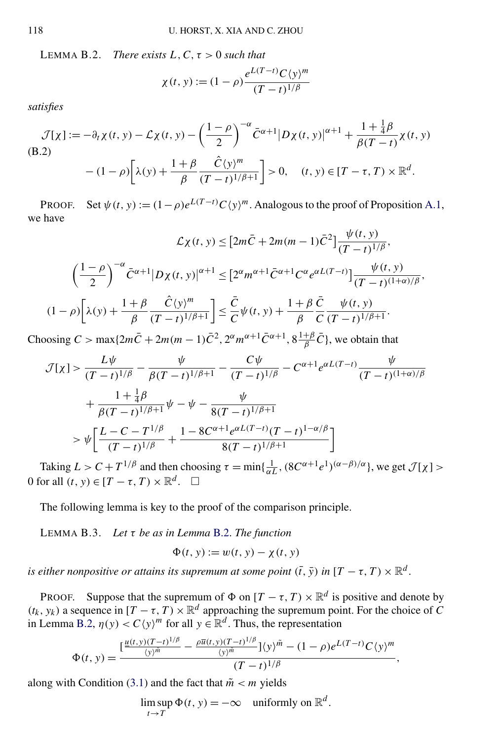LEMMA B.2. *There exists $L, C, \tau > 0$ such that*

$$\chi(t,y) := (1-\rho)\frac{e^{L(T-t)}C\langle y\rangle^m}{(T-t)^{1/\beta}}$$

*satisfies*

$$\begin{aligned}\mathcal{J}[\chi] := &-\partial_t\chi(t,y) - \mathcal{L}\chi(t,y) - \left(\frac{1-\rho}{2}\right)^{-\alpha}\bar{C}^{\alpha+1}\big|D\chi(t,y)\big|^{\alpha+1} + \frac{1+\frac{1}{4}\beta}{\beta(T-t)}\chi(t,y) \\ &- (1-\rho)\left[\lambda(y) + \frac{1+\beta}{\beta}\frac{\hat{C}\langle y\rangle^m}{(T-t)^{1/\beta+1}}\right] > 0, \quad (t,y)\in[T-\tau,T)\times\mathbb{R}^d.\end{aligned}\tag{B.2}$$

PROOF. Set $\psi(t,y) := (1-\rho)e^{L(T-t)}C\langle y\rangle^m$. Analogous to the proof of Proposition A.1, we have

$$\mathcal{L}\chi(t,y) \le \big[2m\bar{C} + 2m(m-1)\bar{C}^2\big]\frac{\psi(t,y)}{(T-t)^{1/\beta}},$$

$$\left(\frac{1-\rho}{2}\right)^{-\alpha}\bar{C}^{\alpha+1}\big|D\chi(t,y)\big|^{\alpha+1} \le \big[2^\alpha m^{\alpha+1}\bar{C}^{\alpha+1}C^\alpha e^{\alpha L(T-t)}\big]\frac{\psi(t,y)}{(T-t)^{(1+\alpha)/\beta}},$$

$$(1-\rho)\left[\lambda(y) + \frac{1+\beta}{\beta}\frac{\hat{C}\langle y\rangle^m}{(T-t)^{1/\beta+1}}\right] \le \frac{\bar{C}}{C}\psi(t,y) + \frac{1+\beta}{\beta}\frac{\bar{C}}{C}\frac{\psi(t,y)}{(T-t)^{1/\beta+1}}.$$

Choosing $C > \max\{2m\bar{C} + 2m(m-1)\bar{C}^2, 2^\alpha m^{\alpha+1}\bar{C}^{\alpha+1}, 8\frac{1+\beta}{\beta}\bar{C}\}$, we obtain that

$$\begin{aligned}\mathcal{J}[\chi] &> \frac{L\psi}{(T-t)^{1/\beta}} - \frac{\psi}{\beta(T-t)^{1/\beta+1}} - \frac{C\psi}{(T-t)^{1/\beta}} - C^{\alpha+1}e^{\alpha L(T-t)}\frac{\psi}{(T-t)^{(1+\alpha)/\beta}} \\ &\quad + \frac{1+\frac{1}{4}\beta}{\beta(T-t)^{1/\beta+1}}\psi - \psi - \frac{\psi}{8(T-t)^{1/\beta+1}} \\ &> \psi\left[\frac{L - C - T^{1/\beta}}{(T-t)^{1/\beta}} + \frac{1 - 8C^{\alpha+1}e^{\alpha L(T-t)}(T-t)^{1-\alpha/\beta}}{8(T-t)^{1/\beta+1}}\right]\end{aligned}$$

Taking $L > C + T^{1/\beta}$ and then choosing $\tau = \min\{\frac{1}{\alpha L}, (8C^{\alpha+1}e^1)^{(\alpha-\beta)/\alpha}\}$, we get $\mathcal{J}[\chi] > 0$ for all $(t,y)\in[T-\tau,T)\times\mathbb{R}^d$. □

The following lemma is key to the proof of the comparison principle.

LEMMA B.3. *Let $\tau$ be as in Lemma B.2. The function*

$$\Phi(t,y) := w(t,y) - \chi(t,y)$$

*is either nonpositive or attains its supremum at some point $(\bar{t},\bar{y})$ in $[T-\tau,T)\times\mathbb{R}^d$.*

PROOF. Suppose that the supremum of $\Phi$ on $[T-\tau,T)\times\mathbb{R}^d$ is positive and denote by $(t_k,y_k)$ a sequence in $[T-\tau,T)\times\mathbb{R}^d$ approaching the supremum point. For the choice of $C$ in Lemma B.2, $\eta(y) < C\langle y\rangle^m$ for all $y\in\mathbb{R}^d$. Thus, the representation

$$\Phi(t,y) = \frac{\left[\frac{\underline{u}(t,y)(T-t)^{1/\beta}}{\langle y\rangle^{\tilde{m}}} - \frac{\rho\overline{u}(t,y)(T-t)^{1/\beta}}{\langle y\rangle^{\tilde{m}}}\right]\langle y\rangle^{\tilde{m}} - (1-\rho)e^{L(T-t)}C\langle y\rangle^m}{(T-t)^{1/\beta}},$$

along with Condition (3.1) and the fact that $\tilde{m} < m$ yields

$$\limsup_{t\to T}\Phi(t,y) = -\infty \quad \text{uniformly on } \mathbb{R}^d.$$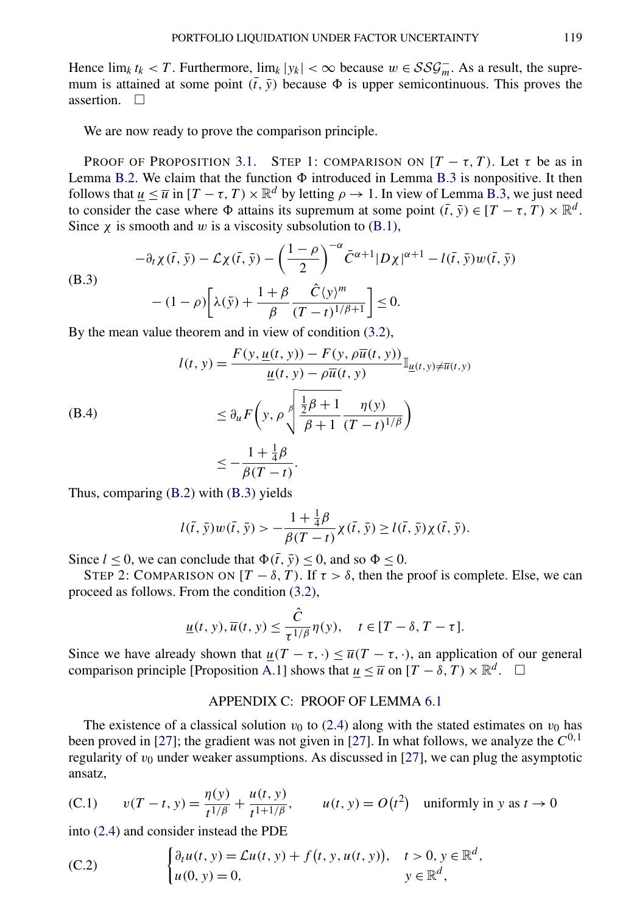Hence $\lim_k t_k < T$. Furthermore, $\lim_k |y_k| < \infty$ because $w \in \mathcal{SSG}_m^-$. As a result, the supremum is attained at some point $(\bar{t}, \bar{y})$ because $\Phi$ is upper semicontinuous. This proves the assertion. $\square$

We are now ready to prove the comparison principle.

PROOF OF PROPOSITION 3.1. STEP 1: COMPARISON ON $[T-\tau, T)$. Let $\tau$ be as in Lemma B.2. We claim that the function $\Phi$ introduced in Lemma B.3 is nonpositive. It then follows that $\underline{u} \le \overline{u}$ in $[T-\tau, T) \times \mathbb{R}^d$ by letting $\rho \to 1$. In view of Lemma B.3, we just need to consider the case where $\Phi$ attains its supremum at some point $(\bar{t}, \bar{y}) \in [T-\tau, T) \times \mathbb{R}^d$. Since $\chi$ is smooth and $w$ is a viscosity subsolution to (B.1),

$$
\begin{aligned}
&-\partial_t \chi(\bar{t}, \bar{y}) - \mathcal{L}\chi(\bar{t}, \bar{y}) - \left(\frac{1-\rho}{2}\right)^{-\alpha} \bar{C}^{\alpha+1} |D\chi|^{\alpha+1} - l(\bar{t}, \bar{y}) w(\bar{t}, \bar{y}) \\
&\quad - (1-\rho)\left[\lambda(\bar{y}) + \frac{1+\beta}{\beta} \frac{\hat{C}\langle y\rangle^m}{(T-t)^{1/\beta+1}}\right] \le 0.
\end{aligned}
\tag{B.3}
$$

By the mean value theorem and in view of condition (3.2),

$$
\begin{aligned}
l(t, y) &= \frac{F(y, \underline{u}(t, y)) - F(y, \rho\overline{u}(t, y))}{\underline{u}(t, y) - \rho\overline{u}(t, y)} \mathbb{I}_{\underline{u}(t,y) \ne \overline{u}(t,y)} \\
&\le \partial_u F\left(y, \rho \sqrt[\beta]{\frac{\frac{1}{2}\beta + 1}{\beta + 1}} \frac{\eta(y)}{(T-t)^{1/\beta}}\right) \\
&\le -\frac{1 + \frac{1}{4}\beta}{\beta(T-t)}.
\end{aligned}
\tag{B.4}
$$

Thus, comparing (B.2) with (B.3) yields

$$
l(\bar{t}, \bar{y}) w(\bar{t}, \bar{y}) > -\frac{1 + \frac{1}{4}\beta}{\beta(T-t)} \chi(\bar{t}, \bar{y}) \ge l(\bar{t}, \bar{y}) \chi(\bar{t}, \bar{y}).
$$

Since $l \le 0$, we can conclude that $\Phi(\bar{t}, \bar{y}) \le 0$, and so $\Phi \le 0$.

STEP 2: COMPARISON ON $[T-\delta, T)$. If $\tau > \delta$, then the proof is complete. Else, we can proceed as follows. From the condition (3.2),

$$
\underline{u}(t, y), \overline{u}(t, y) \le \frac{\hat{C}}{\tau^{1/\beta}} \eta(y), \quad t \in [T-\delta, T-\tau].
$$

Since we have already shown that $\underline{u}(T-\tau, \cdot) \le \overline{u}(T-\tau, \cdot)$, an application of our general comparison principle [Proposition A.1] shows that $\underline{u} \le \overline{u}$ on $[T-\delta, T) \times \mathbb{R}^d$. $\square$

## APPENDIX C: PROOF OF LEMMA 6.1

The existence of a classical solution $v_0$ to (2.4) along with the stated estimates on $v_0$ has been proved in [27]; the gradient was not given in [27]. In what follows, we analyze the $C^{0,1}$ regularity of $v_0$ under weaker assumptions. As discussed in [27], we can plug the asymptotic ansatz,

$$
v(T-t, y) = \frac{\eta(y)}{t^{1/\beta}} + \frac{u(t, y)}{t^{1+1/\beta}}, \qquad u(t, y) = O(t^2) \quad \text{uniformly in } y \text{ as } t \to 0
\tag{C.1}
$$

into (2.4) and consider instead the PDE

$$
\begin{cases}
\partial_t u(t, y) = \mathcal{L}u(t, y) + f(t, y, u(t, y)), & t > 0, y \in \mathbb{R}^d, \\
u(0, y) = 0, & y \in \mathbb{R}^d,
\end{cases}
\tag{C.2}
$$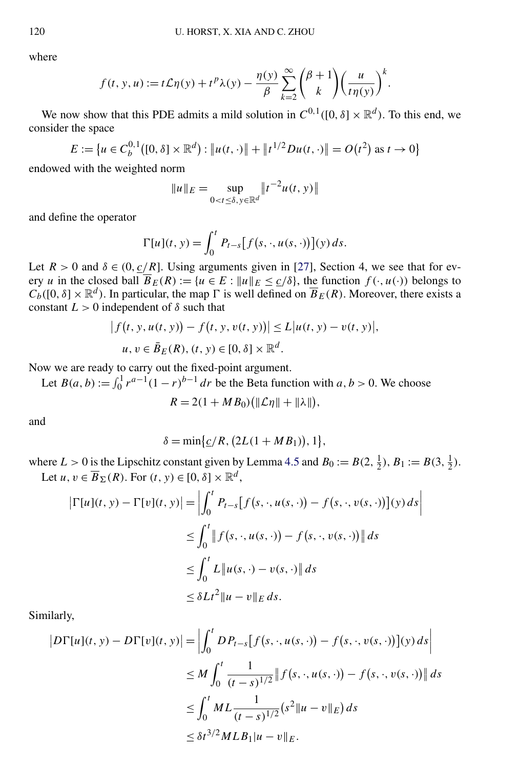where

$$
f(t, y, u) := t\mathcal{L}\eta(y) + t^p \lambda(y) - \frac{\eta(y)}{\beta} \sum_{k=2}^{\infty} \binom{\beta+1}{k} \left(\frac{u}{t\eta(y)}\right)^k .
$$

We now show that this PDE admits a mild solution in $C^{0,1}([0,\delta] \times \mathbb{R}^d)$. To this end, we consider the space

$$
E := \{u \in C_b^{0,1}([0,\delta] \times \mathbb{R}^d) : \|u(t,\cdot)\| + \|t^{1/2} Du(t,\cdot)\| = O(t^2) \text{ as } t \to 0\}
$$

endowed with the weighted norm

$$
\|u\|_E = \sup_{0 < t \leq \delta, y \in \mathbb{R}^d} \|t^{-2} u(t,y)\|
$$

and define the operator

$$
\Gamma[u](t,y) = \int_0^t P_{t-s}[f(s,\cdot,u(s,\cdot))](y)\, ds.
$$

Let $R > 0$ and $\delta \in (0, \underline{c}/R]$. Using arguments given in [27], Section 4, we see that for every $u$ in the closed ball $\overline{B}_E(R) := \{u \in E : \|u\|_E \leq \underline{c}/\delta\}$, the function $f(\cdot, u(\cdot))$ belongs to $C_b([0,\delta] \times \mathbb{R}^d)$. In particular, the map $\Gamma$ is well defined on $\overline{B}_E(R)$. Moreover, there exists a constant $L > 0$ independent of $\delta$ such that

$$
\begin{aligned}
&|f(t,y,u(t,y)) - f(t,y,v(t,y))| \leq L|u(t,y) - v(t,y)|, \\
&u, v \in \bar{B}_E(R), (t,y) \in [0,\delta] \times \mathbb{R}^d.
\end{aligned}
$$

Now we are ready to carry out the fixed-point argument.

Let $B(a,b) := \int_0^1 r^{a-1}(1-r)^{b-1}\, dr$ be the Beta function with $a, b > 0$. We choose

$$
R = 2(1 + MB_0)(\|\mathcal{L}\eta\| + \|\lambda\|),
$$

and

$$
\delta = \min\{\underline{c}/R, (2L(1 + MB_1)), 1\},
$$

where $L > 0$ is the Lipschitz constant given by Lemma 4.5 and $B_0 := B(2, \frac{1}{2})$, $B_1 := B(3, \frac{1}{2})$.

Let $u, v \in \overline{B}_\Sigma(R)$. For $(t,y) \in [0,\delta] \times \mathbb{R}^d$,

$$
\begin{aligned}
|\Gamma[u](t,y) - \Gamma[v](t,y)| &= \left| \int_0^t P_{t-s}[f(s,\cdot,u(s,\cdot)) - f(s,\cdot,v(s,\cdot))](y)\, ds \right| \\
&\leq \int_0^t \|f(s,\cdot,u(s,\cdot)) - f(s,\cdot,v(s,\cdot))\|\, ds \\
&\leq \int_0^t L\|u(s,\cdot) - v(s,\cdot)\|\, ds \\
&\leq \delta L t^2 \|u - v\|_E\, ds.
\end{aligned}
$$

Similarly,

$$
\begin{aligned}
|D\Gamma[u](t,y) - D\Gamma[v](t,y)| &= \left| \int_0^t DP_{t-s}[f(s,\cdot,u(s,\cdot)) - f(s,\cdot,v(s,\cdot))](y)\, ds \right| \\
&\leq M \int_0^t \frac{1}{(t-s)^{1/2}} \|f(s,\cdot,u(s,\cdot)) - f(s,\cdot,v(s,\cdot))\|\, ds \\
&\leq \int_0^t ML \frac{1}{(t-s)^{1/2}} (s^2 \|u - v\|_E)\, ds \\
&\leq \delta t^{3/2} MLB_1 |u - v\|_E.
\end{aligned}
$$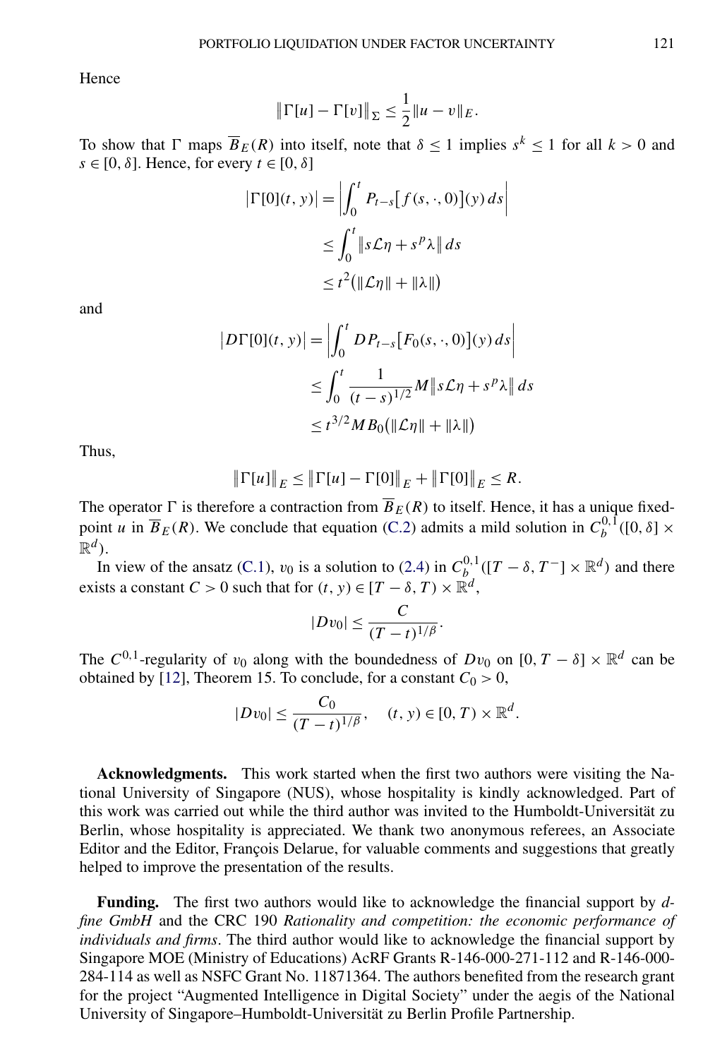Hence

$$\left\|\Gamma[u] - \Gamma[v]\right\|_\Sigma \leq \frac{1}{2}\|u - v\|_E.$$

To show that $\Gamma$ maps $\overline{B}_E(R)$ into itself, note that $\delta \leq 1$ implies $s^k \leq 1$ for all $k > 0$ and $s \in [0, \delta]$. Hence, for every $t \in [0, \delta]$

$$\begin{aligned}
\left|\Gamma[0](t, y)\right| &= \left|\int_0^t P_{t-s}\left[f(s, \cdot, 0)\right](y)\, ds\right| \\
&\leq \int_0^t \left\|s\mathcal{L}\eta + s^p \lambda\right\| ds \\
&\leq t^2\left(\|\mathcal{L}\eta\| + \|\lambda\|\right)
\end{aligned}$$

and

$$\begin{aligned}
\left|D\Gamma[0](t, y)\right| &= \left|\int_0^t DP_{t-s}\left[F_0(s, \cdot, 0)\right](y)\, ds\right| \\
&\leq \int_0^t \frac{1}{(t-s)^{1/2}} M\left\|s\mathcal{L}\eta + s^p \lambda\right\| ds \\
&\leq t^{3/2} M B_0\left(\|\mathcal{L}\eta\| + \|\lambda\|\right)
\end{aligned}$$

Thus,

$$\left\|\Gamma[u]\right\|_E \leq \left\|\Gamma[u] - \Gamma[0]\right\|_E + \left\|\Gamma[0]\right\|_E \leq R.$$

The operator $\Gamma$ is therefore a contraction from $\overline{B}_E(R)$ to itself. Hence, it has a unique fixed-point $u$ in $\overline{B}_E(R)$. We conclude that equation (C.2) admits a mild solution in $C_b^{0,1}([0, \delta] \times \mathbb{R}^d)$.

In view of the ansatz (C.1), $v_0$ is a solution to (2.4) in $C_b^{0,1}([T - \delta, T^-] \times \mathbb{R}^d)$ and there exists a constant $C > 0$ such that for $(t, y) \in [T - \delta, T) \times \mathbb{R}^d$,

$$|Dv_0| \leq \frac{C}{(T-t)^{1/\beta}}.$$

The $C^{0,1}$-regularity of $v_0$ along with the boundedness of $Dv_0$ on $[0, T - \delta] \times \mathbb{R}^d$ can be obtained by [12], Theorem 15. To conclude, for a constant $C_0 > 0$,

$$|Dv_0| \leq \frac{C_0}{(T-t)^{1/\beta}}, \quad (t, y) \in [0, T) \times \mathbb{R}^d.$$

**Acknowledgments.** This work started when the first two authors were visiting the National University of Singapore (NUS), whose hospitality is kindly acknowledged. Part of this work was carried out while the third author was invited to the Humboldt-Universität zu Berlin, whose hospitality is appreciated. We thank two anonymous referees, an Associate Editor and the Editor, François Delarue, for valuable comments and suggestions that greatly helped to improve the presentation of the results.

**Funding.** The first two authors would like to acknowledge the financial support by *d-fine GmbH* and the CRC 190 *Rationality and competition: the economic performance of individuals and firms*. The third author would like to acknowledge the financial support by Singapore MOE (Ministry of Educations) AcRF Grants R-146-000-271-112 and R-146-000-284-114 as well as NSFC Grant No. 11871364. The authors benefited from the research grant for the project "Augmented Intelligence in Digital Society" under the aegis of the National University of Singapore–Humboldt-Universität zu Berlin Profile Partnership.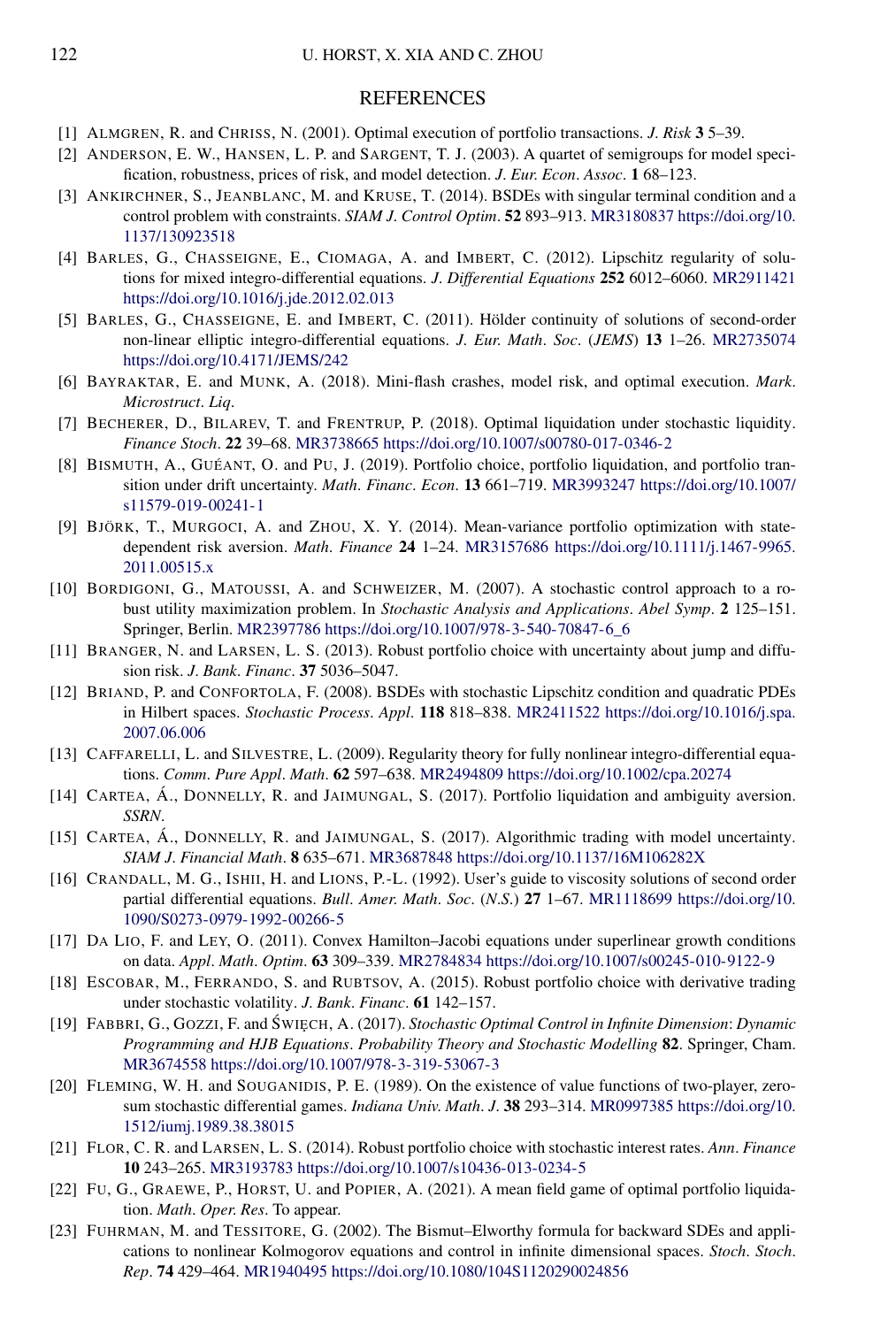## REFERENCES

[1] ALMGREN, R. and CHRISS, N. (2001). Optimal execution of portfolio transactions. *J. Risk* **3** 5–39.

[2] ANDERSON, E. W., HANSEN, L. P. and SARGENT, T. J. (2003). A quartet of semigroups for model specification, robustness, prices of risk, and model detection. *J. Eur. Econ. Assoc.* **1** 68–123.

[3] ANKIRCHNER, S., JEANBLANC, M. and KRUSE, T. (2014). BSDEs with singular terminal condition and a control problem with constraints. *SIAM J. Control Optim.* **52** 893–913. MR3180837 https://doi.org/10.1137/130923518

[4] BARLES, G., CHASSEIGNE, E., CIOMAGA, A. and IMBERT, C. (2012). Lipschitz regularity of solutions for mixed integro-differential equations. *J. Differential Equations* **252** 6012–6060. MR2911421 https://doi.org/10.1016/j.jde.2012.02.013

[5] BARLES, G., CHASSEIGNE, E. and IMBERT, C. (2011). Hölder continuity of solutions of second-order non-linear elliptic integro-differential equations. *J. Eur. Math. Soc.* (*JEMS*) **13** 1–26. MR2735074 https://doi.org/10.4171/JEMS/242

[6] BAYRAKTAR, E. and MUNK, A. (2018). Mini-flash crashes, model risk, and optimal execution. *Mark. Microstruct. Liq.*

[7] BECHERER, D., BILAREV, T. and FRENTRUP, P. (2018). Optimal liquidation under stochastic liquidity. *Finance Stoch.* **22** 39–68. MR3738665 https://doi.org/10.1007/s00780-017-0346-2

[8] BISMUTH, A., GUÉANT, O. and PU, J. (2019). Portfolio choice, portfolio liquidation, and portfolio transition under drift uncertainty. *Math. Financ. Econ.* **13** 661–719. MR3993247 https://doi.org/10.1007/s11579-019-00241-1

[9] BJÖRK, T., MURGOCI, A. and ZHOU, X. Y. (2014). Mean-variance portfolio optimization with state-dependent risk aversion. *Math. Finance* **24** 1–24. MR3157686 https://doi.org/10.1111/j.1467-9965.2011.00515.x

[10] BORDIGONI, G., MATOUSSI, A. and SCHWEIZER, M. (2007). A stochastic control approach to a robust utility maximization problem. In *Stochastic Analysis and Applications*. *Abel Symp.* **2** 125–151. Springer, Berlin. MR2397786 https://doi.org/10.1007/978-3-540-70847-6_6

[11] BRANGER, N. and LARSEN, L. S. (2013). Robust portfolio choice with uncertainty about jump and diffusion risk. *J. Bank. Financ.* **37** 5036–5047.

[12] BRIAND, P. and CONFORTOLA, F. (2008). BSDEs with stochastic Lipschitz condition and quadratic PDEs in Hilbert spaces. *Stochastic Process. Appl.* **118** 818–838. MR2411522 https://doi.org/10.1016/j.spa.2007.06.006

[13] CAFFARELLI, L. and SILVESTRE, L. (2009). Regularity theory for fully nonlinear integro-differential equations. *Comm. Pure Appl. Math.* **62** 597–638. MR2494809 https://doi.org/10.1002/cpa.20274

[14] CARTEA, Á., DONNELLY, R. and JAIMUNGAL, S. (2017). Portfolio liquidation and ambiguity aversion. *SSRN*.

[15] CARTEA, Á., DONNELLY, R. and JAIMUNGAL, S. (2017). Algorithmic trading with model uncertainty. *SIAM J. Financial Math.* **8** 635–671. MR3687848 https://doi.org/10.1137/16M106282X

[16] CRANDALL, M. G., ISHII, H. and LIONS, P.-L. (1992). User's guide to viscosity solutions of second order partial differential equations. *Bull. Amer. Math. Soc.* (*N.S.*) **27** 1–67. MR1118699 https://doi.org/10.1090/S0273-0979-1992-00266-5

[17] DA LIO, F. and LEY, O. (2011). Convex Hamilton–Jacobi equations under superlinear growth conditions on data. *Appl. Math. Optim.* **63** 309–339. MR2784834 https://doi.org/10.1007/s00245-010-9122-9

[18] ESCOBAR, M., FERRANDO, S. and RUBTSOV, A. (2015). Robust portfolio choice with derivative trading under stochastic volatility. *J. Bank. Financ.* **61** 142–157.

[19] FABBRI, G., GOZZI, F. and ŚWIĘCH, A. (2017). *Stochastic Optimal Control in Infinite Dimension*: *Dynamic Programming and HJB Equations*. *Probability Theory and Stochastic Modelling* **82**. Springer, Cham. MR3674558 https://doi.org/10.1007/978-3-319-53067-3

[20] FLEMING, W. H. and SOUGANIDIS, P. E. (1989). On the existence of value functions of two-player, zero-sum stochastic differential games. *Indiana Univ. Math. J.* **38** 293–314. MR0997385 https://doi.org/10.1512/iumj.1989.38.38015

[21] FLOR, C. R. and LARSEN, L. S. (2014). Robust portfolio choice with stochastic interest rates. *Ann. Finance* **10** 243–265. MR3193783 https://doi.org/10.1007/s10436-013-0234-5

[22] FU, G., GRAEWE, P., HORST, U. and POPIER, A. (2021). A mean field game of optimal portfolio liquidation. *Math. Oper. Res.* To appear.

[23] FUHRMAN, M. and TESSITORE, G. (2002). The Bismut–Elworthy formula for backward SDEs and applications to nonlinear Kolmogorov equations and control in infinite dimensional spaces. *Stoch. Stoch. Rep.* **74** 429–464. MR1940495 https://doi.org/10.1080/104S1120290024856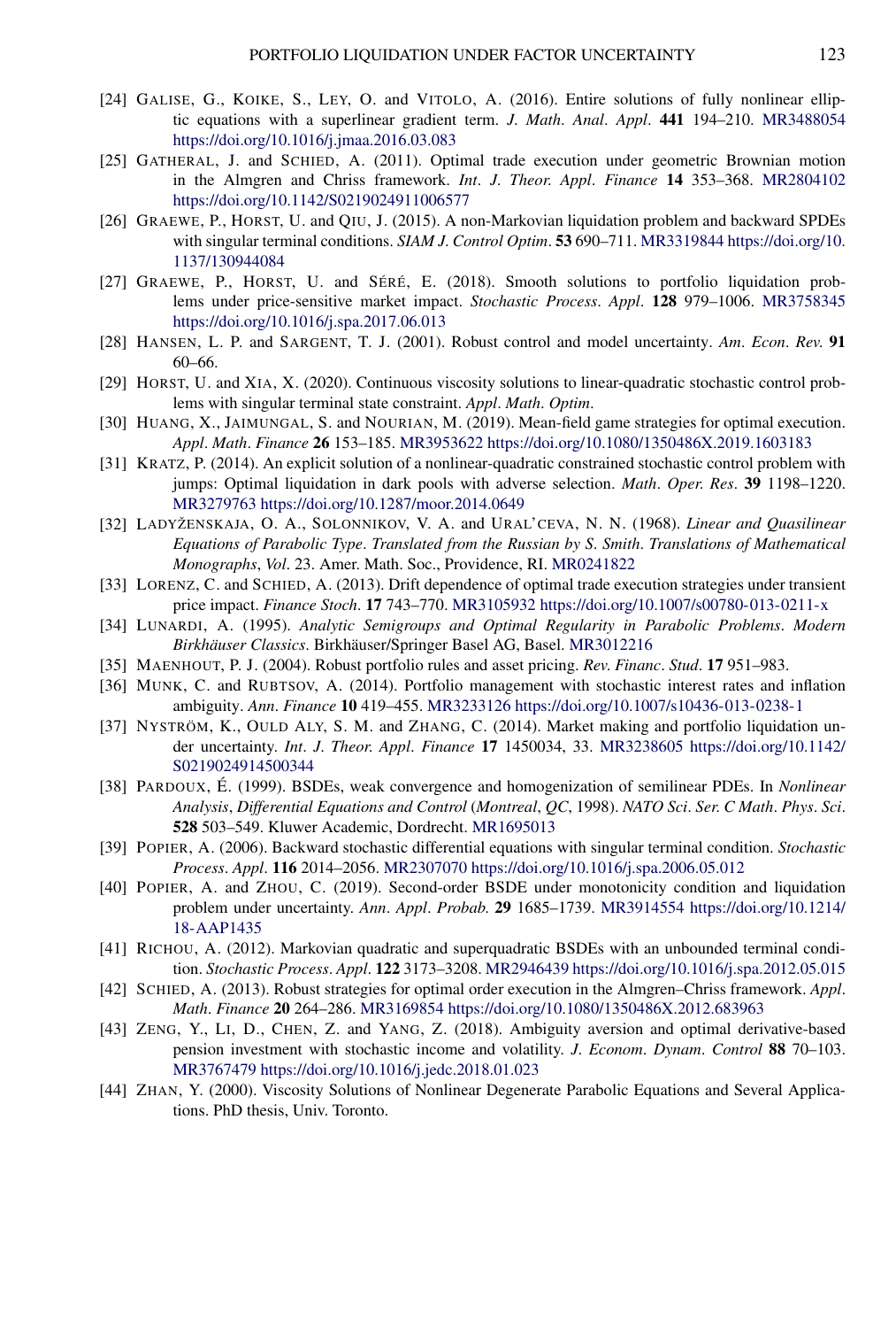[24] Galise, G., Koike, S., Ley, O. and Vitolo, A. (2016). Entire solutions of fully nonlinear elliptic equations with a superlinear gradient term. *J. Math. Anal. Appl.* **441** 194–210. MR3488054 https://doi.org/10.1016/j.jmaa.2016.03.083

[25] Gatheral, J. and Schied, A. (2011). Optimal trade execution under geometric Brownian motion in the Almgren and Chriss framework. *Int. J. Theor. Appl. Finance* **14** 353–368. MR2804102 https://doi.org/10.1142/S0219024911006577

[26] Graewe, P., Horst, U. and Qiu, J. (2015). A non-Markovian liquidation problem and backward SPDEs with singular terminal conditions. *SIAM J. Control Optim.* **53** 690–711. MR3319844 https://doi.org/10.1137/130944084

[27] Graewe, P., Horst, U. and Séré, E. (2018). Smooth solutions to portfolio liquidation problems under price-sensitive market impact. *Stochastic Process. Appl.* **128** 979–1006. MR3758345 https://doi.org/10.1016/j.spa.2017.06.013

[28] Hansen, L. P. and Sargent, T. J. (2001). Robust control and model uncertainty. *Am. Econ. Rev.* **91** 60–66.

[29] Horst, U. and Xia, X. (2020). Continuous viscosity solutions to linear-quadratic stochastic control problems with singular terminal state constraint. *Appl. Math. Optim.*

[30] Huang, X., Jaimungal, S. and Nourian, M. (2019). Mean-field game strategies for optimal execution. *Appl. Math. Finance* **26** 153–185. MR3953622 https://doi.org/10.1080/1350486X.2019.1603183

[31] Kratz, P. (2014). An explicit solution of a nonlinear-quadratic constrained stochastic control problem with jumps: Optimal liquidation in dark pools with adverse selection. *Math. Oper. Res.* **39** 1198–1220. MR3279763 https://doi.org/10.1287/moor.2014.0649

[32] Ladyženskaja, O. A., Solonnikov, V. A. and Ural'ceva, N. N. (1968). *Linear and Quasilinear Equations of Parabolic Type. Translated from the Russian by S. Smith. Translations of Mathematical Monographs, Vol.* 23. Amer. Math. Soc., Providence, RI. MR0241822

[33] Lorenz, C. and Schied, A. (2013). Drift dependence of optimal trade execution strategies under transient price impact. *Finance Stoch.* **17** 743–770. MR3105932 https://doi.org/10.1007/s00780-013-0211-x

[34] Lunardi, A. (1995). *Analytic Semigroups and Optimal Regularity in Parabolic Problems. Modern Birkhäuser Classics*. Birkhäuser/Springer Basel AG, Basel. MR3012216

[35] Maenhout, P. J. (2004). Robust portfolio rules and asset pricing. *Rev. Financ. Stud.* **17** 951–983.

[36] Munk, C. and Rubtsov, A. (2014). Portfolio management with stochastic interest rates and inflation ambiguity. *Ann. Finance* **10** 419–455. MR3233126 https://doi.org/10.1007/s10436-013-0238-1

[37] Nyström, K., Ould Aly, S. M. and Zhang, C. (2014). Market making and portfolio liquidation under uncertainty. *Int. J. Theor. Appl. Finance* **17** 1450034, 33. MR3238605 https://doi.org/10.1142/S0219024914500344

[38] Pardoux, É. (1999). BSDEs, weak convergence and homogenization of semilinear PDEs. In *Nonlinear Analysis, Differential Equations and Control* (*Montreal, QC*, 1998). *NATO Sci. Ser. C Math. Phys. Sci.* **528** 503–549. Kluwer Academic, Dordrecht. MR1695013

[39] Popier, A. (2006). Backward stochastic differential equations with singular terminal condition. *Stochastic Process. Appl.* **116** 2014–2056. MR2307070 https://doi.org/10.1016/j.spa.2006.05.012

[40] Popier, A. and Zhou, C. (2019). Second-order BSDE under monotonicity condition and liquidation problem under uncertainty. *Ann. Appl. Probab.* **29** 1685–1739. MR3914554 https://doi.org/10.1214/18-AAP1435

[41] Richou, A. (2012). Markovian quadratic and superquadratic BSDEs with an unbounded terminal condition. *Stochastic Process. Appl.* **122** 3173–3208. MR2946439 https://doi.org/10.1016/j.spa.2012.05.015

[42] Schied, A. (2013). Robust strategies for optimal order execution in the Almgren–Chriss framework. *Appl. Math. Finance* **20** 264–286. MR3169854 https://doi.org/10.1080/1350486X.2012.683963

[43] Zeng, Y., Li, D., Chen, Z. and Yang, Z. (2018). Ambiguity aversion and optimal derivative-based pension investment with stochastic income and volatility. *J. Econom. Dynam. Control* **88** 70–103. MR3767479 https://doi.org/10.1016/j.jedc.2018.01.023

[44] Zhan, Y. (2000). Viscosity Solutions of Nonlinear Degenerate Parabolic Equations and Several Applications. PhD thesis, Univ. Toronto.